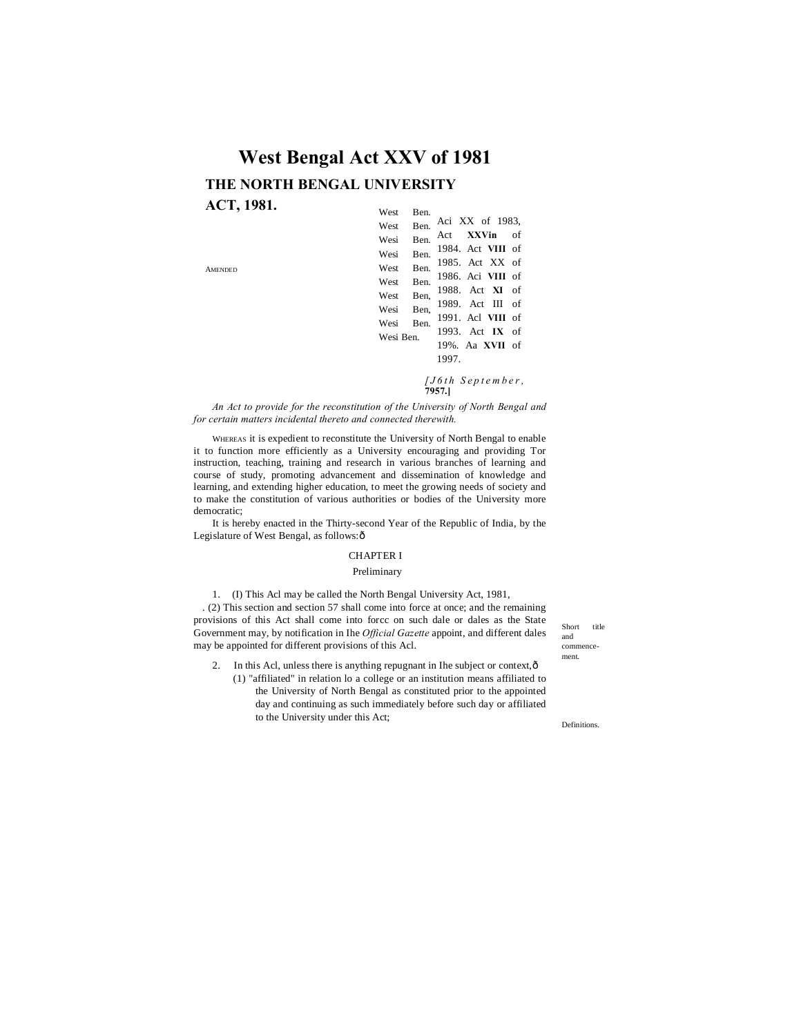# West Bengal Act XXV of 1981

## THE NORTH BENGAL UNIVERSITY ACT, 1981.

AMENDED

West Ben. Aci XX of 1983,
West Ben. Act **XXVin** of 1984.
Wesi Ben. Act **VIII** of 1985.
Wesi Ben. Act XX of 1986.
West Ben. Aci **VIII** of 1988.
West Ben. Act **XI** of 1989.
West Ben, Act III of 1991.
Wesi Ben, Acl **VIII** of 1993.
Wesi Ben. Act **IX** of 19%.
Wesi Ben. Aa **XVII** of 1997.

*[J6th September,* **7957.]**

*An Act to provide for the reconstitution of the University of North Bengal and for certain matters incidental thereto and connected therewith.*

WHEREAS it is expedient to reconstitute the University of North Bengal to enable it to function more efficiently as a University encouraging and providing Tor instruction, teaching, training and research in various branches of learning and course of study, promoting advancement and dissemination of knowledge and learning, and extending higher education, to meet the growing needs of society and to make the constitution of various authorities or bodies of the University more democratic;

It is hereby enacted in the Thirty-second Year of the Republic of India, by the Legislature of West Bengal, as follows:ð

CHAPTER I

Preliminary

Short title and commencement.

1. (I) This Acl may be called the North Bengal University Act, 1981,

. (2) This section and section 57 shall come into force at once; and the remaining provisions of this Act shall come into forcc on such dale or dales as the State Government may, by notification in Ihe *Official Gazette* appoint, and different dales may be appointed for different provisions of this Acl.

Definitions.

2. In this Acl, unless there is anything repugnant in Ihe subject or context,ð

(1) "affiliated" in relation lo a college or an institution means affiliated to the University of North Bengal as constituted prior to the appointed day and continuing as such immediately before such day or affiliated to the University under this Act;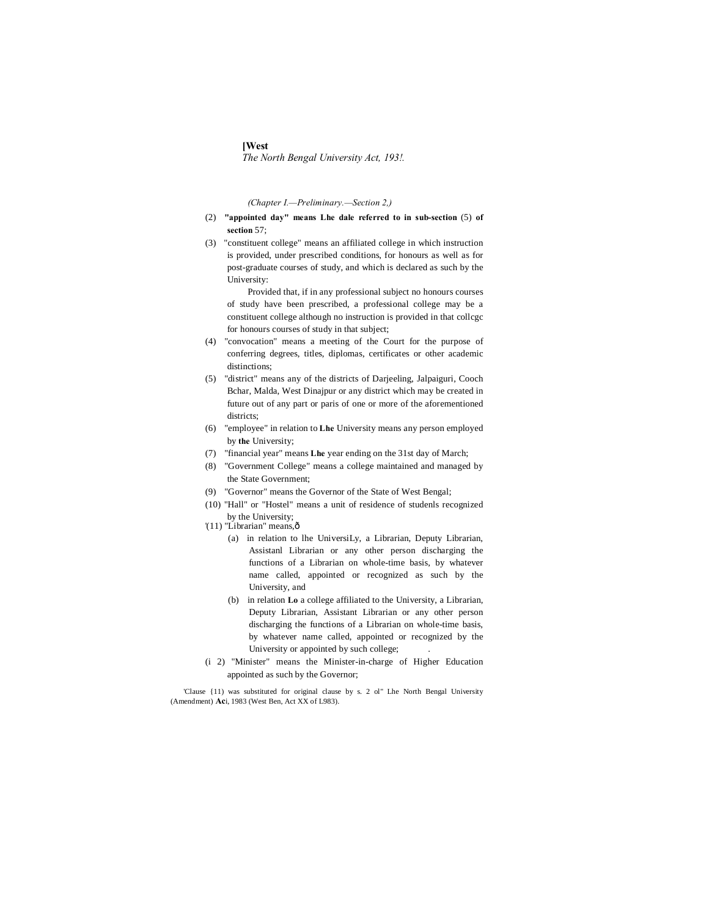(Chapter I.—Preliminary.—Section 2.)

(2) **"appointed day" means Lhe dale referred to in sub-section** (5) **of section** 57;

(3) "constituent college" means an affiliated college in which instruction is provided, under prescribed conditions, for honours as well as for post-graduate courses of study, and which is declared as such by the University:

Provided that, if in any professional subject no honours courses of study have been prescribed, a professional college may be a constituent college although no instruction is provided in that collcgc for honours courses of study in that subject;

(4) "convocation" means a meeting of the Court for the purpose of conferring degrees, titles, diplomas, certificates or other academic distinctions;

(5) "district" means any of the districts of Darjeeling, Jalpaiguri, Cooch Bchar, Malda, West Dinajpur or any district which may be created in future out of any part or paris of one or more of the aforementioned districts;

(6) "employee" in relation to **Lhe** University means any person employed by **the** University;

(7) "financial year" means **Lhe** year ending on the 31st day of March;

(8) "Government College" means a college maintained and managed by the State Government;

(9) "Governor" means the Governor of the State of West Bengal;

(10) "Hall" or "Hostel" means a unit of residence of studenls recognized by the University;

[1](11) "Librarian" means,—

(a) in relation to lhe UniversiLy, a Librarian, Deputy Librarian, Assistanl Librarian or any other person discharging the functions of a Librarian on whole-time basis, by whatever name called, appointed or recognized as such by the University, and

(b) in relation **Lo** a college affiliated to the University, a Librarian, Deputy Librarian, Assistant Librarian or any other person discharging the functions of a Librarian on whole-time basis, by whatever name called, appointed or recognized by the University or appointed by such college;

(12) "Minister" means the Minister-in-charge of Higher Education appointed as such by the Governor;

[1]Clause (11) was substituted for original clause by s. 2 ol" Lhe North Bengal University (Amendment) **Ac**i, 1983 (West Ben, Act XX of L983).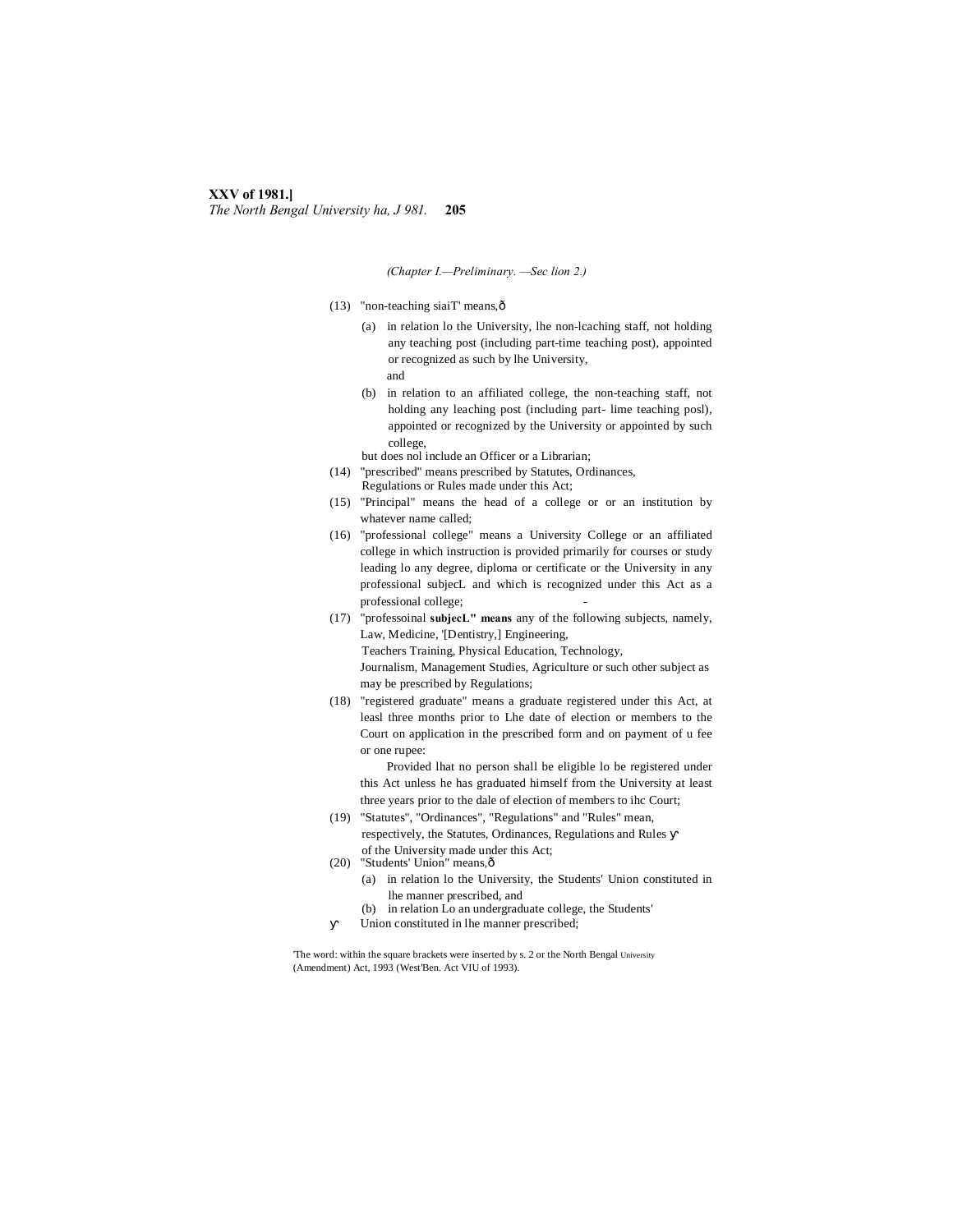(Chapter I.—Preliminary. —Sec lion 2.)

(13) "non-teaching siaiT' means,—

(a) in relation lo the University, lhe non-lcaching staff, not holding any teaching post (including part-time teaching post), appointed or recognized as such by lhe University, and

(b) in relation to an affiliated college, the non-teaching staff, not holding any leaching post (including part- lime teaching posl), appointed or recognized by the University or appointed by such college,

but does nol include an Officer or a Librarian;

(14) "prescribed" means prescribed by Statutes, Ordinances, Regulations or Rules made under this Act;

(15) "Principal" means the head of a college or or an institution by whatever name called;

(16) "professional college" means a University College or an affiliated college in which instruction is provided primarily for courses or study leading lo any degree, diploma or certificate or the University in any professional subjecL and which is recognized under this Act as a professional college;

(17) "professoinal **subjecL" means** any of the following subjects, namely, Law, Medicine, '[Dentistry,] Engineering, Teachers Training, Physical Education, Technology, Journalism, Management Studies, Agriculture or such other subject as may be prescribed by Regulations;

(18) "registered graduate" means a graduate registered under this Act, at leasl three months prior to Lhe date of election or members to the Court on application in the prescribed form and on payment of u fee or one rupee:

Provided lhat no person shall be eligible lo be registered under this Act unless he has graduated himself from the University at least three years prior to the dale of election of members to ihc Court;

(19) "Statutes", "Ordinances", "Regulations" and "Rules" mean, respectively, the Statutes, Ordinances, Regulations and Rules of the University made under this Act;

(20) "Students' Union" means,—

(a) in relation lo the University, the Students' Union constituted in lhe manner prescribed, and

(b) in relation Lo an undergraduate college, the Students' Union constituted in lhe manner prescribed;

'The word: within the square brackets were inserted by s. 2 or the North Bengal University (Amendment) Act, 1993 (West'Ben. Act VIU of 1993).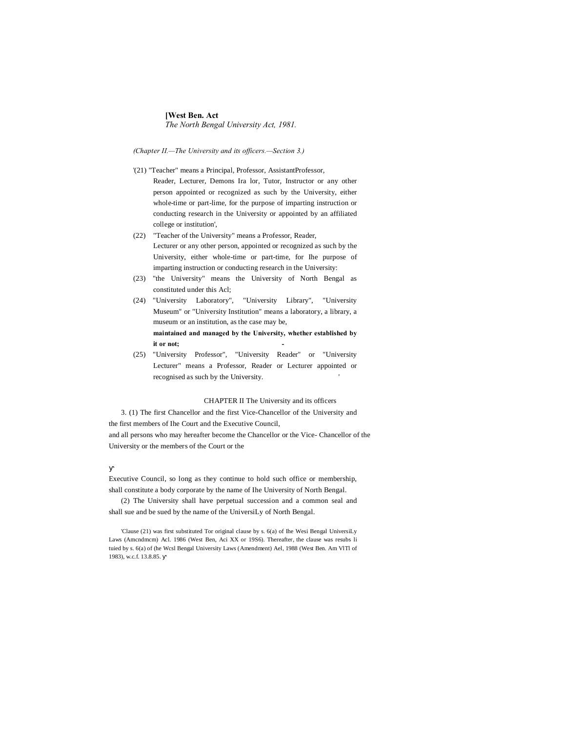(21) "Teacher" means a Principal, Professor, AssistantProfessor, Reader, Lecturer, Demons Ira lor, Tutor, Instructor or any other person appointed or recognized as such by the University, either whole-time or part-lime, for the purpose of imparting instruction or conducting research in the University or appointed by an affiliated college or institution',

(22) "Teacher of the University" means a Professor, Reader, Lecturer or any other person, appointed or recognized as such by the University, either whole-time or part-time, for Ihe purpose of imparting instruction or conducting research in the University:

(23) "the University" means the University of North Bengal as constituted under this Acl;

(24) "University Laboratory", "University Library", "University Museum" or "University Institution" means a laboratory, a library, a museum or an institution, as the case may be, **maintained and managed by the University, whether established by it or not;**

(25) "University Professor", "University Reader" or "University Lecturer" means a Professor, Reader or Lecturer appointed or recognised as such by the University.

## CHAPTER II The University and its officers

3. (1) The first Chancellor and the first Vice-Chancellor of the University and the first members of Ihe Court and the Executive Council, and all persons who may hereafter become the Chancellor or the Vice- Chancellor of the University or the members of the Court or the Executive Council, so long as they continue to hold such office or membership, shall constitute a body corporate by the name of Ihe University of North Bengal.

(2) The University shall have perpetual succession and a common seal and shall sue and be sued by the name of the UniversiLy of North Bengal.

'Clause (21) was first substituted Tor original clause by s. 6(a) of Ihe Wesi Bengal UniversiLy Laws (Amcndmcm) Acl. 1986 (West Ben, Aci XX or 19S6). Thereafter, the clause was resubs li tuied by s. 6(a) of (he Wcsl Bengal University Laws (Amendment) Ael, 1988 (West Ben. Am VlTl of 1983), w.c.f. 13.8.85.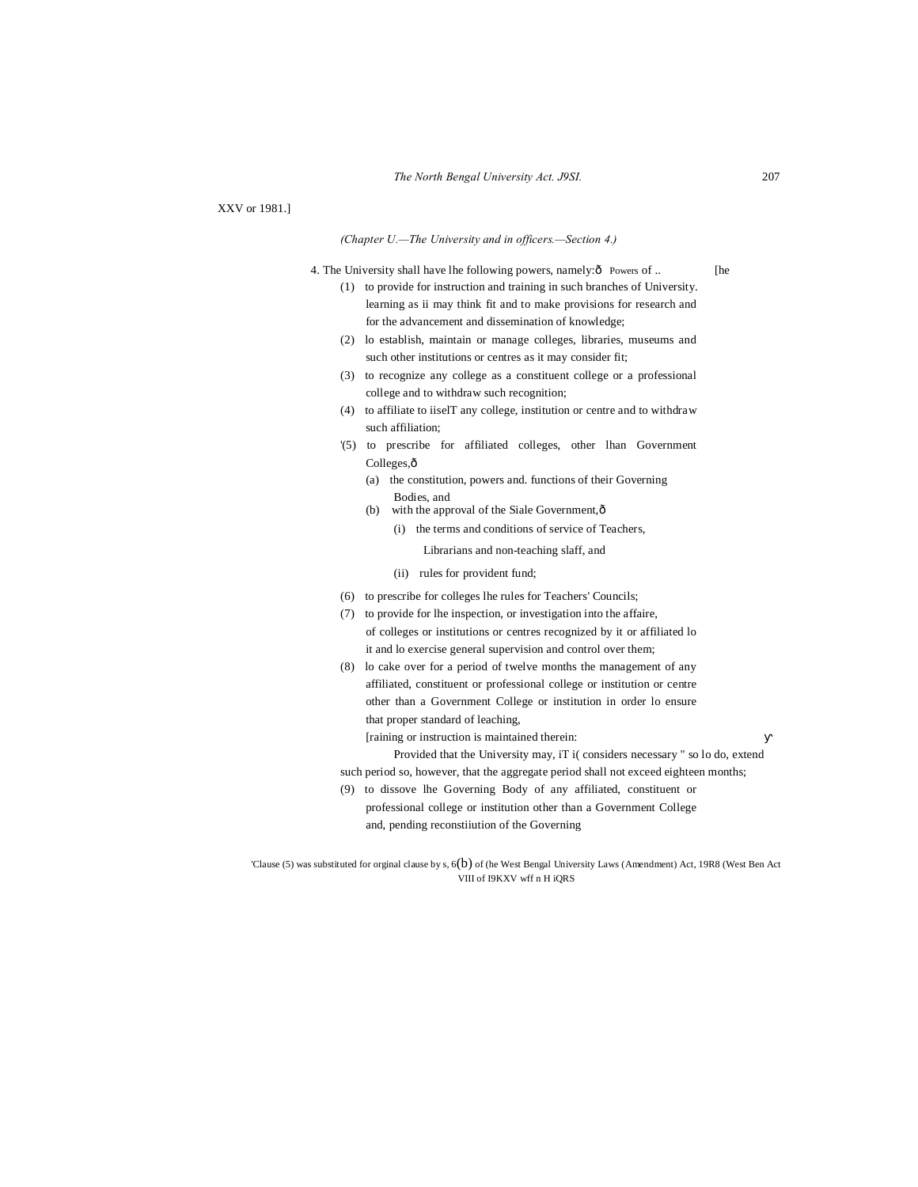XXV or 1981.]

*(Chapter U.—The University and in officers.—Section 4.)*

4. The University shall have lhe following powers, namely:ð Powers of .. [he University.

(1) to provide for instruction and training in such branches of learning as ii may think fit and to make provisions for research and for the advancement and dissemination of knowledge;

(2) lo establish, maintain or manage colleges, libraries, museums and such other institutions or centres as it may consider fit;

(3) to recognize any college as a constituent college or a professional college and to withdraw such recognition;

(4) to affiliate to iiselT any college, institution or centre and to withdraw such affiliation;

'(5) to prescribe for affiliated colleges, other lhan Government Colleges,ð

(a) the constitution, powers and. functions of their Governing Bodies, and

(b) with the approval of the Siale Government,ð

(i) the terms and conditions of service of Teachers, Librarians and non-teaching slaff, and

(ii) rules for provident fund;

(6) to prescribe for colleges lhe rules for Teachers' Councils;

(7) to provide for lhe inspection, or investigation into the affaire, of colleges or institutions or centres recognized by it or affiliated lo it and lo exercise general supervision and control over them;

(8) lo cake over for a period of twelve months the management of any affiliated, constituent or professional college or institution or centre other than a Government College or institution in order lo ensure that proper standard of leaching, [raining or instruction is maintained therein:

Provided that the University may, iT i( considers necessary " so lo do, extend such period so, however, that the aggregate period shall not exceed eighteen months;

(9) to dissove lhe Governing Body of any affiliated, constituent or professional college or institution other than a Government College and, pending reconstiiution of the Governing

'Clause (5) was substituted for orginal clause by s, 6(b) of (he West Bengal University Laws (Amendment) Act, 19R8 (West Ben Act VIII of I9KXV wff n H iQRS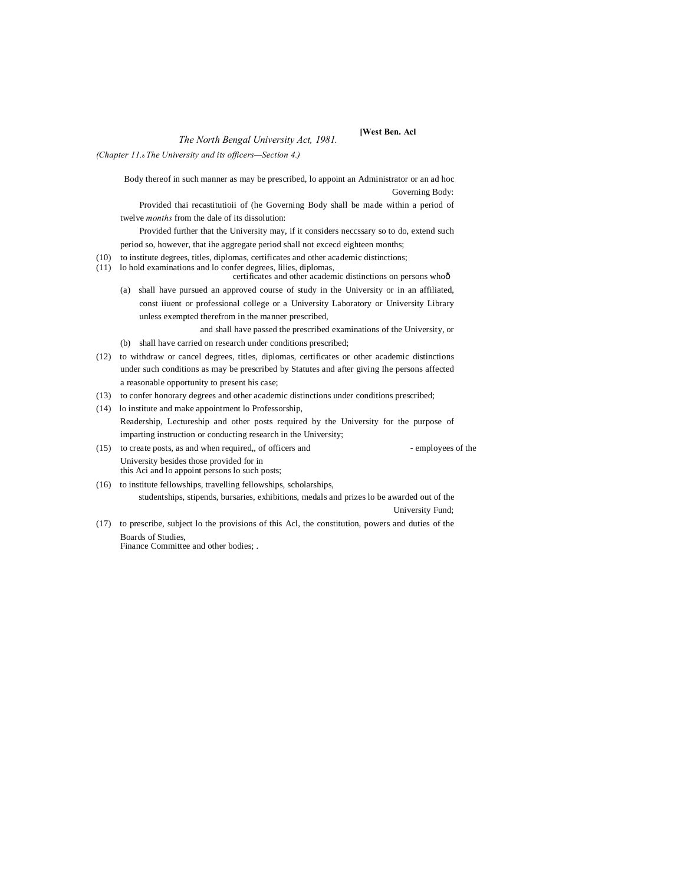Body thereof in such manner as may be prescribed, lo appoint an Administrator or an ad hoc Governing Body:

Provided thai recastitutioii of (he Governing Body shall be made within a period of twelve *months* from the dale of its dissolution:

Provided further that the University may, if it considers neccssary so to do, extend such period so, however, that ihe aggregate period shall not excecd eighteen months;

(10) to institute degrees, titles, diplomas, certificates and other academic distinctions;

(11) lo hold examinations and lo confer degrees, lilies, diplomas, certificates and other academic distinctions on persons whoð

(a) shall have pursued an approved course of study in the University or in an affiliated, const iiuent or professional college or a University Laboratory or University Library unless exempted therefrom in the manner prescribed, and shall have passed the prescribed examinations of the University, or

(b) shall have carried on research under conditions prescribed;

(12) to withdraw or cancel degrees, titles, diplomas, certificates or other academic distinctions under such conditions as may be prescribed by Statutes and after giving Ihe persons affected a reasonable opportunity to present his case;

(13) to confer honorary degrees and other academic distinctions under conditions prescribed;

(14) lo institute and make appointment lo Professorship, Readership, Lectureship and other posts required by the University for the purpose of imparting instruction or conducting research in the University;

(15) to create posts, as and when required,, of officers and - employees of the University besides those provided for in this Aci and lo appoint persons lo such posts;

(16) to institute fellowships, travelling fellowships, scholarships, studentships, stipends, bursaries, exhibitions, medals and prizes lo be awarded out of the University Fund;

(17) to prescribe, subject lo the provisions of this Acl, the constitution, powers and duties of the Boards of Studies, Finance Committee and other bodies; .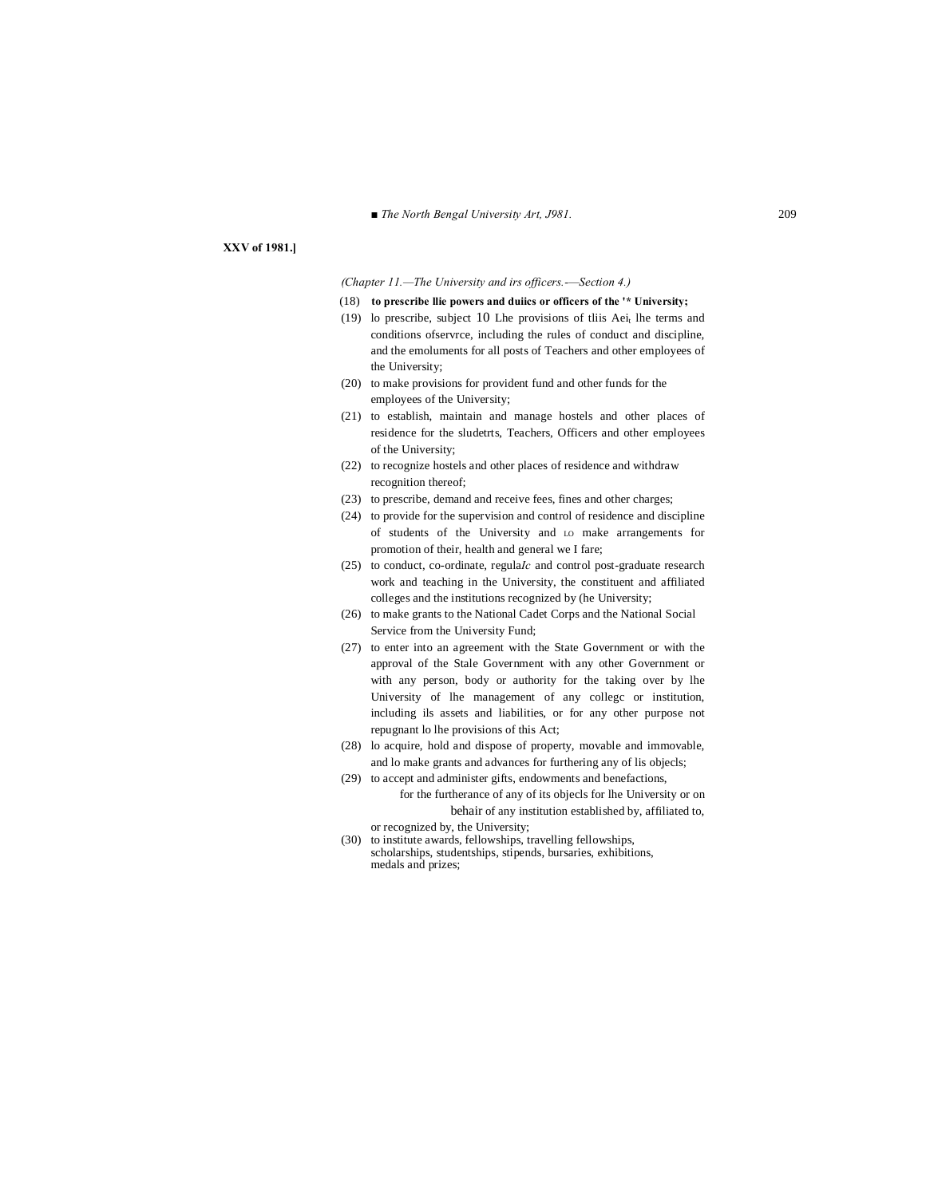**XXV of 1981.]**

*(Chapter 11.—The University and irs officers.—Section 4.)*

(18) **to prescribe llie powers and duiics or officers of the '* University;**

(19) lo prescribe, subject 10 Lhe provisions of tliis Aei, lhe terms and conditions ofservrce, including the rules of conduct and discipline, and the emoluments for all posts of Teachers and other employees of the University;

(20) to make provisions for provident fund and other funds for the employees of the University;

(21) to establish, maintain and manage hostels and other places of residence for the sludetrts, Teachers, Officers and other employees of the University;

(22) to recognize hostels and other places of residence and withdraw recognition thereof;

(23) to prescribe, demand and receive fees, fines and other charges;

(24) to provide for the supervision and control of residence and discipline of students of the University and LO make arrangements for promotion of their, health and general we I fare;

(25) to conduct, co-ordinate, regula*Ic* and control post-graduate research work and teaching in the University, the constituent and affiliated colleges and the institutions recognized by (he University;

(26) to make grants to the National Cadet Corps and the National Social Service from the University Fund;

(27) to enter into an agreement with the State Government or with the approval of the Stale Government with any other Government or with any person, body or authority for the taking over by lhe University of lhe management of any collegc or institution, including ils assets and liabilities, or for any other purpose not repugnant lo lhe provisions of this Act;

(28) lo acquire, hold and dispose of property, movable and immovable, and lo make grants and advances for furthering any of lis objecls;

(29) to accept and administer gifts, endowments and benefactions, for the furtherance of any of its objecls for lhe University or on behair of any institution established by, affiliated to, or recognized by, the University;

(30) to institute awards, fellowships, travelling fellowships, scholarships, studentships, stipends, bursaries, exhibitions, medals and prizes;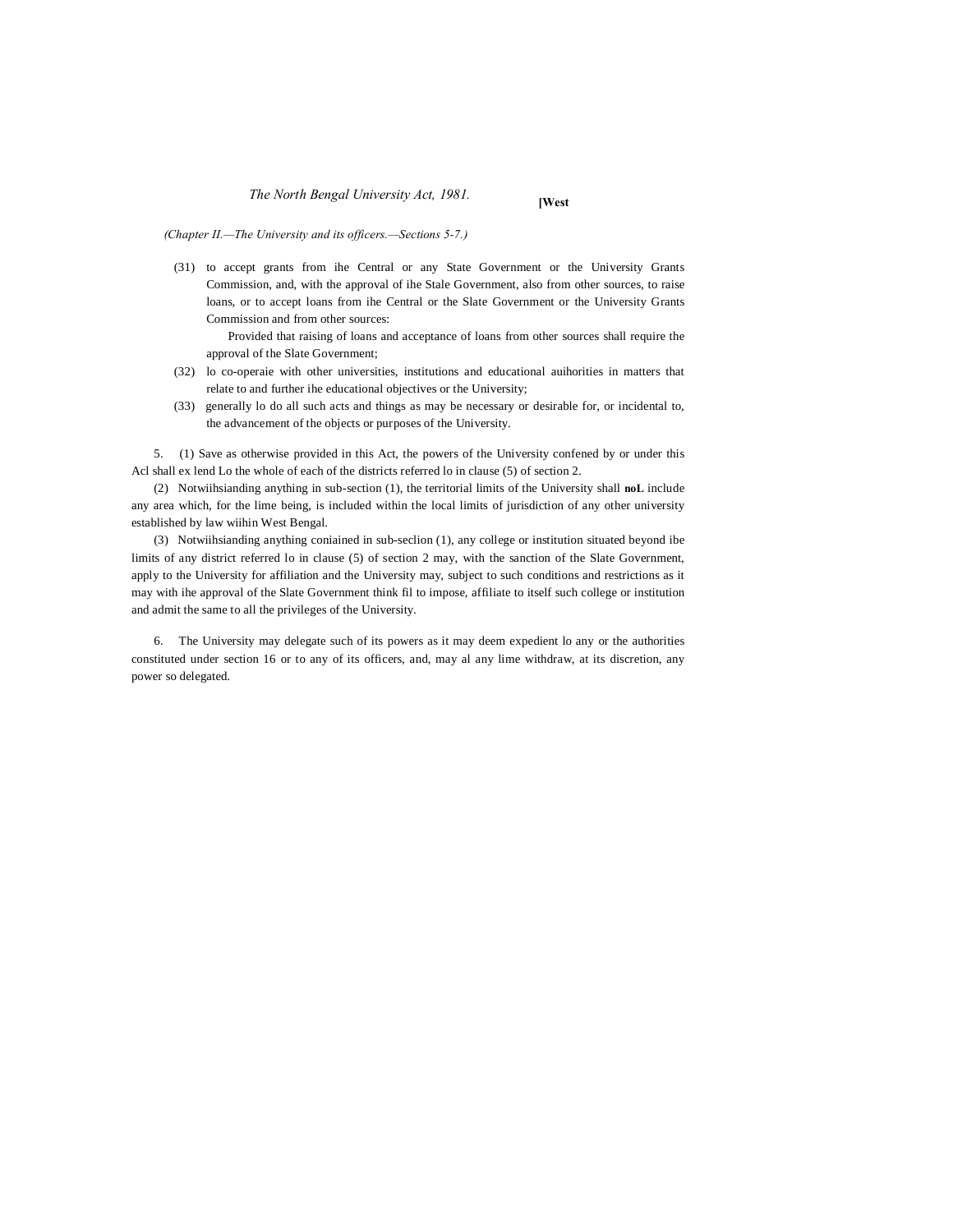(31) to accept grants from ihe Central or any State Government or the University Grants Commission, and, with the approval of ihe Stale Government, also from other sources, to raise loans, or to accept loans from ihe Central or the Slate Government or the University Grants Commission and from other sources:

Provided that raising of loans and acceptance of loans from other sources shall require the approval of the Slate Government;

(32) lo co-operaie with other universities, institutions and educational auihorities in matters that relate to and further ihe educational objectives or the University;

(33) generally lo do all such acts and things as may be necessary or desirable for, or incidental to, the advancement of the objects or purposes of the University.

5. (1) Save as otherwise provided in this Act, the powers of the University confened by or under this Acl shall ex lend Lo the whole of each of the districts referred lo in clause (5) of section 2.

(2) Notwiihsianding anything in sub-section (1), the territorial limits of the University shall **noL** include any area which, for the lime being, is included within the local limits of jurisdiction of any other university established by law wiihin West Bengal.

(3) Notwiihsianding anything coniained in sub-seclion (1), any college or institution situated beyond ibe limits of any district referred lo in clause (5) of section 2 may, with the sanction of the Slate Government, apply to the University for affiliation and the University may, subject to such conditions and restrictions as it may with ihe approval of the Slate Government think fil to impose, affiliate to itself such college or institution and admit the same to all the privileges of the University.

6. The University may delegate such of its powers as it may deem expedient lo any or the authorities constituted under section 16 or to any of its officers, and, may al any lime withdraw, at its discretion, any power so delegated.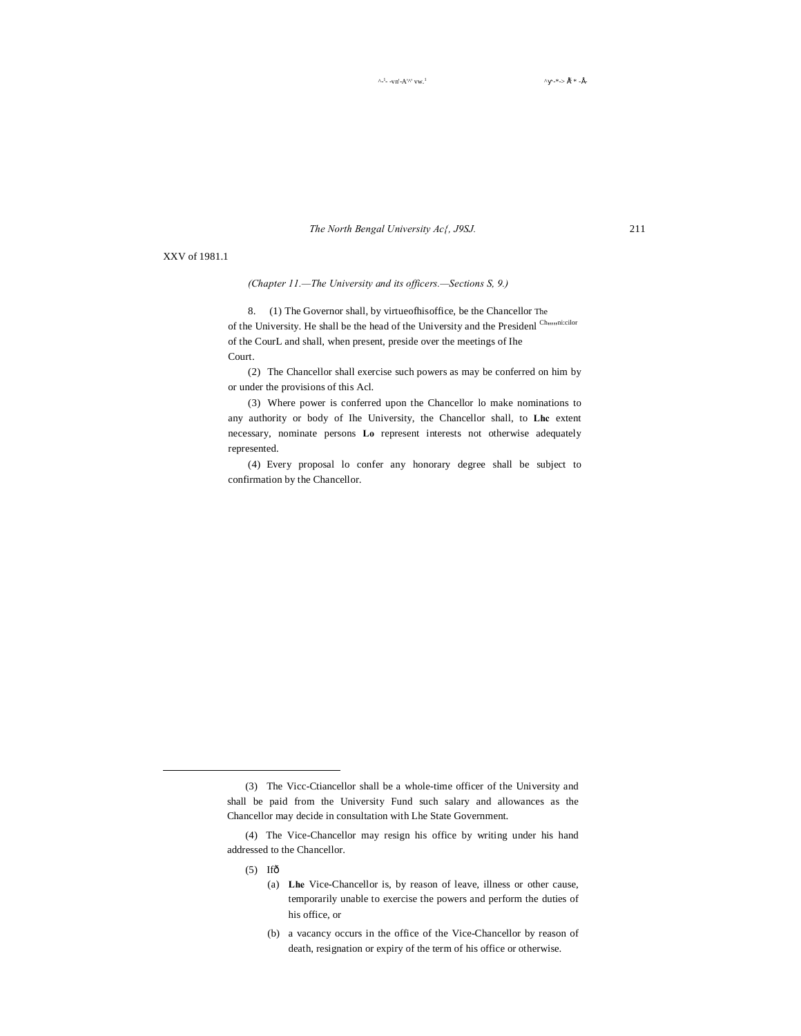XXV of 1981.1

*(Chapter 11.—The University and its officers.—Sections S, 9.)*

8. (1) The Governor shall, by virtueofhisoffice, be the Chancellor of the University. He shall be the head of the University and the Presidenl of the CourL and shall, when present, preside over the meetings of Ihe Court.

The Chancellor

(2) The Chancellor shall exercise such powers as may be conferred on him by or under the provisions of this Acl.

(3) Where power is conferred upon the Chancellor lo make nominations to any authority or body of Ihe University, the Chancellor shall, to **Lhc** extent necessary, nominate persons **Lo** represent interests not otherwise adequately represented.

(4) Every proposal lo confer any honorary degree shall be subject to confirmation by the Chancellor.

---

(3) The Vicc-Ctiancellor shall be a whole-time officer of the University and shall be paid from the University Fund such salary and allowances as the Chancellor may decide in consultation with Lhe State Government.

(4) The Vice-Chancellor may resign his office by writing under his hand addressed to the Chancellor.

(5) Ifð

(a) **Lhe** Vice-Chancellor is, by reason of leave, illness or other cause, temporarily unable to exercise the powers and perform the duties of his office, or

(b) a vacancy occurs in the office of the Vice-Chancellor by reason of death, resignation or expiry of the term of his office or otherwise.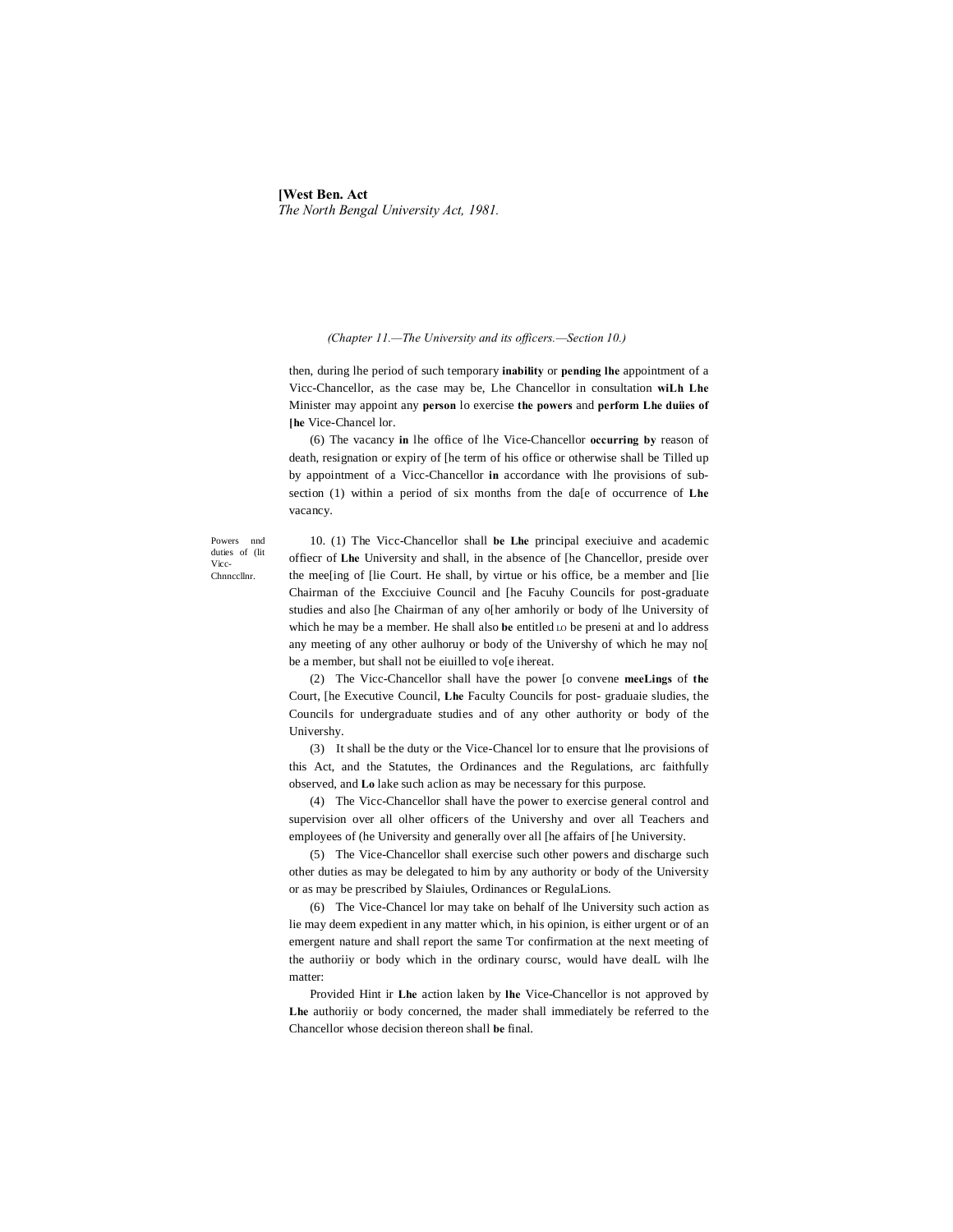(Chapter 11.—The University and its officers.—Section 10.)

then, during lhe period of such temporary **inability** or **pending lhe** appointment of a Vicc-Chancellor, as the case may be, Lhe Chancellor in consultation **wiLh Lhe** Minister may appoint any **person** lo exercise **the powers** and **perform Lhe duiies of [he** Vice-Chancel lor.

(6) The vacancy **in** lhe office of lhe Vice-Chancellor **occurring by** reason of death, resignation or expiry of [he term of his office or otherwise shall be Tilled up by appointment of a Vicc-Chancellor **in** accordance with lhe provisions of sub-section (1) within a period of six months from the da[e of occurrence of **Lhe** vacancy.

Powers nnd duties of (lit Vicc-Chnnccllnr.

10. (1) The Vicc-Chancellor shall **be Lhe** principal execiuive and academic offiecr of **Lhe** University and shall, in the absence of [he Chancellor, preside over the mee[ing of [lie Court. He shall, by virtue or his office, be a member and [lie Chairman of the Excciuive Council and [he Facuhy Councils for post-graduate studies and also [he Chairman of any o[her amhorily or body of lhe University of which he may be a member. He shall also **be** entitled LO be preseni at and lo address any meeting of any other aulhoruy or body of the Univershy of which he may no[ be a member, but shall not be eiuilled to vo[e ihereat.

(2) The Vicc-Chancellor shall have the power [o convene **meeLings** of **the** Court, [he Executive Council, **Lhe** Faculty Councils for post- graduaie sludies, the Councils for undergraduate studies and of any other authority or body of the Univershy.

(3) It shall be the duty or the Vice-Chancel lor to ensure that lhe provisions of this Act, and the Statutes, the Ordinances and the Regulations, arc faithfully observed, and **Lo** lake such aclion as may be necessary for this purpose.

(4) The Vicc-Chancellor shall have the power to exercise general control and supervision over all olher officers of the Univershy and over all Teachers and employees of (he University and generally over all [he affairs of [he University.

(5) The Vice-Chancellor shall exercise such other powers and discharge such other duties as may be delegated to him by any authority or body of the University or as may be prescribed by Slaiules, Ordinances or RegulaLions.

(6) The Vice-Chancel lor may take on behalf of lhe University such action as lie may deem expedient in any matter which, in his opinion, is either urgent or of an emergent nature and shall report the same Tor confirmation at the next meeting of the authoriiy or body which in the ordinary coursc, would have dealL wilh lhe matter:

Provided Hint ir **Lhe** action laken by **lhe** Vice-Chancellor is not approved by **Lhe** authoriiy or body concerned, the mader shall immediately be referred to the Chancellor whose decision thereon shall **be** final.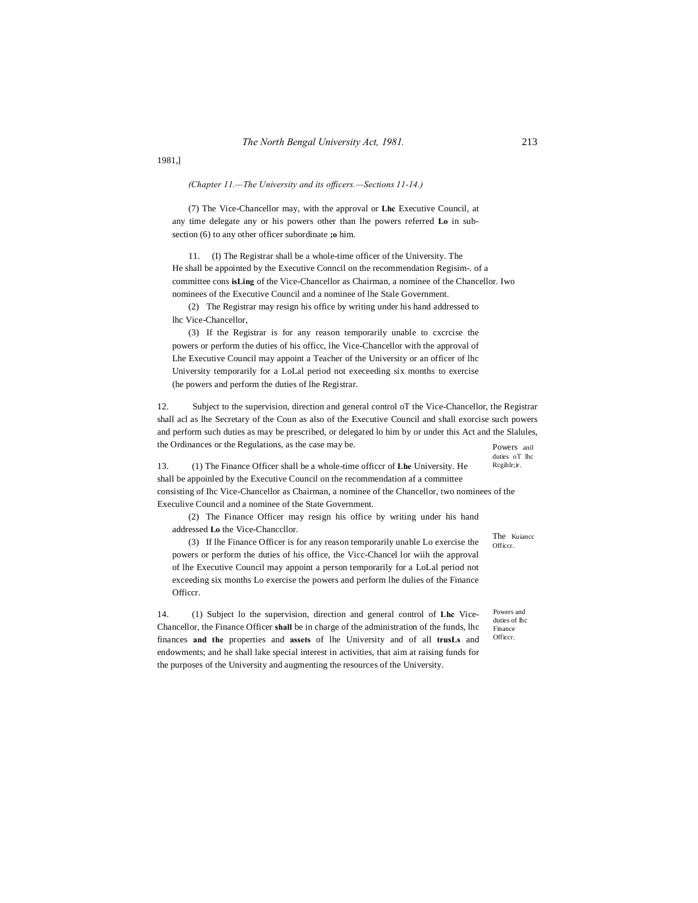*(Chapter 11.—The University and its officers.—Sections 11-14.)*

(7) The Vice-Chancellor may, with the approval or **Lhc** Executive Council, at any time delegate any or his powers other than lhe powers referred **Lo** in sub-section (6) to any other officer subordinate **;o** him.

The Regisim-.

11. (I) The Registrar shall be a whole-time officer of the University. He shall be appointed by the Executive Conncil on the recommendation of a committee cons **isLing** of the Vice-Chancellor as Chairman, a nominee of the Chancellor. Iwo nominees of the Executive Council and a nominee of lhe Stale Government.

(2) The Registrar may resign his office by writing under his hand addressed to lhc Vice-Chancellor,

(3) If the Registrar is for any reason temporarily unable to cxcrcise the powers or perform the duties of his officc, lhe Vice-Chancellor with the approval of Lhe Executive Council may appoint a Teacher of the University or an officer of lhc University temporarily for a LoLal period not execeeding six months to exercise (he powers and perform the duties of lhe Registrar.

Powers anil duties oT lhc Rcgihlr;ir.

12. Subject to the supervision, direction and general control oT the Vice-Chancellor, the Registrar shall acl as lhe Secretary of the Coun as also of the Executive Council and shall exorcise such powers and perform such duties as may be prescribed, or delegated lo him by or under this Act and the Slalules, the Ordinances or the Regulations, as the case may be.

The Kuiancc Officcr.

13. (1) The Finance Officer shall be a whole-time officcr of **Lhe** University. He shall be appoinled by the Executive Council on the recommendation af a committee consisting of Ihc Vice-Chancellor as Chairman, a nominee of the Chancellor, two nominees of the Execulive Council and a nominee of the State Government.

(2) The Finance Officer may resign his office by writing under his hand addressed **Lo** the Vice-Chancellor.

(3) If lhe Finance Officer is for any reason temporarily unable Lo exercise the powers or perform the duties of his office, the Vicc-Chancel lor wiih the approval of lhe Executive Council may appoint a person temporarily for a LoLal period not exceeding six months Lo exercise the powers and perform lhe dulies of the Finance Officcr.

Powers and duties of lhc Finance Officcr.

14. (1) Subject lo the supervision, direction and general control of **Lhc** Vice-Chancellor, the Finance Officer **shall** be in charge of the administration of the funds, lhc finances **and the** properties and **assets** of lhe University and of all **trusLs** and endowments; and he shall lake special interest in activities, that aim at raising funds for the purposes of the University and augmenting the resources of the University.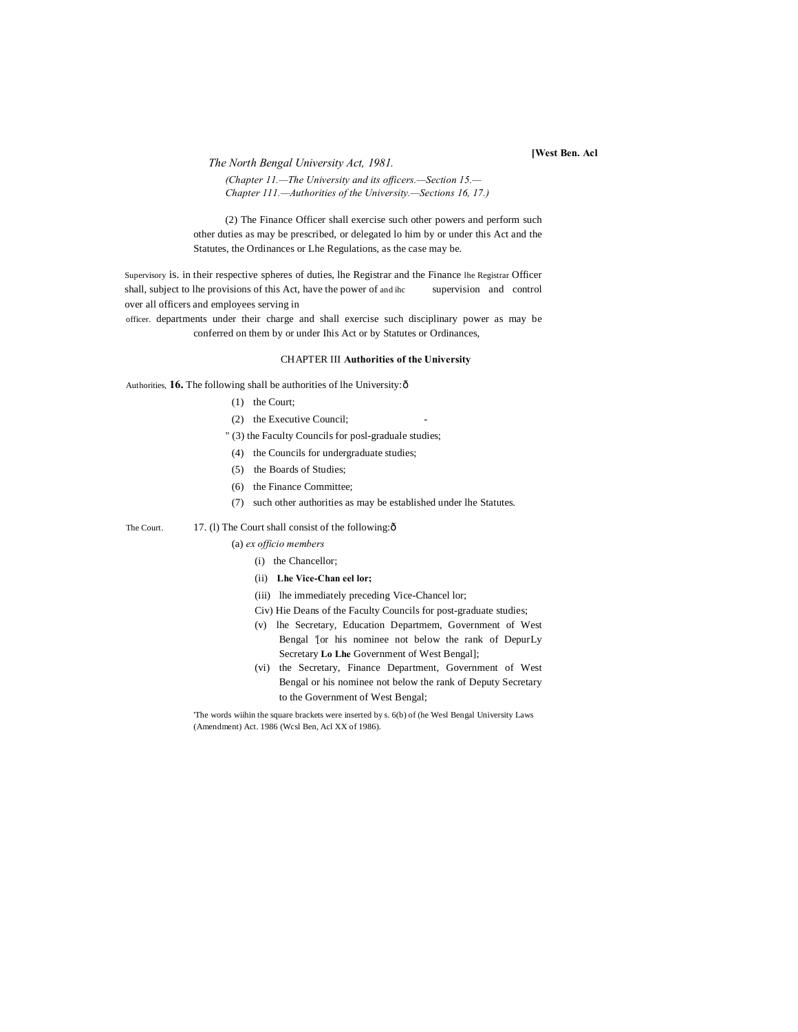(2) The Finance Officer shall exercise such other powers and perform such other duties as may be prescribed, or delegated lo him by or under this Act and the Statutes, the Ordinances or Lhe Regulations, as the case may be.

Supervisory is. in their respective spheres of duties, lhe Registrar and the Finance lhe Registrar Officer shall, subject to lhe provisions of this Act, have the power of and ihc supervision and control over all officers and employees serving in officer. departments under their charge and shall exercise such disciplinary power as may be conferred on them by or under Ihis Act or by Statutes or Ordinances,

## CHAPTER III **Authorities of the University**

Authorities, **16.** The following shall be authorities of lhe University:—

(1) the Court;

(2) the Executive Council;

(3) the Faculty Councils for posl-graduale studies;

(4) the Councils for undergraduate studies;

(5) the Boards of Studies;

(6) the Finance Committee;

(7) such other authorities as may be established under lhe Statutes.

The Court. 17. (l) The Court shall consist of the following:—

(a) *ex officio members*

(i) the Chancellor;

(ii) **Lhe Vice-Chan eel lor;**

(iii) lhe immediately preceding Vice-Chancel lor;

Civ) Hie Deans of the Faculty Councils for post-graduate studies;

(v) lhe Secretary, Education Departmem, Government of West Bengal '[or his nominee not below the rank of DepurLy Secretary **Lo Lhe** Government of West Bengal];

(vi) the Secretary, Finance Department, Government of West Bengal or his nominee not below the rank of Deputy Secretary to the Government of West Bengal;

'The words wiihin the square brackets were inserted by s. 6(b) of (he Wesl Bengal University Laws (Amendment) Act. 1986 (Wcsl Ben, Acl XX of 1986).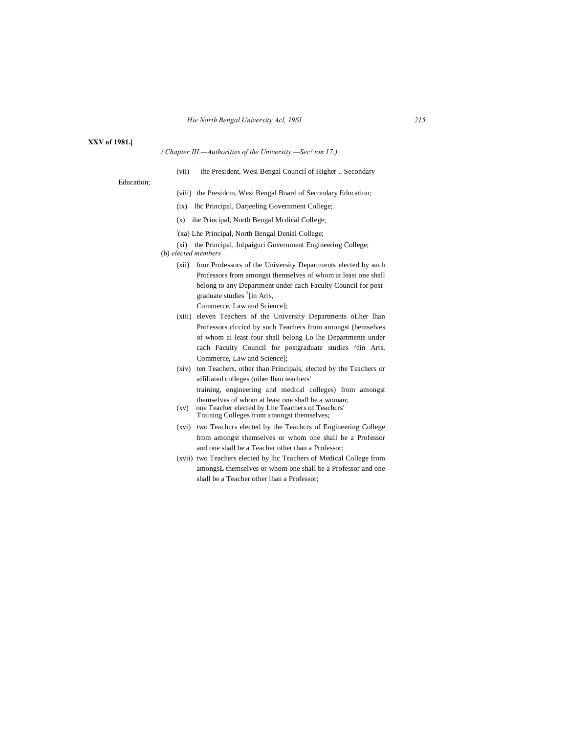XXV of 1981.]

*(Chapter III.—Authorities of the University.—Sec! ion 17.)*

(vii) ihe President, Wesi Bengal Council of Higher .. Secondary Education;

(viii) the Presidcm, Wesi Bengal Board of Secondary Education;

(ix) lhc Principal, Darjeeling Government College;

(x) ihe Principal, North Bengal Mcdical College;

[1](xa) Lhe Principal, North Bengal Denial College;

(xi) the Principal, Jnlpaiguri Government Engineering College;

(b) *elected members*

(xii) four Professors of the University Departments elected by such Professors from amongst themselves of whom at least one shall belong to any Department under cach Faculty Council for post-graduate studies [2][in Arts, Commerce, Law and Science];

(xiii) eleven Teachers of the University Departments oLher lhan Professors clccicd by such Teachers from amongst (hemselves of whom ai least four shall belong Lo lhe Departments under cach Faculty Council for postgraduate studies ^fin Arts, Commerce, Law and Science];

(xiv) ten Teachers, other than Principals, elected by the Teachers or affiliated colleges (oiher lhan teachers' training, engineering and medical colleges) from amongst themselves of whom at least one shall be a woman;

(xv) one Teacher elected by Lhe Teachers of Teachcrs' Training Colleges from amongst themselves;

(xvi) two Teachcrs elected by the Teachcrs of Engineering College from amongst themselves or whom one shall be a Professor and one shall be a Teacher other than a Professor;

(xvii) two Teachers elected by lhc Teachers of Medical College from amongsL themselves or whom one shall be a Professor and one shall be a Teacher other lhan a Professor;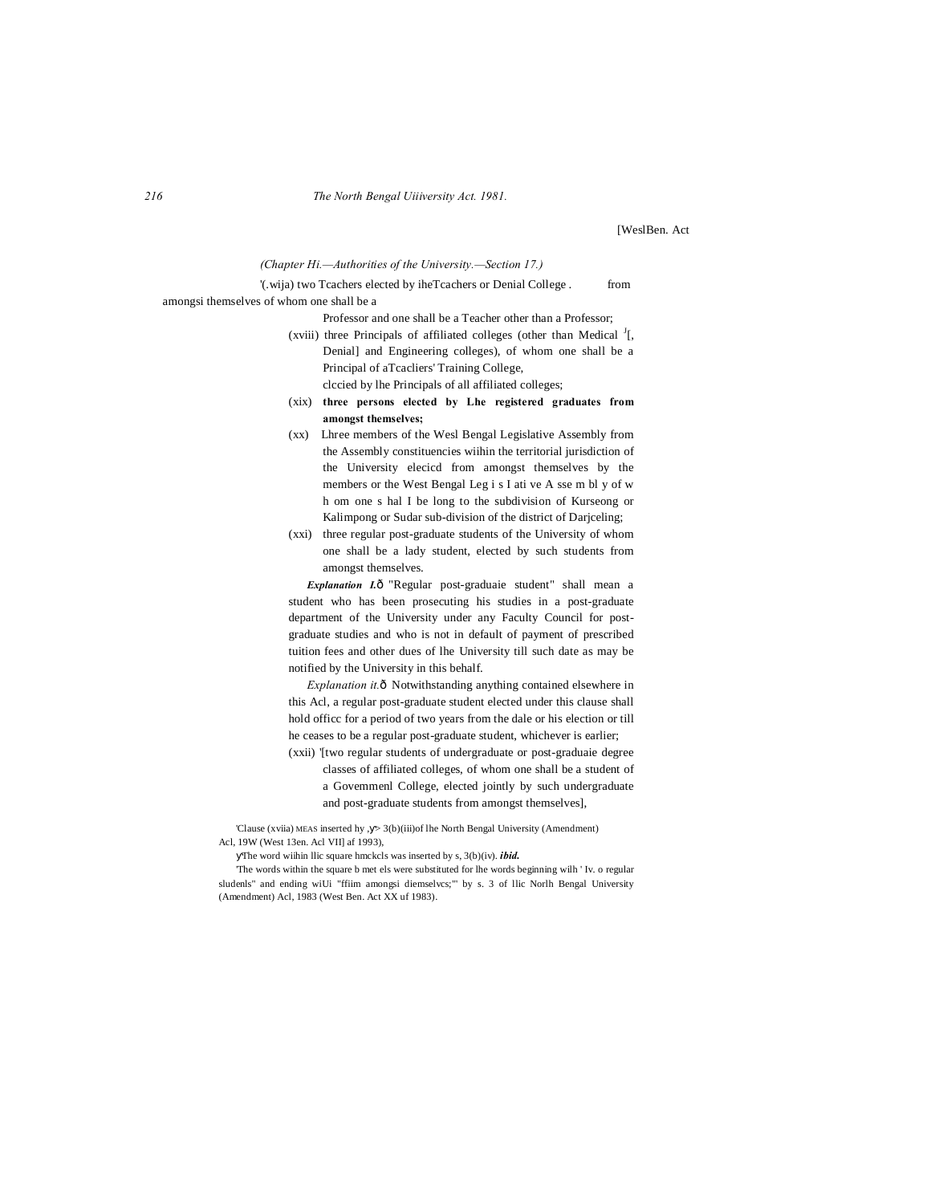[WeslBen. Act

*(Chapter Hi.—Authorities of the University.—Section 17.)*

'(.wija) two Tcachers elected by iheTcachers or Denial College . from amongsi themselves of whom one shall be a Professor and one shall be a Teacher other than a Professor;

(xviii) three Principals of affiliated colleges (other than Medical [J][, Denial] and Engineering colleges), of whom one shall be a Principal of aTcacliers' Training College, clccied by lhe Principals of all affiliated colleges;

(xix) **three persons elected by Lhe registered graduates from amongst themselves;**

(xx) Lhree members of the Wesl Bengal Legislative Assembly from the Assembly constituencies wiihin the territorial jurisdiction of the University elecicd from amongst themselves by the members or the West Bengal Leg i s I ati ve A sse m bl y of w h om one s hal I be long to the subdivision of Kurseong or Kalimpong or Sudar sub-division of the district of Darjceling;

(xxi) three regular post-graduate students of the University of whom one shall be a lady student, elected by such students from amongst themselves.

***Explanation I.***ð "Regular post-graduaie student" shall mean a student who has been prosecuting his studies in a post-graduate department of the University under any Faculty Council for post-graduate studies and who is not in default of payment of prescribed tuition fees and other dues of lhe University till such date as may be notified by the University in this behalf.

*Explanation it.*ð Notwithstanding anything contained elsewhere in this Acl, a regular post-graduate student elected under this clause shall hold officc for a period of two years from the dale or his election or till he ceases to be a regular post-graduate student, whichever is earlier;

(xxii) '[two regular students of undergraduate or post-graduaie degree classes of affiliated colleges, of whom one shall be a student of a Govemmenl College, elected jointly by such undergraduate and post-graduate students from amongst themselves],

'Clause (xviia) MEAS inserted hy ,y> 3(b)(iii)of lhe North Bengal University (Amendment) Acl, 19W (West 13en. Acl VII] af 1993),

yThe word wiihin llic square hmckcls was inserted by s, 3(b)(iv). ***ibid.***

'The words within the square b met els were substituted for lhe words beginning wilh ' Iv. o regular sludenls" and ending wiUi "ffiim amongsi diemselvcs;'" by s. 3 of llic Norlh Bengal University (Amendment) Acl, 1983 (West Ben. Act XX uf 1983).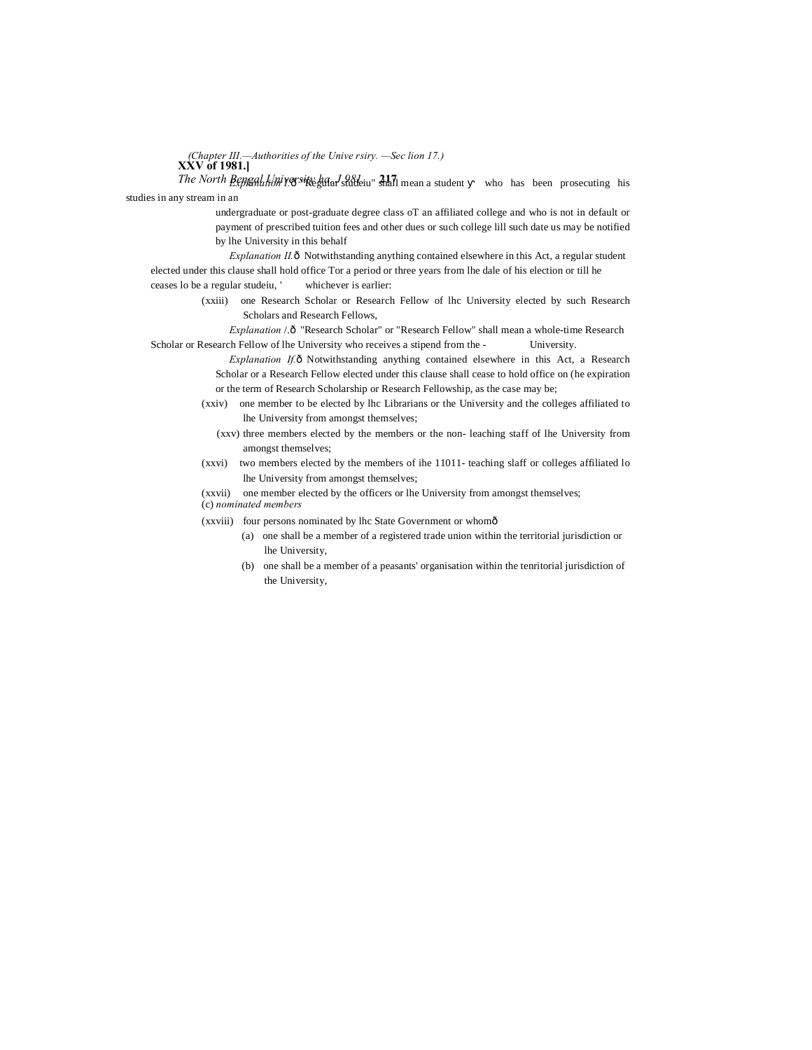*Explanation I.*— "Regular studeiu" shall mean a student who has been prosecuting his studies in any stream in an undergraduate or post-graduate degree class oT an affiliated college and who is not in default or payment of prescribed tuition fees and other dues or such college lill such date us may be notified by lhe University in this behalf

*Explanation II.*— Notwithstanding anything contained elsewhere in this Act, a regular student elected under this clause shall hold office Tor a period or three years from lhe dale of his election or till he ceases lo be a regular studeiu, ' whichever is earlier:

(xxiii) one Research Scholar or Research Fellow of lhc University elected by such Research Scholars and Research Fellows,

*Explanation* /.— "Research Scholar" or "Research Fellow" shall mean a whole-time Research Scholar or Research Fellow of lhe University who receives a stipend from the - University.

*Explanation If.*— Notwithstanding anything contained elsewhere in this Act, a Research Scholar or a Research Fellow elected under this clause shall cease to hold office on (he expiration or the term of Research Scholarship or Research Fellowship, as the case may be;

(xxiv) one member to be elected by lhc Librarians or the University and the colleges affiliated to lhe University from amongst themselves;

(xxv) three members elected by the members or the non- leaching staff of lhe University from amongst themselves;

(xxvi) two members elected by the members of ihe 11011- teaching slaff or colleges affiliated lo lhe University from amongst themselves;

(xxvii) one member elected by the officers or lhe University from amongst themselves;

(c) *nominated members*

(xxviii) four persons nominated by lhc State Government or whom—

(a) one shall be a member of a registered trade union within the territorial jurisdiction or lhe University,

(b) one shall be a member of a peasants' organisation within the tenritorial jurisdiction of the University,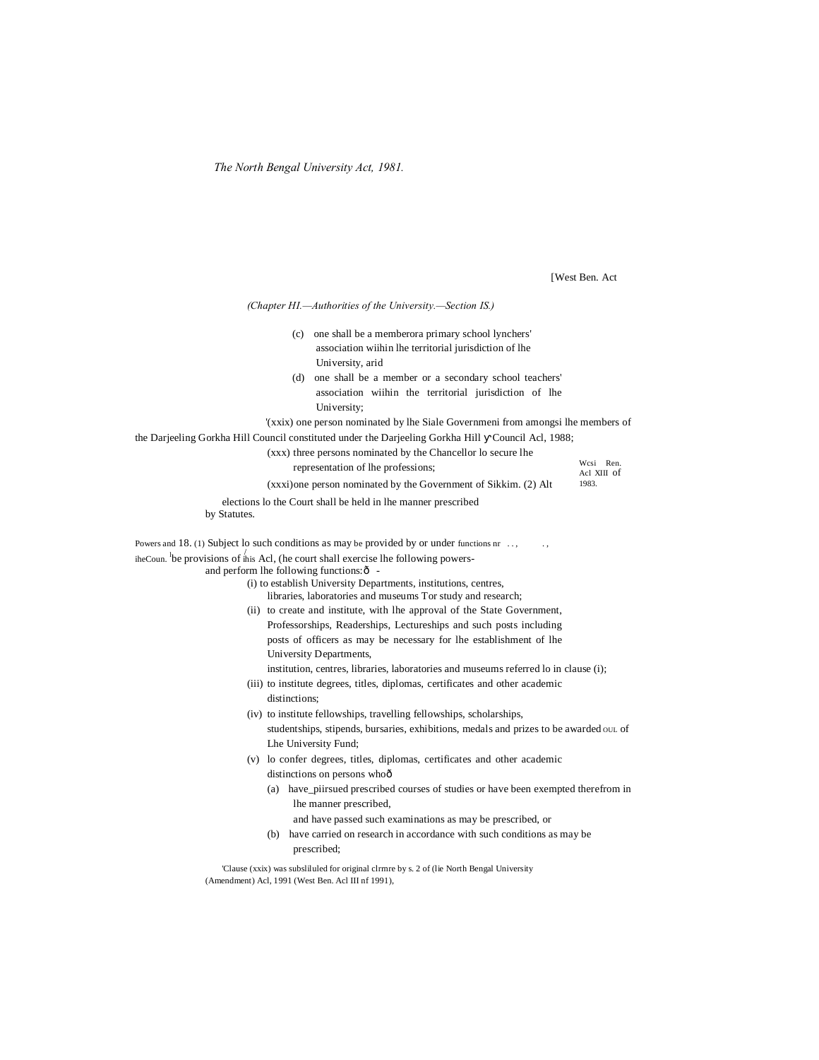(Chapter HI.—Authorities of the University.—Section IS.)

(c) one shall be a memberora primary school lynchers' association wiihin lhe territorial jurisdiction of lhe University, arid

(d) one shall be a member or a secondary school teachers' association wiihin the territorial jurisdiction of lhe University;

'(xxix) one person nominated by lhe Siale Governmeni from amongsi lhe members of the Darjeeling Gorkha Hill Council constituted under the Darjeeling Gorkha Hill Council Acl, 1988;

(xxx) three persons nominated by the Chancellor lo secure lhe representation of lhe professions;

Wcsi Ren. Acl XIII of 1983.

(xxxi) one person nominated by the Government of Sikkim.

(2) Alt elections lo the Court shall be held in lhe manner prescribed by Statutes.

Powers and functions nr iheCoun.

18. (1) Subject lo such conditions as may be provided by or under lhe provisions of this Acl, (he court shall exercise lhe following powers and perform lhe following functions:—

(i) to establish University Departments, institutions, centres, libraries, laboratories and museums Tor study and research;

(ii) to create and institute, with lhe approval of the State Government, Professorships, Readerships, Lectureships and such posts including posts of officers as may be necessary for lhe establishment of lhe University Departments, institution, centres, libraries, laboratories and museums referred lo in clause (i);

(iii) to institute degrees, titles, diplomas, certificates and other academic distinctions;

(iv) to institute fellowships, travelling fellowships, scholarships, studentships, stipends, bursaries, exhibitions, medals and prizes to be awarded OUL of Lhe University Fund;

(v) lo confer degrees, titles, diplomas, certificates and other academic distinctions on persons who—

(a) have_piirsued prescribed courses of studies or have been exempted therefrom in lhe manner prescribed, and have passed such examinations as may be prescribed, or

(b) have carried on research in accordance with such conditions as may be prescribed;

'Clause (xxix) was subsliluled for original clrmre by s. 2 of (lie North Bengal University (Amendment) Acl, 1991 (West Ben. Acl III nf 1991),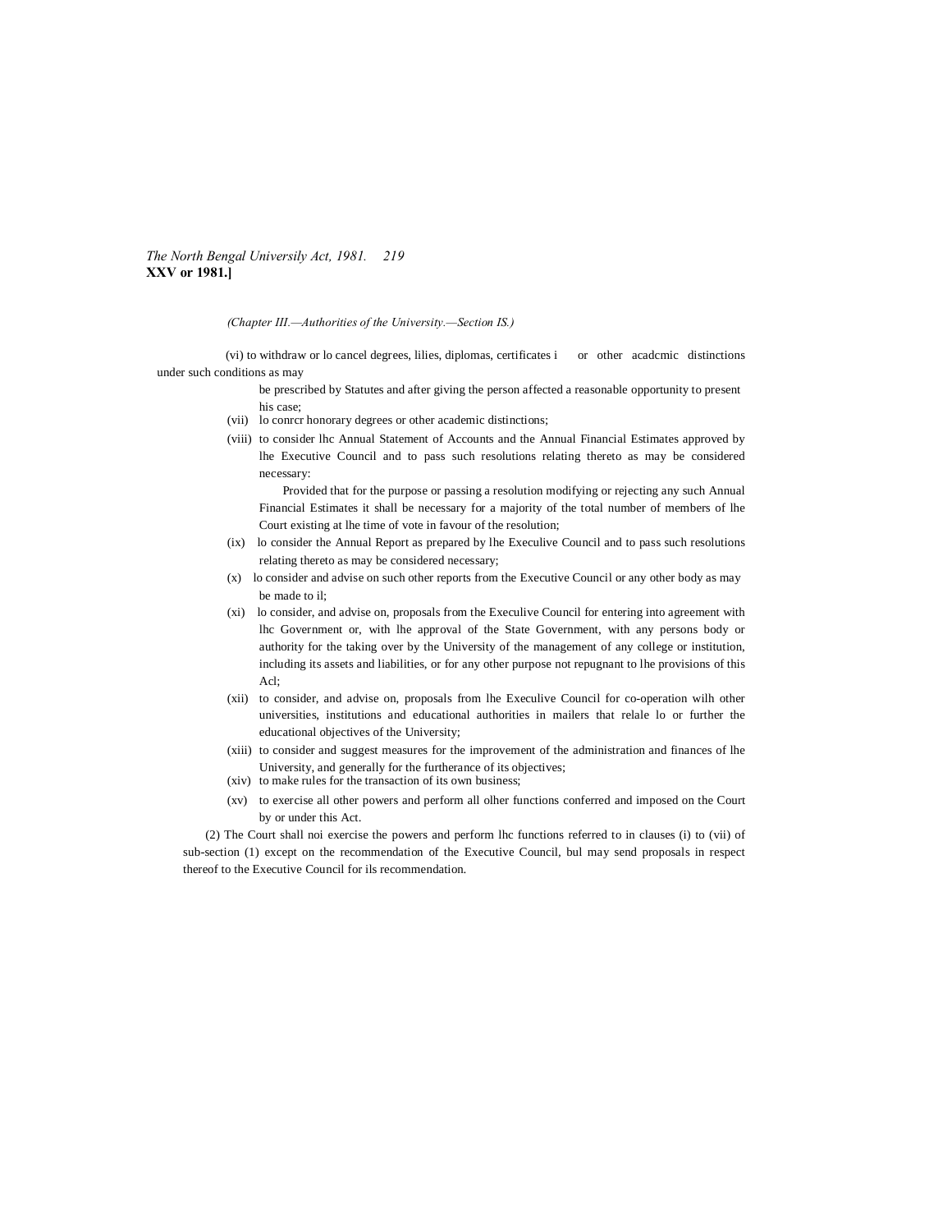*(Chapter III.—Authorities of the University.—Section IS.)*

(vi) to withdraw or lo cancel degrees, lilies, diplomas, certificates i or other acadcmic distinctions under such conditions as may be prescribed by Statutes and after giving the person affected a reasonable opportunity to present his case;

(vii) lo conrcr honorary degrees or other academic distinctions;

(viii) to consider lhc Annual Statement of Accounts and the Annual Financial Estimates approved by lhe Executive Council and to pass such resolutions relating thereto as may be considered necessary:

Provided that for the purpose or passing a resolution modifying or rejecting any such Annual Financial Estimates it shall be necessary for a majority of the total number of members of lhe Court existing at lhe time of vote in favour of the resolution;

(ix) lo consider the Annual Report as prepared by lhe Execulive Council and to pass such resolutions relating thereto as may be considered necessary;

(x) lo consider and advise on such other reports from the Executive Council or any other body as may be made to il;

(xi) lo consider, and advise on, proposals from the Execulive Council for entering into agreement with lhc Government or, with lhe approval of the State Government, with any persons body or authority for the taking over by the University of the management of any college or institution, including its assets and liabilities, or for any other purpose not repugnant to lhe provisions of this Acl;

(xii) to consider, and advise on, proposals from lhe Execulive Council for co-operation wilh other universities, institutions and educational authorities in mailers that relale lo or further the educational objectives of the University;

(xiii) to consider and suggest measures for the improvement of the administration and finances of lhe University, and generally for the furtherance of its objectives;

(xiv) to make rules for the transaction of its own business;

(xv) to exercise all other powers and perform all olher functions conferred and imposed on the Court by or under this Act.

(2) The Court shall noi exercise the powers and perform lhc functions referred to in clauses (i) to (vii) of sub-section (1) except on the recommendation of the Executive Council, bul may send proposals in respect thereof to the Executive Council for ils recommendation.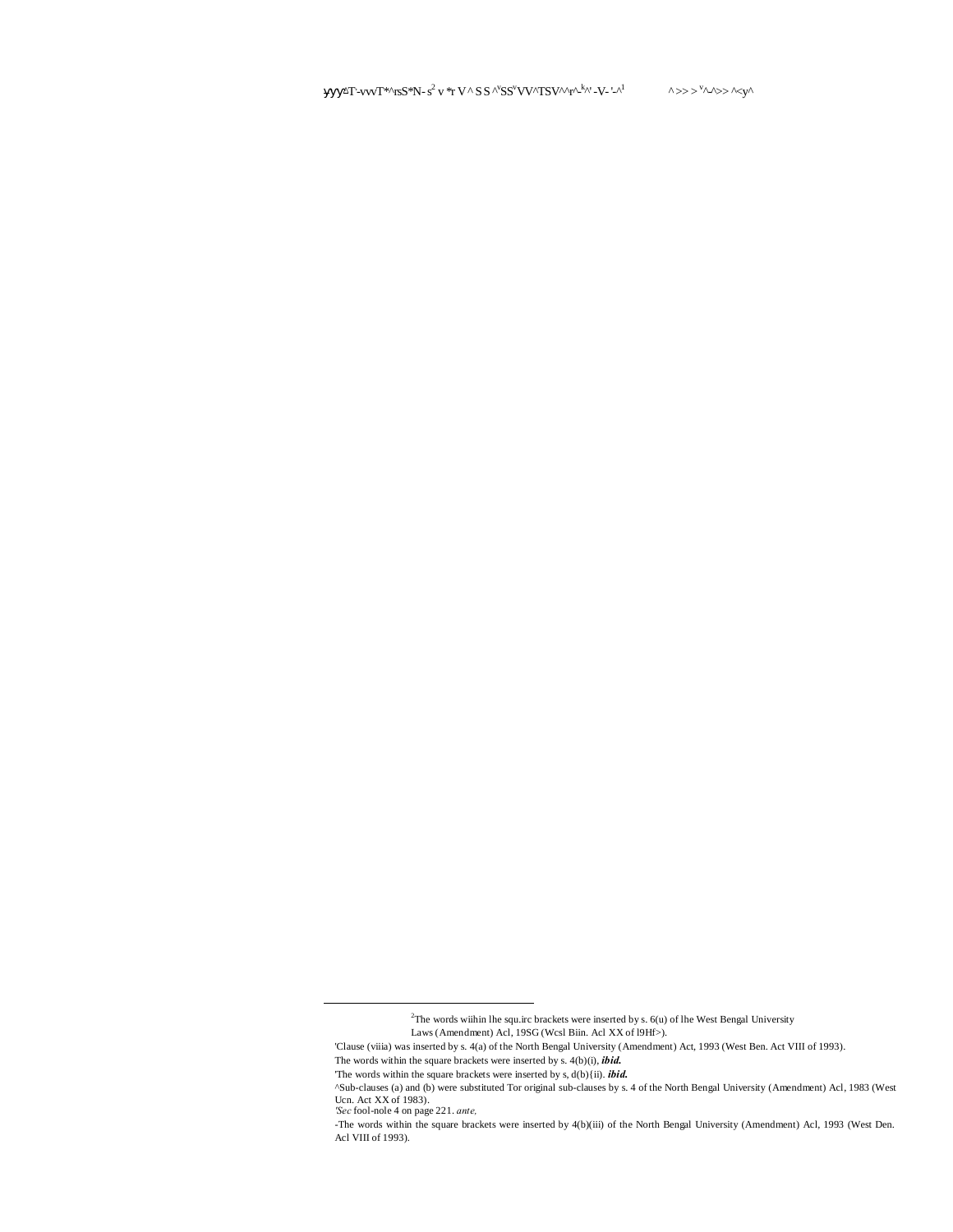yyy²T'-vwT*^rsS*N-s² v *r V ^ S S ^ᵛSSᵛVV^TSV^^r^-ᵏ^' -V- '-^¹ ^>> > ᵛ^-^>> ^<y^

---

[2]The words wiihin lhe squ.irc brackets were inserted by s. 6(u) of lhe West Bengal University Laws (Amendment) Acl, 19SG (Wcsl Biin. Acl XX of l9Hf>).

'Clause (viiia) was inserted by s. 4(a) of the North Bengal University (Amendment) Act, 1993 (West Ben. Act VIII of 1993).

The words within the square brackets were inserted by s. 4(b)(i), ***ibid.***

'The words within the square brackets were inserted by s, d(b){ii). ***ibid.***

^Sub-clauses (a) and (b) were substituted Tor original sub-clauses by s. 4 of the North Bengal University (Amendment) Acl, 1983 (West Ucn. Act XX of 1983).

*'Sec* fool-nole 4 on page 221. *ante,*

-The words within the square brackets were inserted by 4(b)(iii) of the North Bengal University (Amendment) Acl, 1993 (West Den. Acl VIII of 1993).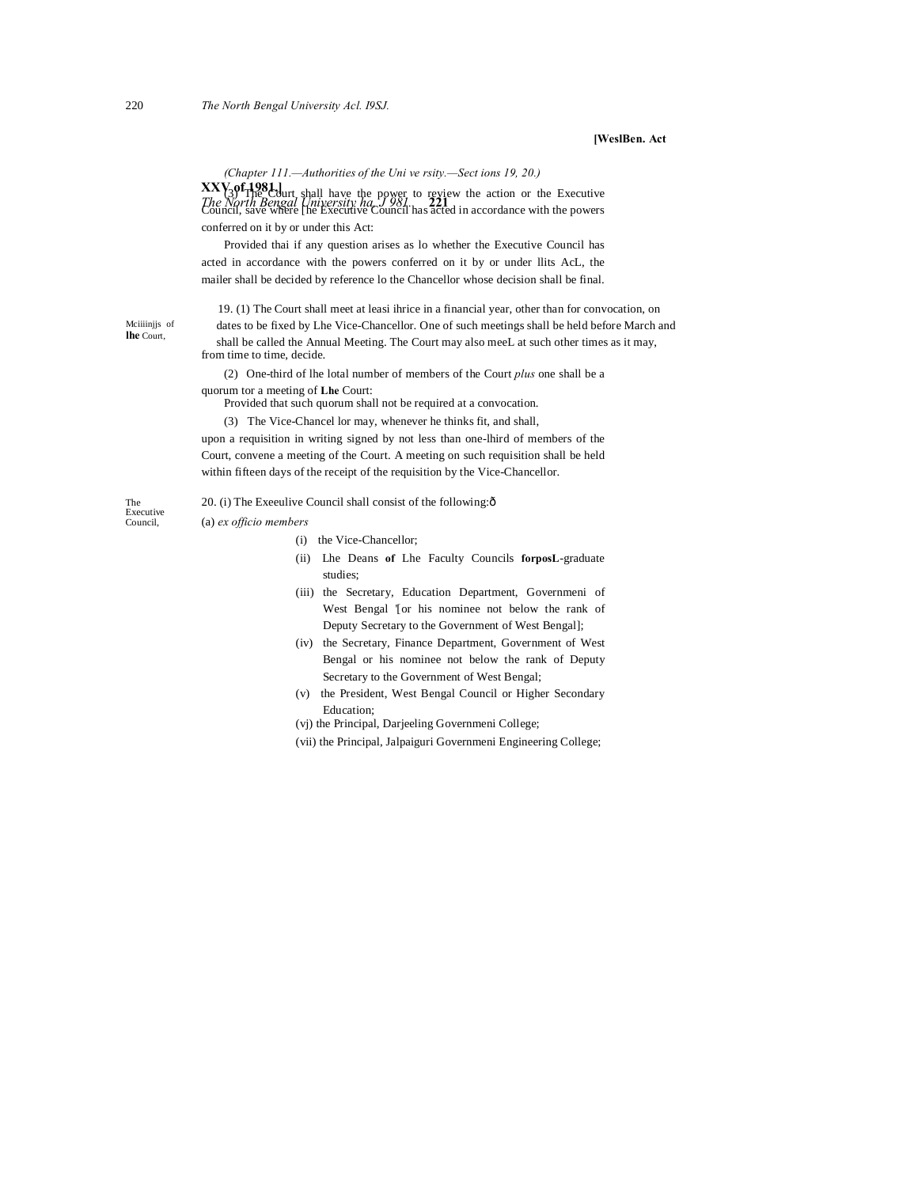(Chapter 111.—Authorities of the Uni ve rsity.—Sect ions 19, 20.)

(3) The Court shall have the power to review the action or the Executive Council, save where [he Executive Council has acted in accordance with the powers conferred on it by or under this Act:

Provided thai if any question arises as lo whether the Executive Council has acted in accordance with the powers conferred on it by or under llits AcL, the mailer shall be decided by reference lo the Chancellor whose decision shall be final.

Mciiiinjjs of **lhe** Court,

19. (1) The Court shall meet at leasi ihrice in a financial year, other than for convocation, on dates to be fixed by Lhe Vice-Chancellor. One of such meetings shall be held before March and shall be called the Annual Meeting. The Court may also meeL at such other times as it may, from time to time, decide.

(2) One-third of lhe lotal number of members of the Court *plus* one shall be a quorum tor a meeting of **Lhe** Court:

Provided that such quorum shall not be required at a convocation.

(3) The Vice-Chancel lor may, whenever he thinks fit, and shall, upon a requisition in writing signed by not less than one-lhird of members of the Court, convene a meeting of the Court. A meeting on such requisition shall be held within fifteen days of the receipt of the requisition by the Vice-Chancellor.

The Executive Council,

20. (i) The Exeeulive Council shall consist of the following:ð

(a) *ex officio members*

(i) the Vice-Chancellor;

(ii) Lhe Deans **of** Lhe Faculty Councils **forposL**-graduate studies;

(iii) the Secretary, Education Department, Governmeni of West Bengal '[or his nominee not below the rank of Deputy Secretary to the Government of West Bengal];

(iv) the Secretary, Finance Department, Government of West Bengal or his nominee not below the rank of Deputy Secretary to the Government of West Bengal;

(v) the President, West Bengal Council or Higher Secondary Education;

(vj) the Principal, Darjeeling Governmeni College;

(vii) the Principal, Jalpaiguri Governmeni Engineering College;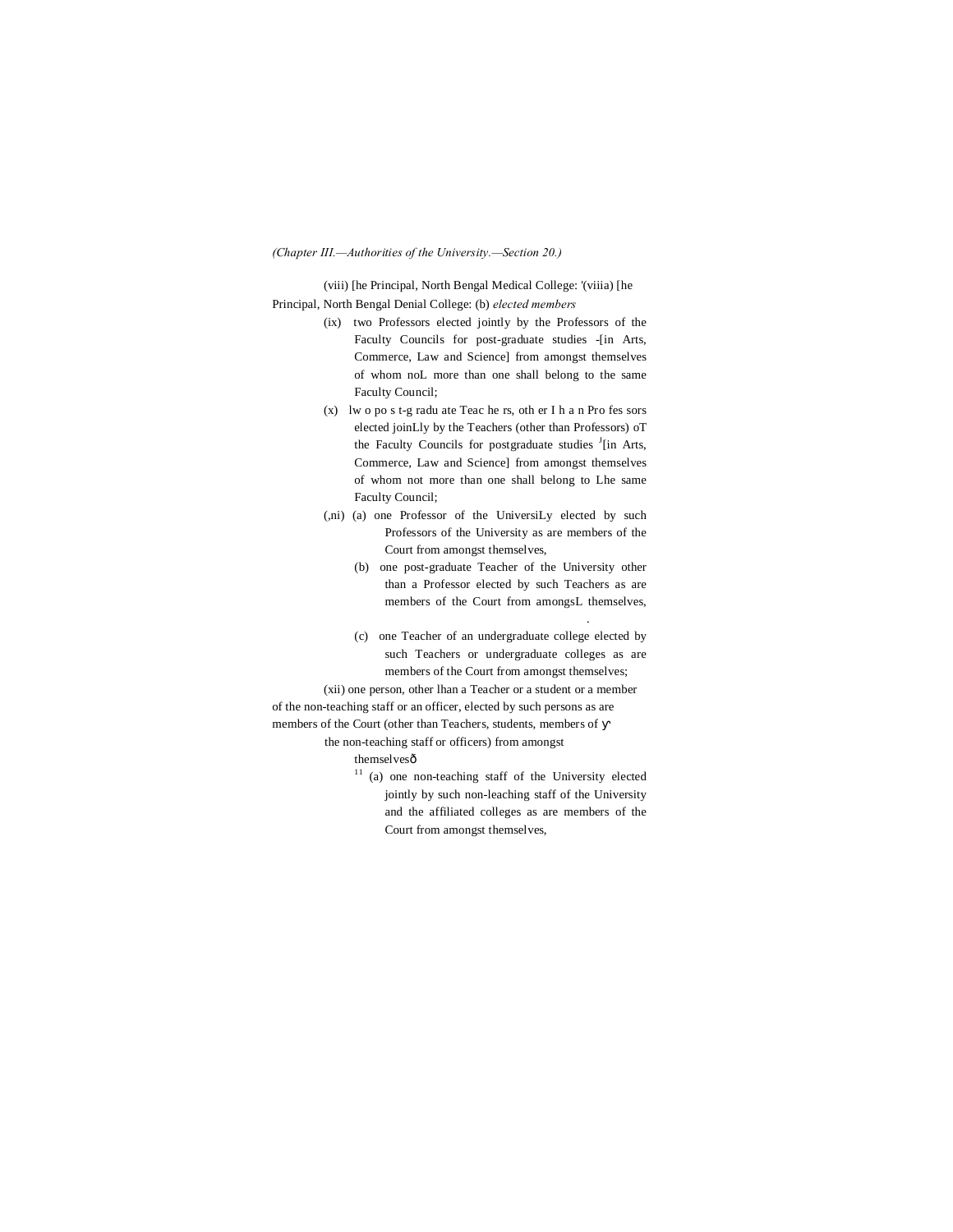(viii) [he Principal, North Bengal Medical College: '(viiia) [he Principal, North Bengal Denial College: (b) *elected members*

(ix) two Professors elected jointly by the Professors of the Faculty Councils for post-graduate studies -[in Arts, Commerce, Law and Science] from amongst themselves of whom noL more than one shall belong to the same Faculty Council;

(x) lw o po s t-g radu ate Teac he rs, oth er I h a n Pro fes sors elected joinLly by the Teachers (other than Professors) oT the Faculty Councils for postgraduate studies J[in Arts, Commerce, Law and Science] from amongst themselves of whom not more than one shall belong to Lhe same Faculty Council;

(,ni) (a) one Professor of the UniversiLy elected by such Professors of the University as are members of the Court from amongst themselves,

(b) one post-graduate Teacher of the University other than a Professor elected by such Teachers as are members of the Court from amongsL themselves,

(c) one Teacher of an undergraduate college elected by such Teachers or undergraduate colleges as are members of the Court from amongst themselves;

(xii) one person, other lhan a Teacher or a student or a member of the non-teaching staff or an officer, elected by such persons as are members of the Court (other than Teachers, students, members of the non-teaching staff or officers) from amongst themselves—

[11] (a) one non-teaching staff of the University elected jointly by such non-leaching staff of the University and the affiliated colleges as are members of the Court from amongst themselves,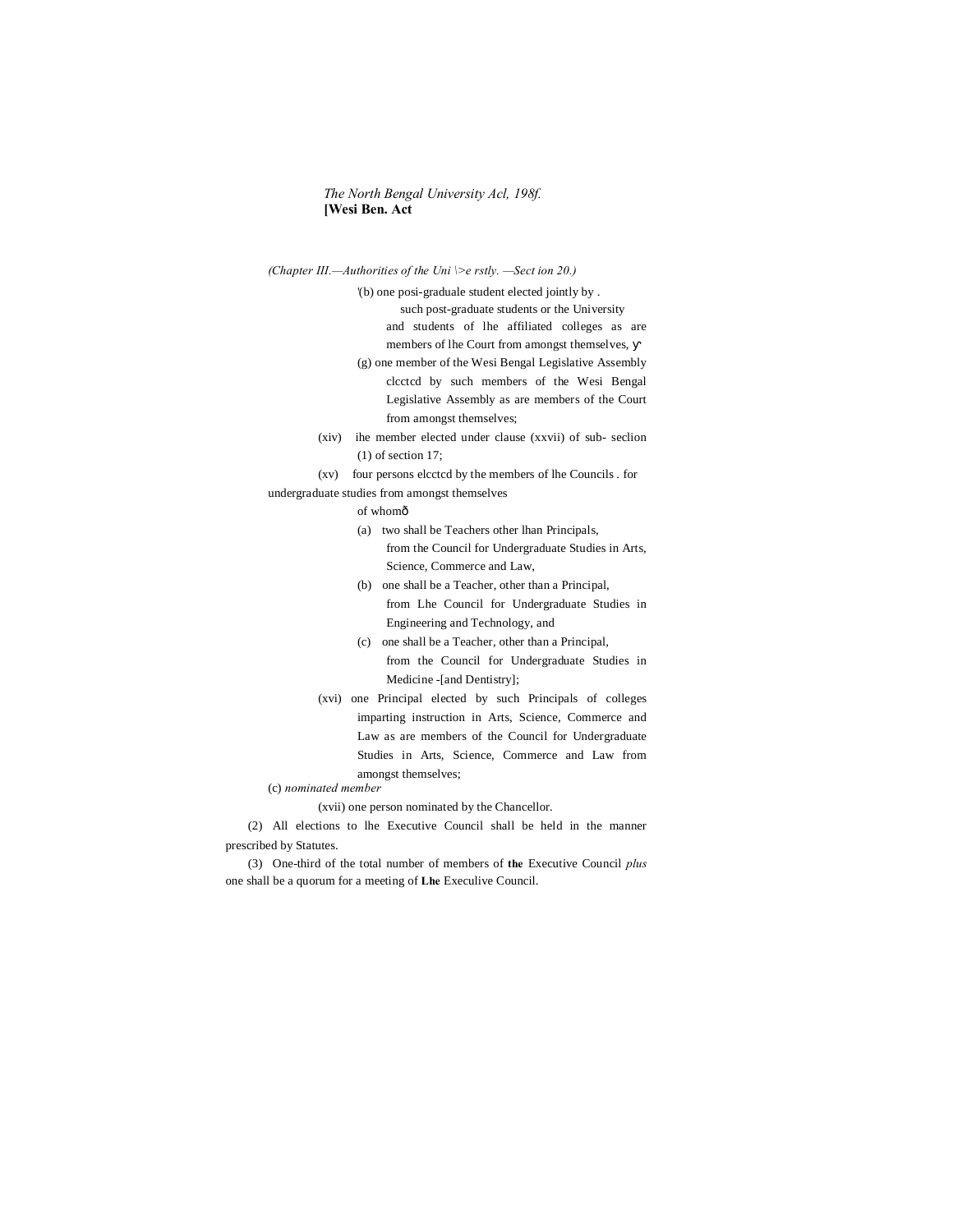*(Chapter III.—Authorities of the Uni \>e rstly. —Sect ion 20.)*

'(b) one posi-graduale student elected jointly by . such post-graduate students or the University and students of lhe affiliated colleges as are members of lhe Court from amongst themselves, ɣ

(g) one member of the Wesi Bengal Legislative Assembly clcctcd by such members of the Wesi Bengal Legislative Assembly as are members of the Court from amongst themselves;

(xiv) ihe member elected under clause (xxvii) of sub- seclion (1) of section 17;

(xv) four persons elcctcd by the members of lhe Councils . for undergraduate studies from amongst themselves of whomð

(a) two shall be Teachers other lhan Principals, from the Council for Undergraduate Studies in Arts, Science, Commerce and Law,

(b) one shall be a Teacher, other than a Principal, from Lhe Council for Undergraduate Studies in Engineering and Technology, and

(c) one shall be a Teacher, other than a Principal, from the Council for Undergraduate Studies in Medicine -[and Dentistry];

(xvi) one Principal elected by such Principals of colleges imparting instruction in Arts, Science, Commerce and Law as are members of the Council for Undergraduate Studies in Arts, Science, Commerce and Law from amongst themselves;

(c) *nominated member*

(xvii) one person nominated by the Chancellor.

(2) All elections to lhe Executive Council shall be held in the manner prescribed by Statutes.

(3) One-third of the total number of members of **the** Executive Council *plus* one shall be a quorum for a meeting of **Lhe** Execulive Council.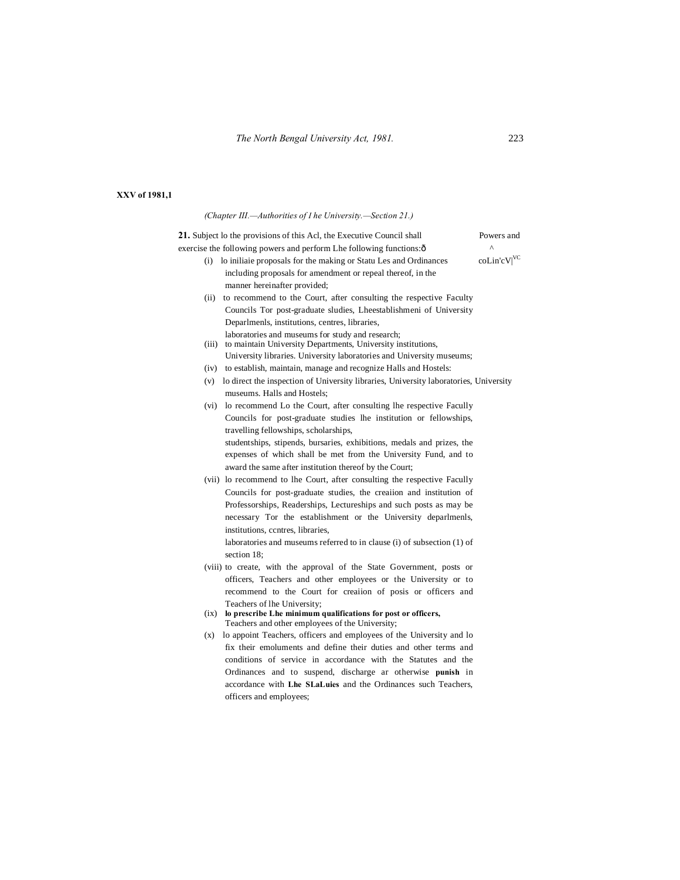XXV of 1981,1

*(Chapter III.—Authorities of I he University.—Section 21.)*

**21.** Subject lo the provisions of this Acl, the Executive Council shall exercise the following powers and perform Lhe following functions:ð

Powers and ^ coLin'cV|VC

(i) lo iniliaie proposals for the making or Statu Les and Ordinances including proposals for amendment or repeal thereof, in the manner hereinafter provided;

(ii) to recommend to the Court, after consulting the respective Faculty Councils Tor post-graduate sludies, Lheestablishmeni of University Deparlmenls, institutions, centres, libraries, laboratories and museums for study and research;

(iii) to maintain University Departments, University institutions, University libraries. University laboratories and University museums;

(iv) to establish, maintain, manage and recognize Halls and Hostels:

(v) lo direct the inspection of University libraries, University laboratories, University museums. Halls and Hostels;

(vi) lo recommend Lo the Court, after consulting lhe respective Facully Councils for post-graduate studies lhe institution or fellowships, travelling fellowships, scholarships, studentships, stipends, bursaries, exhibitions, medals and prizes, the expenses of which shall be met from the University Fund, and to award the same after institution thereof by the Court;

(vii) lo recommend to lhe Court, after consulting the respective Facully Councils for post-graduate studies, the creaiion and institution of Professorships, Readerships, Lectureships and such posts as may be necessary Tor the establishment or the University deparlmenls, institutions, ccntres, libraries, laboratories and museums referred to in clause (i) of subsection (1) of section 18;

(viii) to create, with the approval of the State Government, posts or officers, Teachers and other employees or the University or to recommend to the Court for creaiion of posis or officers and Teachers of lhe University;

(ix) **lo prescribe Lhe minimum qualifications for post or officers,** Teachers and other employees of the University;

(x) lo appoint Teachers, officers and employees of the University and lo fix their emoluments and define their duties and other terms and conditions of service in accordance with the Statutes and the Ordinances and to suspend, discharge ar otherwise **punish** in accordance with **Lhe SLaLuies** and the Ordinances such Teachers, officers and employees;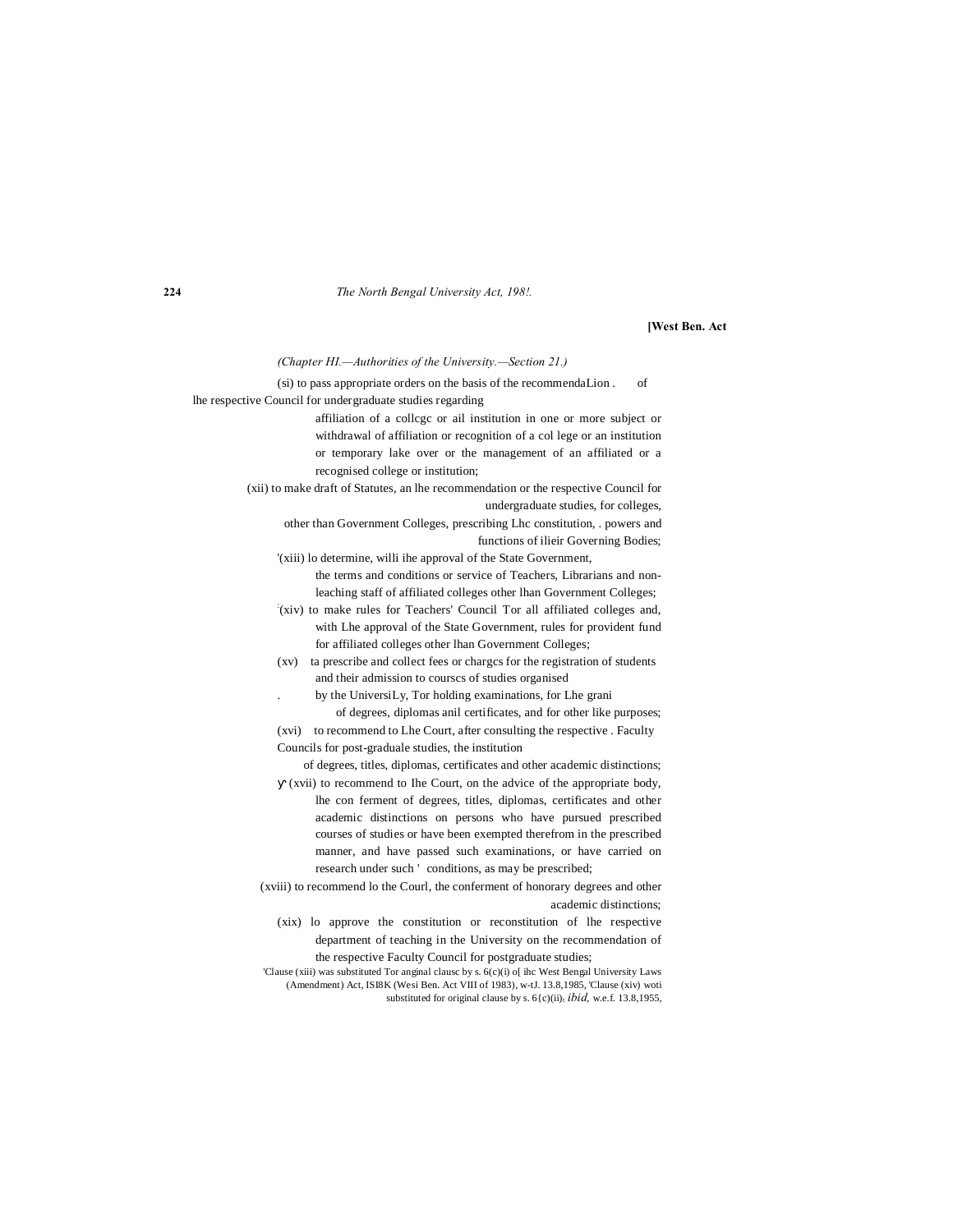*(Chapter HI.—Authorities of the University.—Section 21.)*

(si) to pass appropriate orders on the basis of the recommendaLion . of lhe respective Council for undergraduate studies regarding affiliation of a collcgc or ail institution in one or more subject or withdrawal of affiliation or recognition of a col lege or an institution or temporary lake over or the management of an affiliated or a recognised college or institution;

(xii) to make draft of Statutes, an lhe recommendation or the respective Council for undergraduate studies, for colleges, other than Government Colleges, prescribing Lhc constitution, . powers and functions of ilieir Governing Bodies;

'(xiii) lo determine, willi ihe approval of the State Government, the terms and conditions or service of Teachers, Librarians and non-leaching staff of affiliated colleges other lhan Government Colleges;

:(xiv) to make rules for Teachers' Council Tor all affiliated colleges and, with Lhe approval of the State Government, rules for provident fund for affiliated colleges other lhan Government Colleges;

(xv) ta prescribe and collect fees or chargcs for the registration of students and their admission to courscs of studies organised by the UniversiLy, Tor holding examinations, for Lhe grani of degrees, diplomas anil certificates, and for other like purposes;

(xvi) to recommend to Lhe Court, after consulting the respective . Faculty Councils for post-graduale studies, the institution of degrees, titles, diplomas, certificates and other academic distinctions;

Ⴏ (xvii) to recommend to Ihe Court, on the advice of the appropriate body, lhe con ferment of degrees, titles, diplomas, certificates and other academic distinctions on persons who have pursued prescribed courses of studies or have been exempted therefrom in the prescribed manner, and have passed such examinations, or have carried on research under such ' conditions, as may be prescribed;

(xviii) to recommend lo the Courl, the conferment of honorary degrees and other academic distinctions;

(xix) lo approve the constitution or reconstitution of lhe respective department of teaching in the University on the recommendation of the respective Faculty Council for postgraduate studies;

'Clause (xiii) was substituted Tor anginal clausc by s. 6(c)(i) o[ ihc West Bengal University Laws (Amendment) Act, ISI8K (Wesi Ben. Act VIII of 1983), w-tJ. 13.8,1985, 'Clause (xiv) woti substituted for original clause by s. 6{c)(ii), *ibid,* w.e.f. 13.8,1955,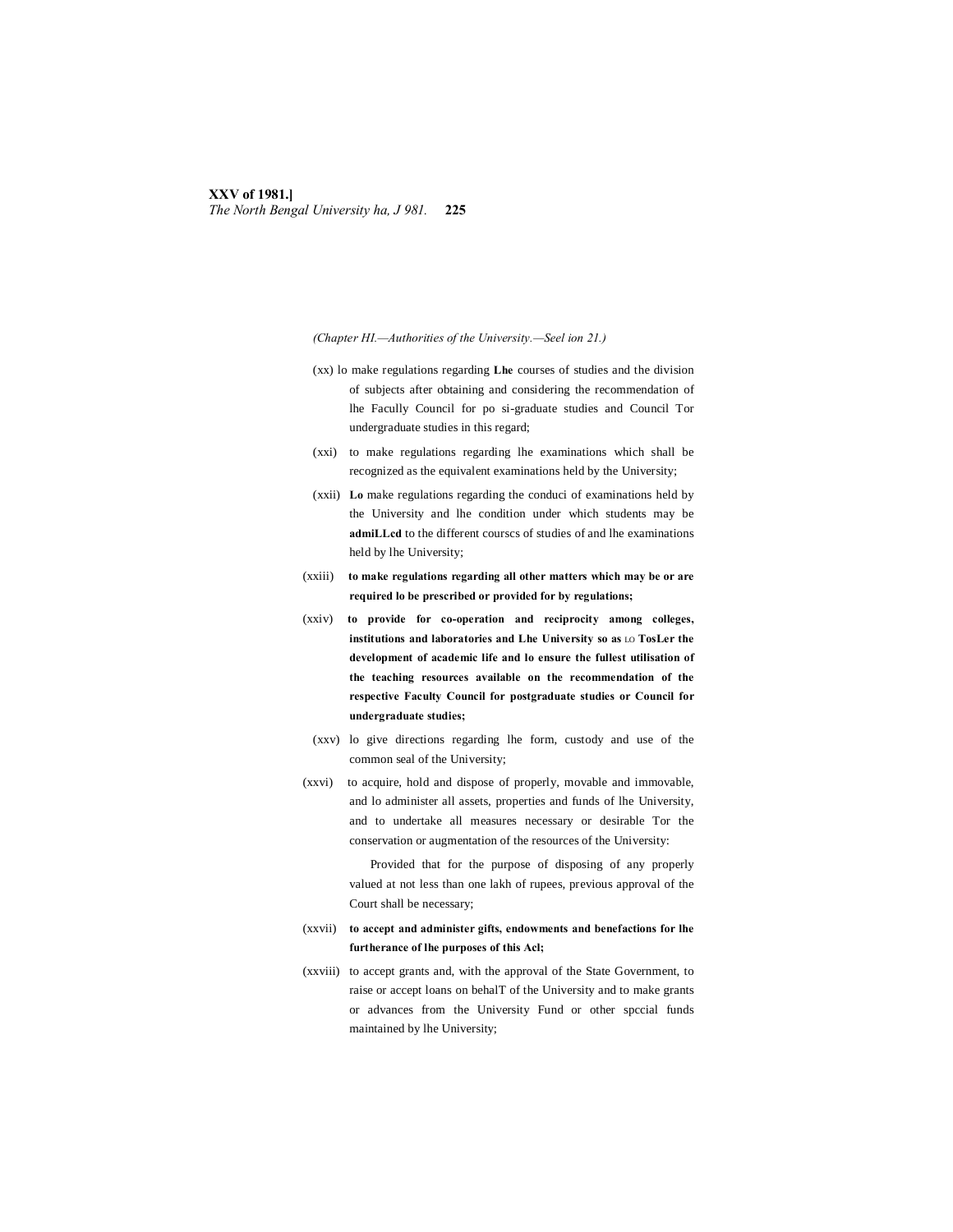(Chapter HI.—Authorities of the University.—Seel ion 21.)

(xx) lo make regulations regarding **Lhe** courses of studies and the division of subjects after obtaining and considering the recommendation of lhe Facully Council for po si-graduate studies and Council Tor undergraduate studies in this regard;

(xxi) to make regulations regarding lhe examinations which shall be recognized as the equivalent examinations held by the University;

(xxii) **Lo** make regulations regarding the conduci of examinations held by the University and lhe condition under which students may be **admiLLcd** to the different courscs of studies of and lhe examinations held by lhe University;

(xxiii) **to make regulations regarding all other matters which may be or are required lo be prescribed or provided for by regulations;**

(xxiv) **to provide for co-operation and reciprocity among colleges, institutions and laboratories and Lhe University so as LO TosLer the development of academic life and lo ensure the fullest utilisation of the teaching resources available on the recommendation of the respective Faculty Council for postgraduate studies or Council for undergraduate studies;**

(xxv) lo give directions regarding lhe form, custody and use of the common seal of the University;

(xxvi) to acquire, hold and dispose of properly, movable and immovable, and lo administer all assets, properties and funds of lhe University, and to undertake all measures necessary or desirable Tor the conservation or augmentation of the resources of the University:

Provided that for the purpose of disposing of any properly valued at not less than one lakh of rupees, previous approval of the Court shall be necessary;

(xxvii) **to accept and administer gifts, endowments and benefactions for lhe furtherance of lhe purposes of this Acl;**

(xxviii) to accept grants and, with the approval of the State Government, to raise or accept loans on behalT of the University and to make grants or advances from the University Fund or other spccial funds maintained by lhe University;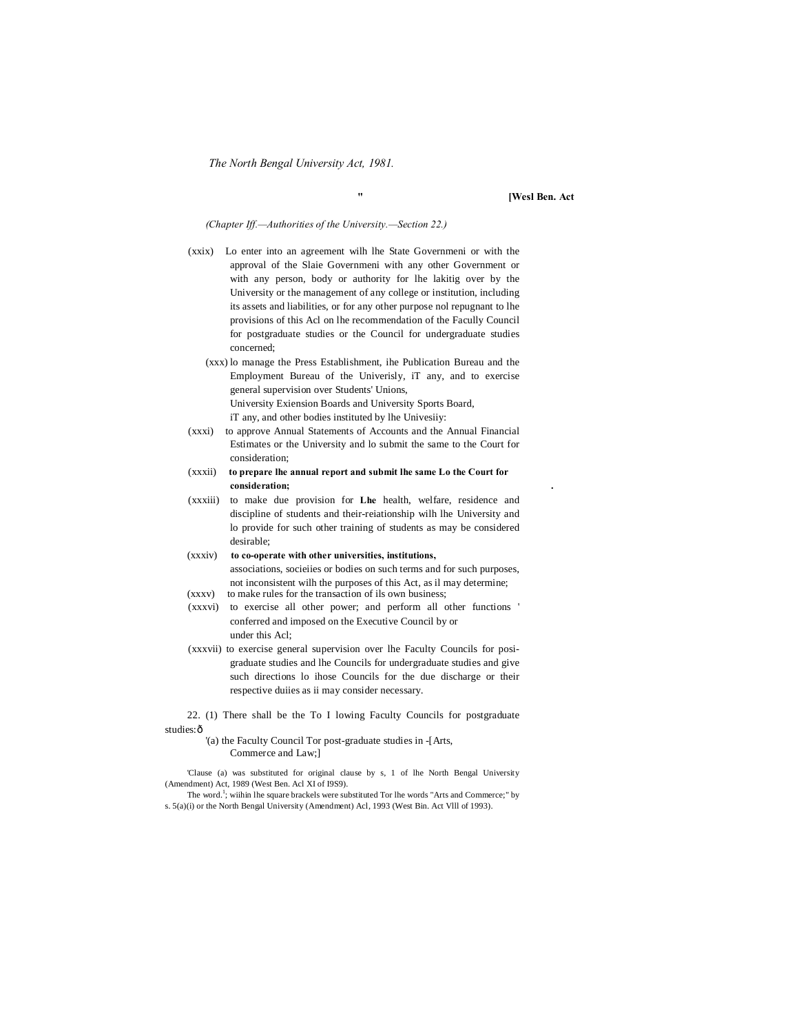(Chapter Iff.—Authorities of the University.—Section 22.)

(xxix) Lo enter into an agreement wilh lhe State Governmeni or with the approval of the Slaie Governmeni with any other Government or with any person, body or authority for lhe lakitig over by the University or the management of any college or institution, including its assets and liabilities, or for any other purpose nol repugnant to lhe provisions of this Acl on lhe recommendation of the Facully Council for postgraduate studies or the Council for undergraduate studies concerned;

(xxx) lo manage the Press Establishment, ihe Publication Bureau and the Employment Bureau of the Univerisly, iT any, and to exercise general supervision over Students' Unions, University Exiension Boards and University Sports Board, iT any, and other bodies instituted by lhe Univesiiy:

(xxxi) to approve Annual Statements of Accounts and the Annual Financial Estimates or the University and lo submit the same to the Court for consideration;

(xxxii) **to prepare lhe annual report and submit lhe same Lo the Court for consideration;**

(xxxiii) to make due provision for **Lhe** health, welfare, residence and discipline of students and their-reiationship wilh lhe University and lo provide for such other training of students as may be considered desirable;

(xxxiv) **to co-operate with other universities, institutions,** associations, socieiies or bodies on such terms and for such purposes, not inconsistent wilh the purposes of this Act, as il may determine;

(xxxv) to make rules for the transaction of ils own business;

(xxxvi) to exercise all other power; and perform all other functions ' conferred and imposed on the Executive Council by or under this Acl;

(xxxvii) to exercise general supervision over lhe Faculty Councils for posi-graduate studies and lhe Councils for undergraduate studies and give such directions lo ihose Councils for the due discharge or their respective duiies as ii may consider necessary.

22. (1) There shall be the To I lowing Faculty Councils for postgraduate studies:ð

[1](a) the Faculty Council Tor post-graduate studies in -[Arts, Commerce and Law;]

---

[1]Clause (a) was substituted for original clause by s, 1 of lhe North Bengal University (Amendment) Act, 1989 (West Ben. Acl XI of I9S9).

The word.[1]; wiihin lhe square brackels were substituted Tor lhe words "Arts and Commerce;" by s. 5(a)(i) or the North Bengal University (Amendment) Acl, 1993 (West Bin. Act Vlll of 1993).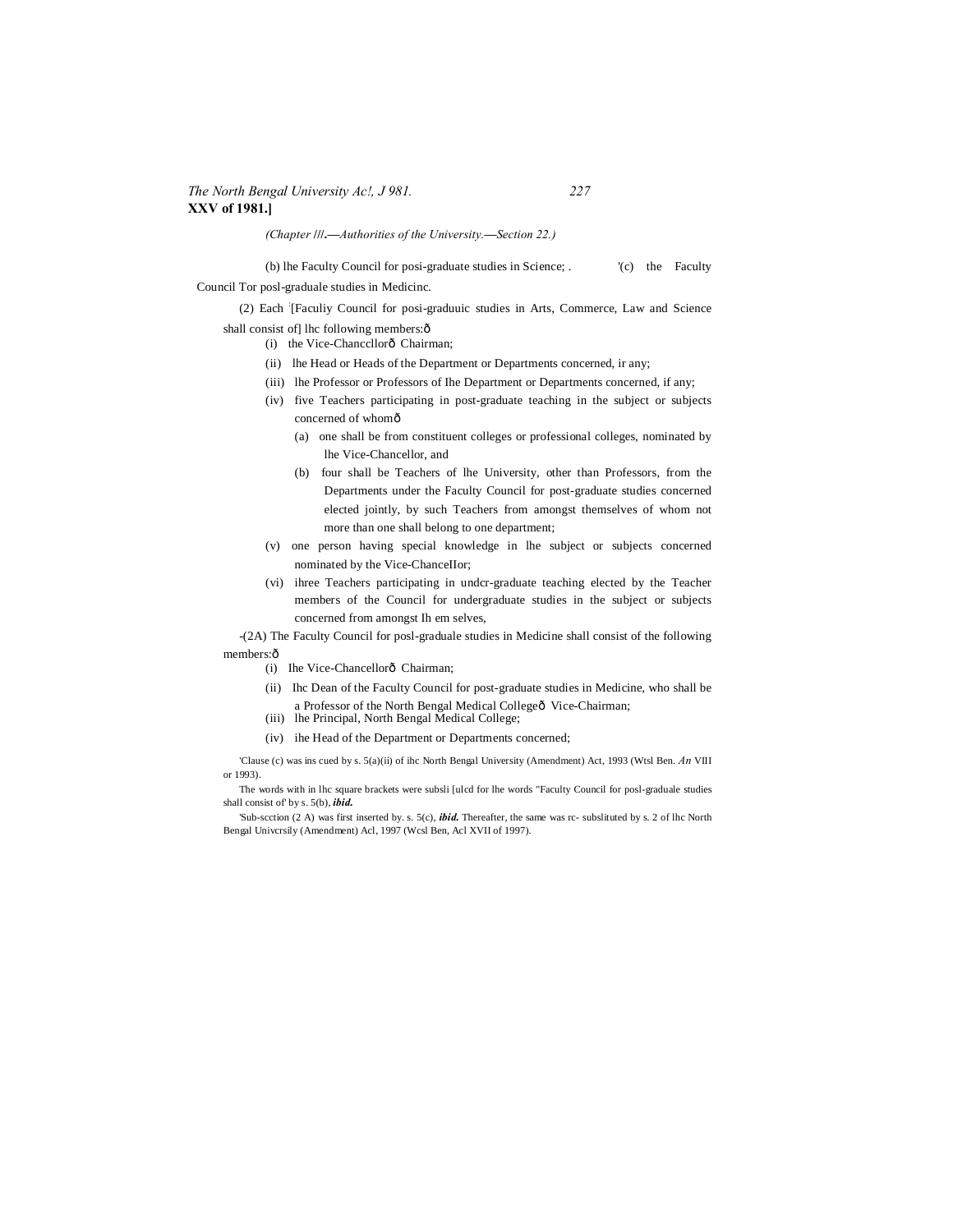(Chapter |||.—Authorities of the University.—Section 22.)

(b) lhe Faculty Council for posi-graduate studies in Science; . '(c) the Faculty Council Tor posl-graduale studies in Medicinc.

(2) Each [Faculiy Council for posi-graduuic studies in Arts, Commerce, Law and Science shall consist of] lhc following members:ô

(i) the Vice-Chancellorô Chairman;

(ii) lhe Head or Heads of the Department or Departments concerned, ir any;

(iii) lhe Professor or Professors of Ihe Department or Departments concerned, if any;

(iv) five Teachers participating in post-graduate teaching in the subject or subjects concerned of whomô

(a) one shall be from constituent colleges or professional colleges, nominated by lhe Vice-Chancellor, and

(b) four shall be Teachers of lhe University, other than Professors, from the Departments under the Faculty Council for post-graduate studies concerned elected jointly, by such Teachers from amongst themselves of whom not more than one shall belong to one department;

(v) one person having special knowledge in lhe subject or subjects concerned nominated by the Vice-ChanceIIor;

(vi) ihree Teachers participating in undcr-graduate teaching elected by the Teacher members of the Council for undergraduate studies in the subject or subjects concerned from amongst Ih em selves,

-(2A) The Faculty Council for posl-graduale studies in Medicine shall consist of the following members:ô

(i) Ihe Vice-Chancellorô Chairman;

(ii) Ihc Dean of the Faculty Council for post-graduate studies in Medicine, who shall be a Professor of the North Bengal Medical Collegeô Vice-Chairman;

(iii) lhe Principal, North Bengal Medical College;

(iv) ihe Head of the Department or Departments concerned;

'Clause (c) was ins cued by s. 5(a)(ii) of ihc North Bengal University (Amendment) Act, 1993 (Wtsl Ben. *An* VIII or 1993).

The words with in lhc square brackets were subsli [ulcd for lhe words "Faculty Council for posl-graduale studies shall consist of' by s. 5(b), ***ibid.***

'Sub-scction (2 A) was first inserted by. s. 5(c), ***ibid.*** Thereafter, the same was rc- subslituted by s. 2 of lhc North Bengal Univcrsily (Amendment) Acl, 1997 (Wcsl Ben, Acl XVII of 1997).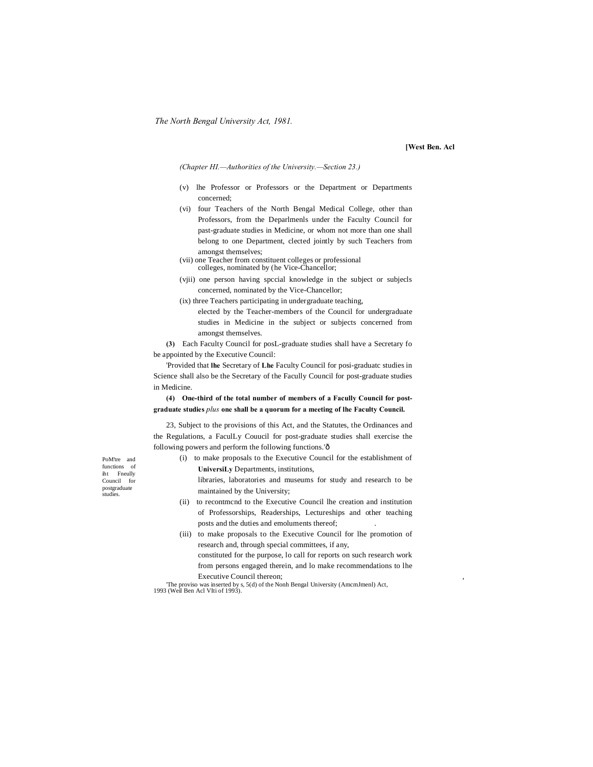(v) lhe Professor or Professors or the Department or Departments concerned;

(vi) four Teachers of the North Bengal Medical College, other than Professors, from the Deparlmenls under the Faculty Council for past-graduate studies in Medicine, or whom not more than one shall belong to one Department, clected jointly by such Teachers from amongst themselves;

(vii) one Teacher from constituent colleges or professional colleges, nominated by (he Vice-Chancellor;

(vjii) one person having spccial knowledge in the subject or subjecls concerned, nominated by the Vice-Chancellor;

(ix) three Teachers participating in undergraduate teaching, elected by the Teacher-members of the Council for undergraduate studies in Medicine in the subject or subjects concerned from amongst themselves.

**(3)** Each Faculty Council for posL-graduate studies shall have a Secretary fo be appointed by the Executive Council:

'Provided that **lhe** Secretary of **Lhe** Faculty Council for posi-graduatc studies in Science shall also be the Secretary of the Facully Council for post-graduate studies in Medicine.

**(4) One-third of the total number of members of a Facully Council for post-graduate studies** ***plus*** **one shall be a quorum for a meeting of lhe Faculty Council.**

PoM'tre and functions of iht Fneully Council for postgraduate studies.

23, Subject to the provisions of this Act, and the Statutes, the Ordinances and the Regulations, a FaculLy Couucil for post-graduate studies shall exercise the following powers and perform the following functions.'ð

(i) to make proposals to the Executive Council for the establishment of **UniversiLy** Departments, institutions, libraries, laboratories and museums for study and research to be maintained by the University;

(ii) to recontmcnd to the Executive Council lhe creation and institution of Professorships, Readerships, Lectureships and other teaching posts and the duties and emoluments thereof;

(iii) to make proposals to the Executive Council for lhe promotion of research and, through special committees, if any, constituted for the purpose, lo call for reports on such research work from persons engaged therein, and lo make recommendations to lhe Executive Council thereon;

'The proviso was inserted by s, 5(d) of the Nonh Bengal University (AmcmJmenl) Act, 1993 (Weil Ben Acl VIti of 1993).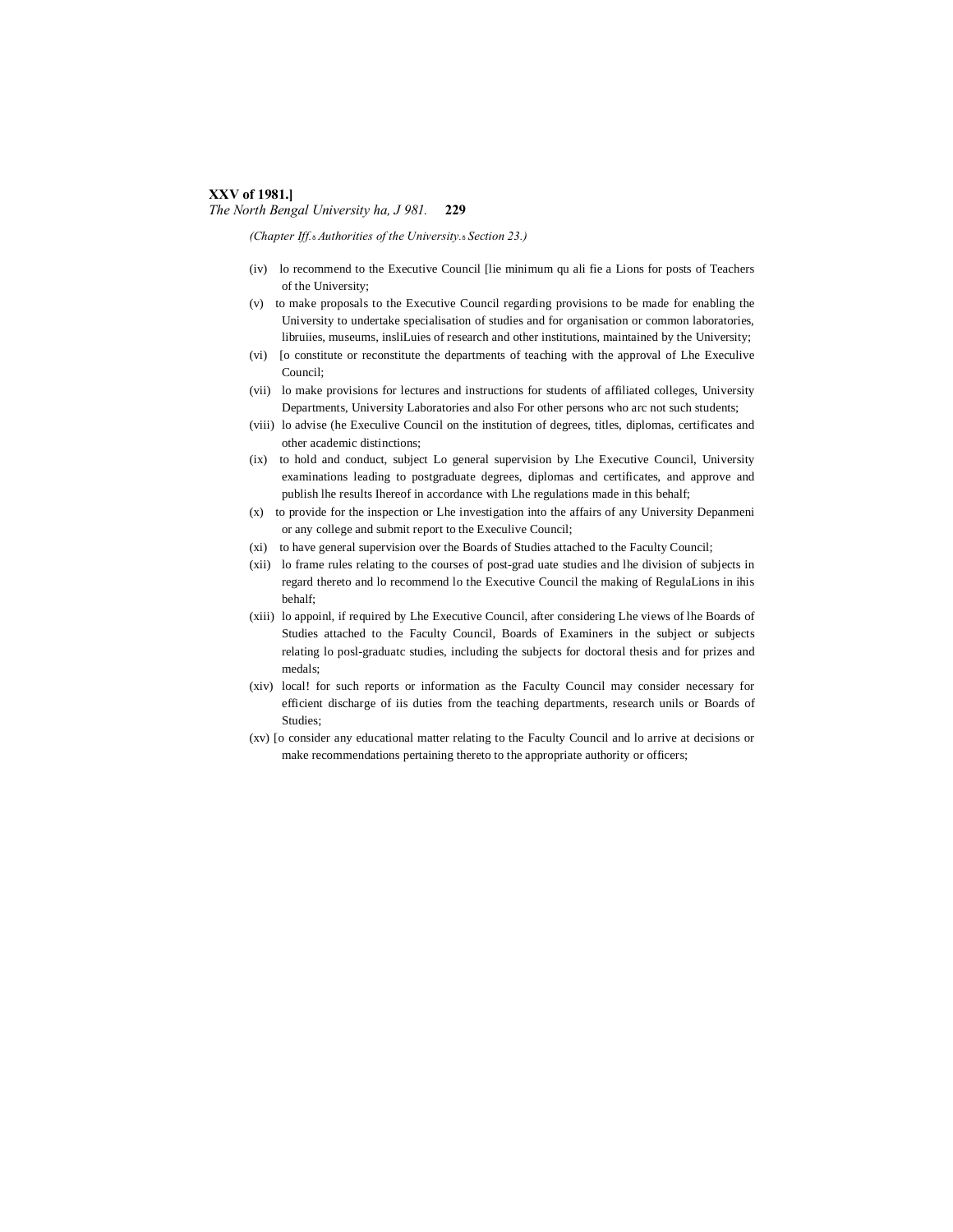(Chapter Iff.—Authorities of the University.—Section 23.)

(iv) lo recommend to the Executive Council [lie minimum qu ali fie a Lions for posts of Teachers of the University;

(v) to make proposals to the Executive Council regarding provisions to be made for enabling the University to undertake specialisation of studies and for organisation or common laboratories, libruiies, museums, insliLuies of research and other institutions, maintained by the University;

(vi) [o constitute or reconstitute the departments of teaching with the approval of Lhe Execulive Council;

(vii) lo make provisions for lectures and instructions for students of affiliated colleges, University Departments, University Laboratories and also For other persons who arc not such students;

(viii) lo advise (he Execulive Council on the institution of degrees, titles, diplomas, certificates and other academic distinctions;

(ix) to hold and conduct, subject Lo general supervision by Lhe Executive Council, University examinations leading to postgraduate degrees, diplomas and certificates, and approve and publish lhe results Ihereof in accordance with Lhe regulations made in this behalf;

(x) to provide for the inspection or Lhe investigation into the affairs of any University Depanmeni or any college and submit report to the Execulive Council;

(xi) to have general supervision over the Boards of Studies attached to the Faculty Council;

(xii) lo frame rules relating to the courses of post-grad uate studies and lhe division of subjects in regard thereto and lo recommend lo the Executive Council the making of RegulaLions in ihis behalf;

(xiii) lo appoinl, if required by Lhe Executive Council, after considering Lhe views of lhe Boards of Studies attached to the Faculty Council, Boards of Examiners in the subject or subjects relating lo posl-graduatc studies, including the subjects for doctoral thesis and for prizes and medals;

(xiv) local! for such reports or information as the Faculty Council may consider necessary for efficient discharge of iis duties from the teaching departments, research unils or Boards of Studies;

(xv) [o consider any educational matter relating to the Faculty Council and lo arrive at decisions or make recommendations pertaining thereto to the appropriate authority or officers;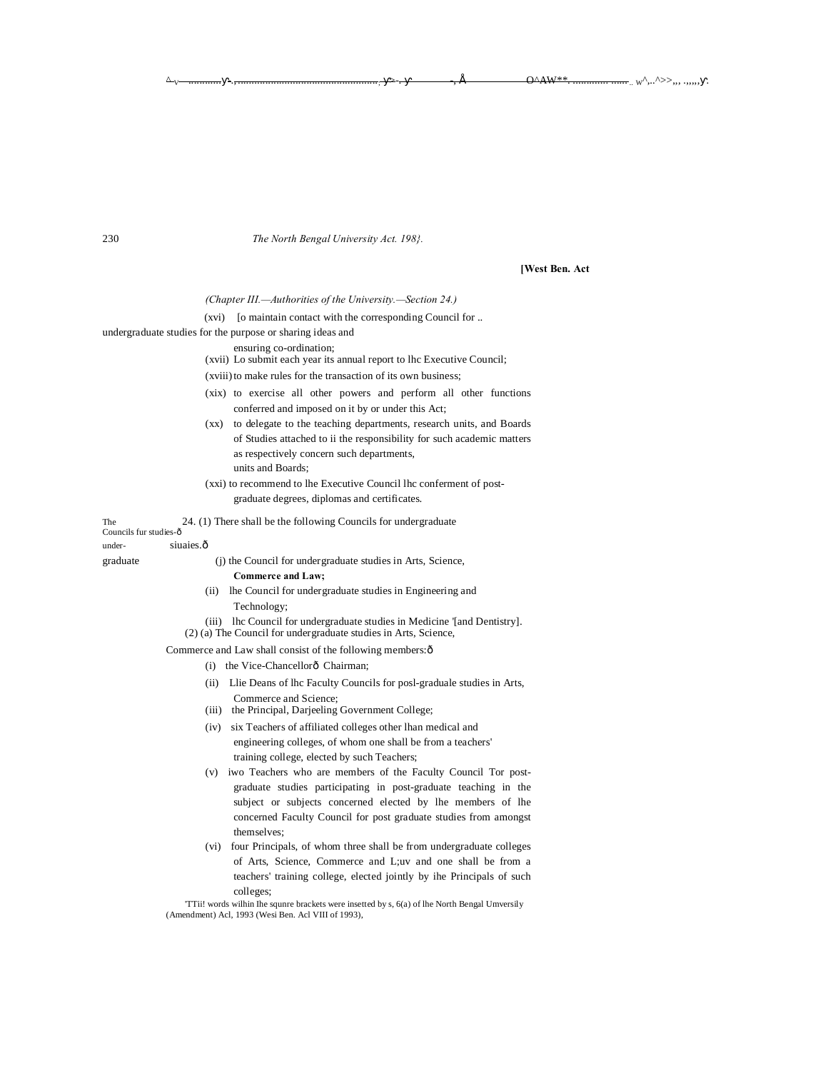**[West Ben. Act**

*(Chapter III.—Authorities of the University.—Section 24.)*

(xvi) [o maintain contact with the corresponding Council for .. undergraduate studies for the purpose or sharing ideas and ensuring co-ordination;

(xvii) Lo submit each year its annual report to lhc Executive Council;

(xviii) to make rules for the transaction of its own business;

(xix) to exercise all other powers and perform all other functions conferred and imposed on it by or under this Act;

(xx) to delegate to the teaching departments, research units, and Boards of Studies attached to ii the responsibility for such academic matters as respectively concern such departments, units and Boards;

(xxi) to recommend to lhe Executive Council lhc conferment of post-graduate degrees, diplomas and certificates.

The Councils fur studies-ð under-graduate

24. (1) There shall be the following Councils for undergraduate siuaies.ð

(j) the Council for undergraduate studies in Arts, Science, **Commerce and Law;**

(ii) lhe Council for undergraduate studies in Engineering and Technology;

(iii) lhc Council for undergraduate studies in Medicine '[and Dentistry].

(2) (a) The Council for undergraduate studies in Arts, Science, Commerce and Law shall consist of the following members:ð

(i) the Vice-Chancellorð Chairman;

(ii) Llie Deans of lhc Faculty Councils for posl-graduale studies in Arts, Commerce and Science;

(iii) the Principal, Darjeeling Government College;

(iv) six Teachers of affiliated colleges other lhan medical and engineering colleges, of whom one shall be from a teachers' training college, elected by such Teachers;

(v) iwo Teachers who are members of the Faculty Council Tor post-graduate studies participating in post-graduate teaching in the subject or subjects concerned elected by lhe members of lhe concerned Faculty Council for post graduate studies from amongst themselves;

(vi) four Principals, of whom three shall be from undergraduate colleges of Arts, Science, Commerce and L;uv and one shall be from a teachers' training college, elected jointly by ihe Principals of such colleges;

'TTii! words wilhin lhe squnre brackets were insetted by s, 6(a) of lhe North Bengal Umversily (Amendment) Acl, 1993 (Wesi Ben. Acl VIII of 1993),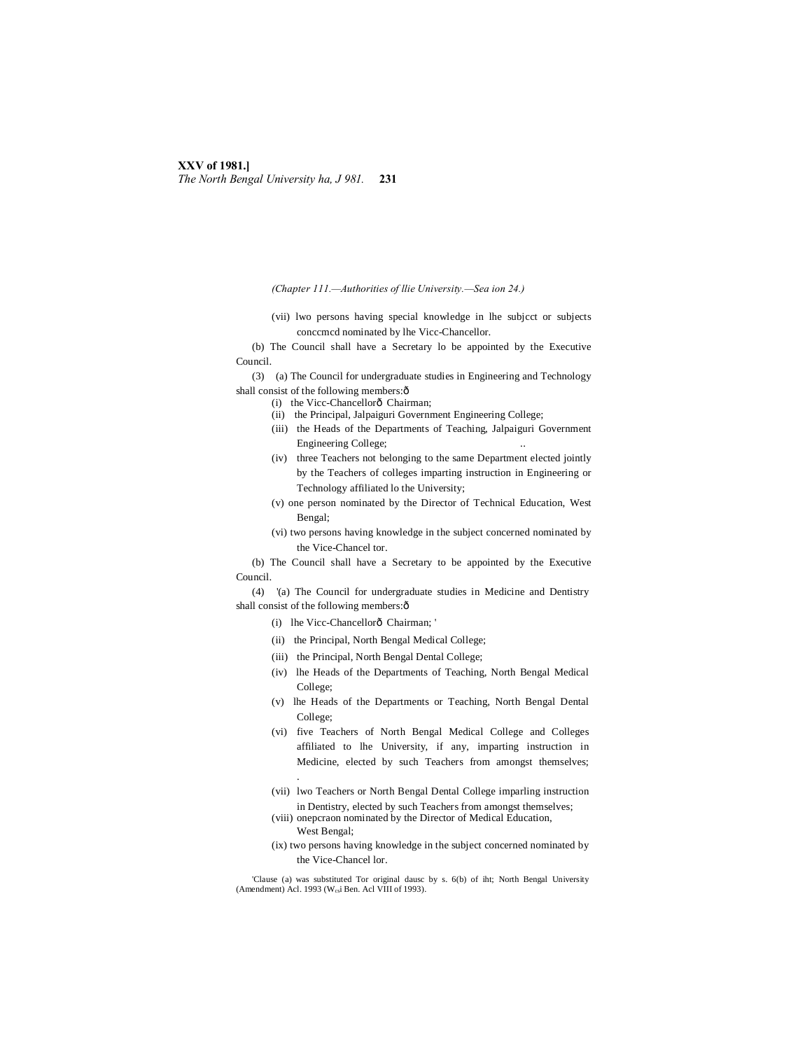(*Chapter 111.—Authorities of llie University.—Sea ion 24.)*

(vii) lwo persons having special knowledge in lhe subjcct or subjects conccmcd nominated by lhe Vicc-Chancellor.

(b) The Council shall have a Secretary lo be appointed by the Executive Council.

(3) (a) The Council for undergraduate studies in Engineering and Technology shall consist of the following members:ô

(i) the Vicc-Chancellorô Chairman;

(ii) the Principal, Jalpaiguri Government Engineering College;

(iii) the Heads of the Departments of Teaching, Jalpaiguri Government Engineering College; ..

(iv) three Teachers not belonging to the same Department elected jointly by the Teachers of colleges imparting instruction in Engineering or Technology affiliated lo the University;

(v) one person nominated by the Director of Technical Education, West Bengal;

(vi) two persons having knowledge in the subject concerned nominated by the Vice-Chancel tor.

(b) The Council shall have a Secretary to be appointed by the Executive Council.

(4) '(a) The Council for undergraduate studies in Medicine and Dentistry shall consist of the following members:ô

(i) lhe Vicc-Chancellorô Chairman; '

(ii) the Principal, North Bengal Medical College;

(iii) the Principal, North Bengal Dental College;

(iv) lhe Heads of the Departments of Teaching, North Bengal Medical College;

(v) lhe Heads of the Departments or Teaching, North Bengal Dental College;

(vi) five Teachers of North Bengal Medical College and Colleges affiliated to lhe University, if any, imparting instruction in Medicine, elected by such Teachers from amongst themselves; .

(vii) lwo Teachers or North Bengal Dental College imparling instruction in Dentistry, elected by such Teachers from amongst themselves;

(viii) onepcraon nominated by the Director of Medical Education, West Bengal;

(ix) two persons having knowledge in the subject concerned nominated by the Vice-Chancel lor.

'Clause (a) was substituted Tor original dausc by s. 6(b) of iht; North Bengal University (Amendment) Acl. 1993 (W.i Ben. Acl VIII of 1993).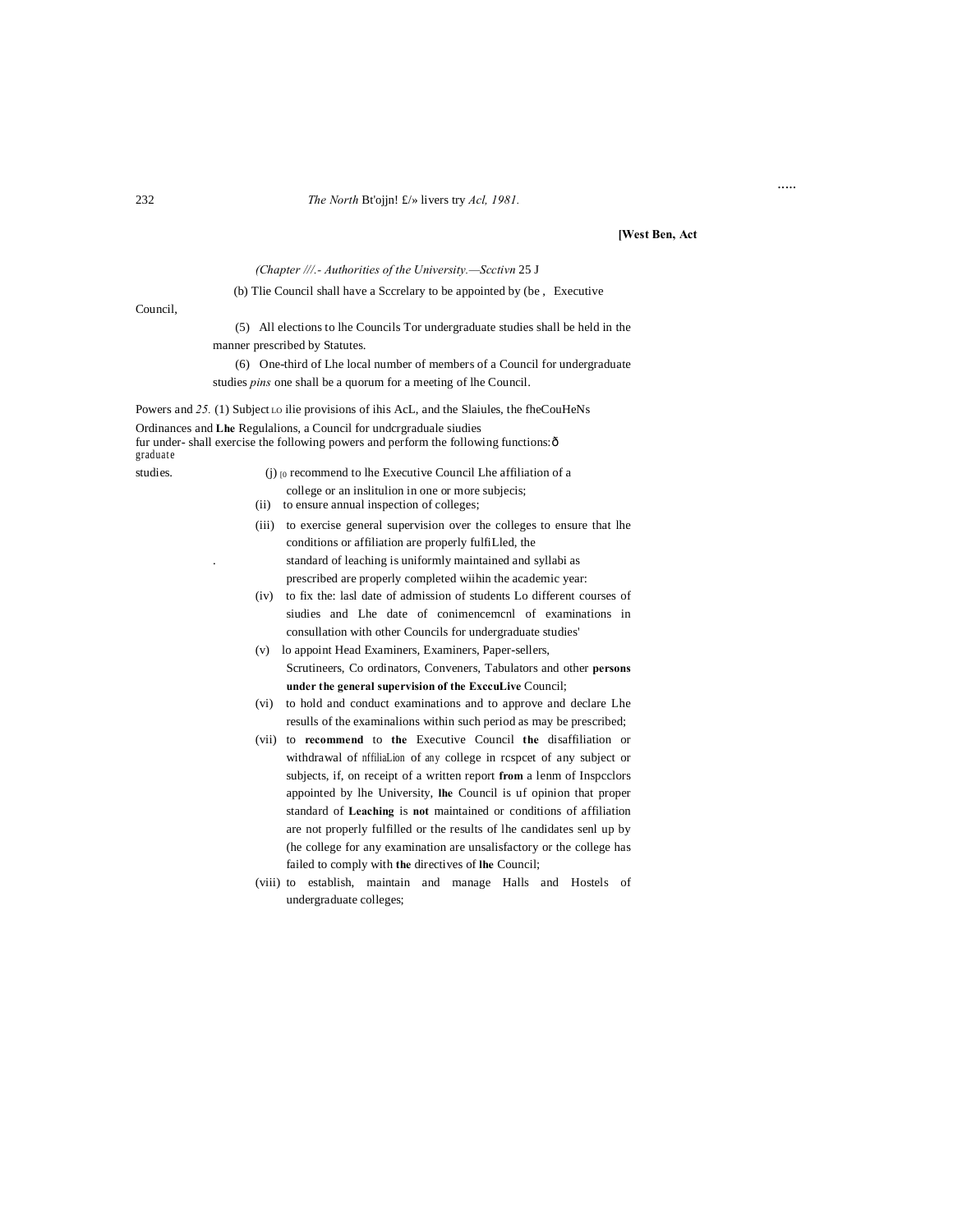*(Chapter ///.- Authorities of the University.—Scctivn* 25 J

(b) Tlie Council shall have a Sccrelary to be appointed by (be , Executive Council,

(5) All elections to lhe Councils Tor undergraduate studies shall be held in the manner prescribed by Statutes.

(6) One-third of Lhe local number of members of a Council for undergraduate studies *pins* one shall be a quorum for a meeting of lhe Council.

Powers and fur under- graduate studies.

*25.* (1) Subject LO ilie provisions of ihis AcL, and the Slaiules, the fheCouHeNs Ordinances and **Lhe** Regulalions, a Council for undcrgraduale siudies shall exercise the following powers and perform the following functions:ð

(j) [o recommend to lhe Executive Council Lhe affiliation of a college or an inslitulion in one or more subjecis;

(ii) to ensure annual inspection of colleges;

(iii) to exercise general supervision over the colleges to ensure that lhe conditions or affiliation are properly fulfiLled, the standard of leaching is uniformly maintained and syllabi as prescribed are properly completed wiihin the academic year:

(iv) to fix the: lasl date of admission of students Lo different courses of siudies and Lhe date of conimencemcnl of examinations in consullation with other Councils for undergraduate studies'

(v) lo appoint Head Examiners, Examiners, Paper-sellers, Scrutineers, Co ordinators, Conveners, Tabulators and other **persons under the general supervision of the ExccuLive** Council;

(vi) to hold and conduct examinations and to approve and declare Lhe resulls of the examinalions within such period as may be prescribed;

(vii) to **recommend** to **the** Executive Council **the** disaffiliation or withdrawal of nffiliaLion of any college in rcspcet of any subject or subjects, if, on receipt of a written report **from** a lenm of Inspcclors appointed by lhe University, **lhe** Council is uf opinion that proper standard of **Leaching** is **not** maintained or conditions of affiliation are not properly fulfilled or the results of lhe candidates senl up by (he college for any examination are unsalisfactory or the college has failed to comply with **the** directives of **lhe** Council;

(viii) to establish, maintain and manage Halls and Hostels of undergraduate colleges;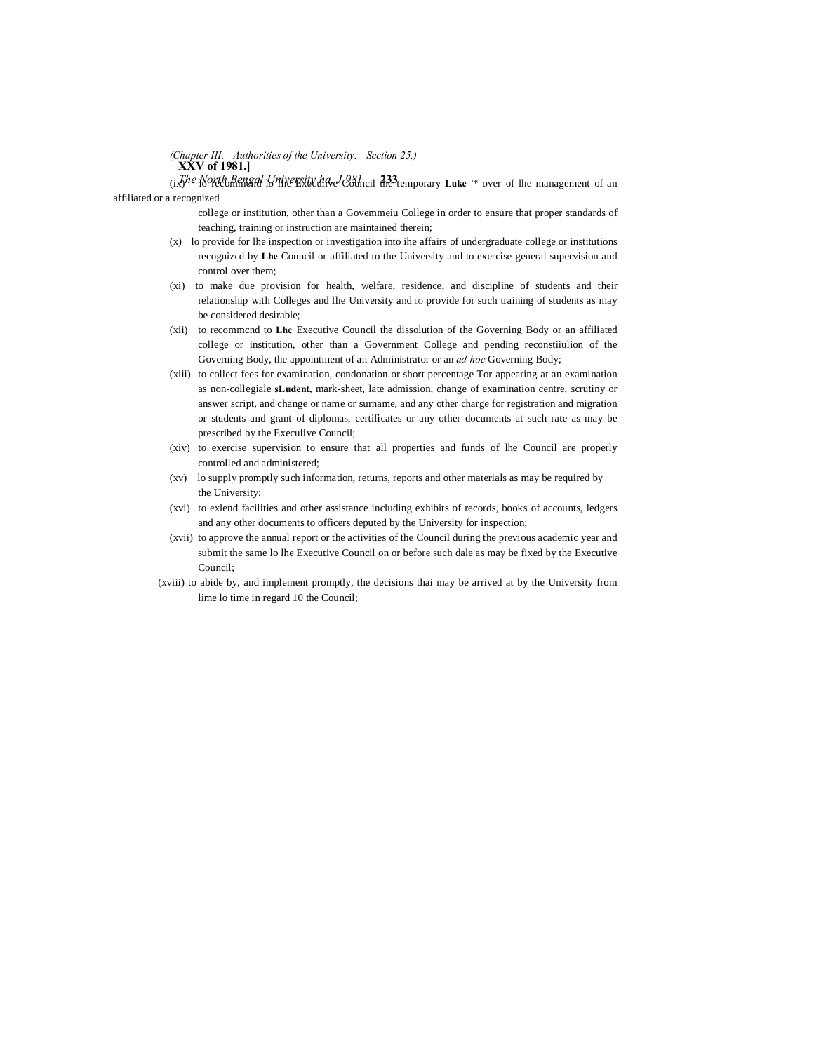(ix) to recommend to the Executive Council the temporary Luke '* over of lhe management of an affiliated or a recognized college or institution, other than a Govemmeiu College in order to ensure that proper standards of teaching, training or instruction are maintained therein;

(x) lo provide for lhe inspection or investigation into ihe affairs of undergraduate college or institutions recognizcd by Lhe Council or affiliated to the University and to exercise general supervision and control over them;

(xi) to make due provision for health, welfare, residence, and discipline of students and their relationship with Colleges and lhe University and LO provide for such training of students as may be considered desirable;

(xii) to recommcnd to Lhc Executive Council the dissolution of the Governing Body or an affiliated college or institution, other than a Government College and pending reconstiiulion of the Governing Body, the appointment of an Administrator or an *ad hoc* Governing Body;

(xiii) to collect fees for examination, condonation or short percentage Tor appearing at an examination as non-collegiale sLudent, mark-sheet, late admission, change of examination centre, scrutiny or answer script, and change or name or surname, and any other charge for registration and migration or students and grant of diplomas, certificates or any other documents at such rate as may be prescribed by the Execulive Council;

(xiv) to exercise supervision to ensure that all properties and funds of lhe Council are properly controlled and administered;

(xv) lo supply promptly such information, returns, reports and other materials as may be required by the University;

(xvi) to exlend facilities and other assistance including exhibits of records, books of accounts, ledgers and any other documents to officers deputed by the University for inspection;

(xvii) to approve the annual report or the activities of the Council during the previous academic year and submit the same lo lhe Executive Council on or before such dale as may be fixed by the Executive Council;

(xviii) to abide by, and implement promptly, the decisions thai may be arrived at by the University from lime lo time in regard 10 the Council;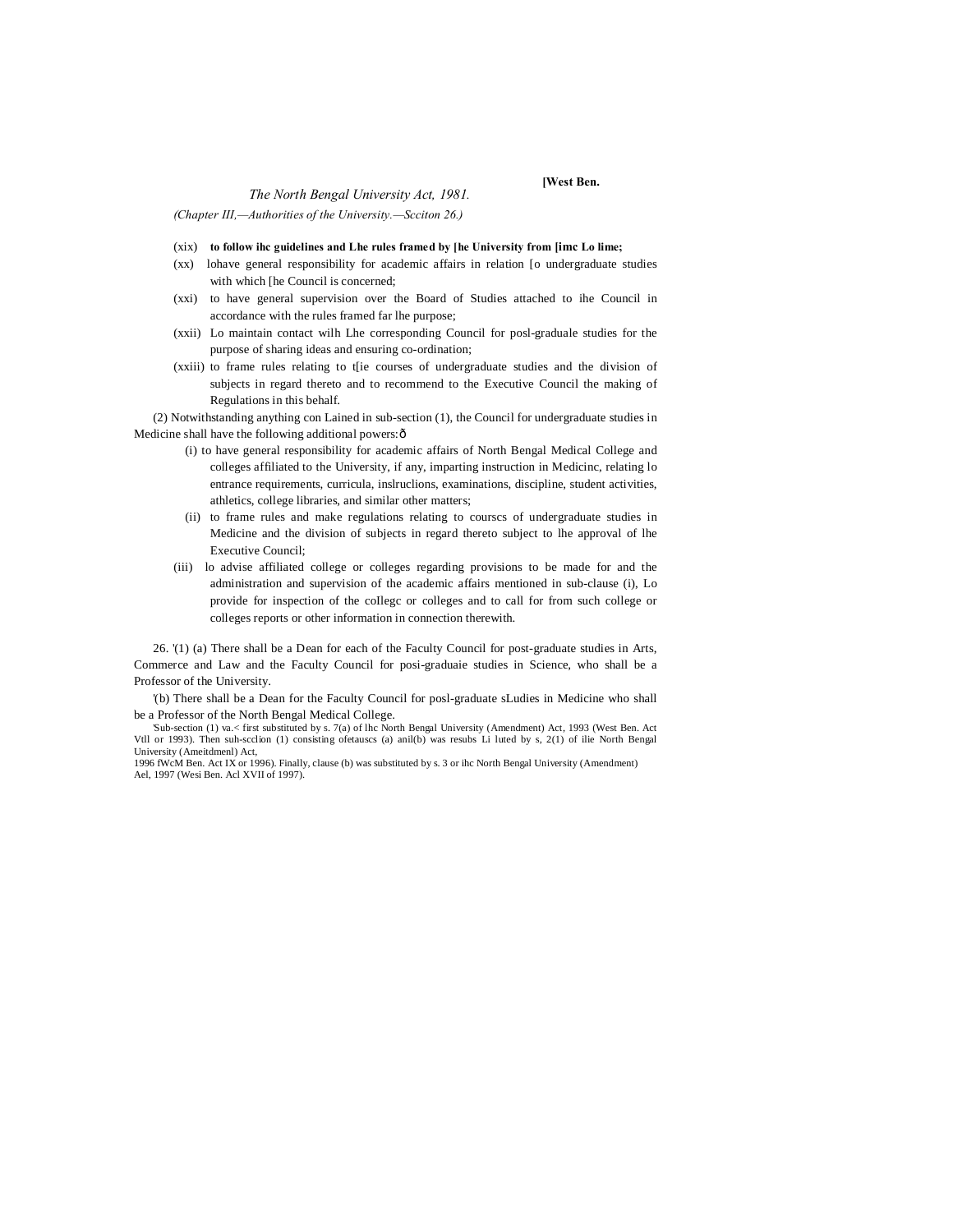(xix) **to follow ihc guidelines and Lhe rules framed by [he University from [imc Lo lime;**

(xx) lohave general responsibility for academic affairs in relation [o undergraduate studies with which [he Council is concerned;

(xxi) to have general supervision over the Board of Studies attached to ihe Council in accordance with the rules framed far lhe purpose;

(xxii) Lo maintain contact wilh Lhe corresponding Council for posl-graduale studies for the purpose of sharing ideas and ensuring co-ordination;

(xxiii) to frame rules relating to t[ie courses of undergraduate studies and the division of subjects in regard thereto and to recommend to the Executive Council the making of Regulations in this behalf.

(2) Notwithstanding anything con Lained in sub-section (1), the Council for undergraduate studies in Medicine shall have the following additional powers:ð

(i) to have general responsibility for academic affairs of North Bengal Medical College and colleges affiliated to the University, if any, imparting instruction in Medicinc, relating lo entrance requirements, curricula, inslruclions, examinations, discipline, student activities, athletics, college libraries, and similar other matters;

(ii) to frame rules and make regulations relating to courscs of undergraduate studies in Medicine and the division of subjects in regard thereto subject to lhe approval of lhe Executive Council;

(iii) lo advise affiliated college or colleges regarding provisions to be made for and the administration and supervision of the academic affairs mentioned in sub-clause (i), Lo provide for inspection of the coIlegc or colleges and to call for from such college or colleges reports or other information in connection therewith.

26. '(1) (a) There shall be a Dean for each of the Faculty Council for post-graduate studies in Arts, Commerce and Law and the Faculty Council for posi-graduaie studies in Science, who shall be a Professor of the University.

'(b) There shall be a Dean for the Faculty Council for posl-graduate sLudies in Medicine who shall be a Professor of the North Bengal Medical College.

'Sub-section (1) va.< first substituted by s. 7(a) of lhc North Bengal University (Amendment) Act, 1993 (West Ben. Act Vtll or 1993). Then suh-scclion (1) consisting ofetauscs (a) anil(b) was resubs Li luted by s, 2(1) of ilie North Bengal University (Ameitdmenl) Act, 1996 fWcM Ben. Act IX or 1996). Finally, clause (b) was substituted by s. 3 or ihc North Bengal University (Amendment) Ael, 1997 (Wesi Ben. Acl XVII of 1997).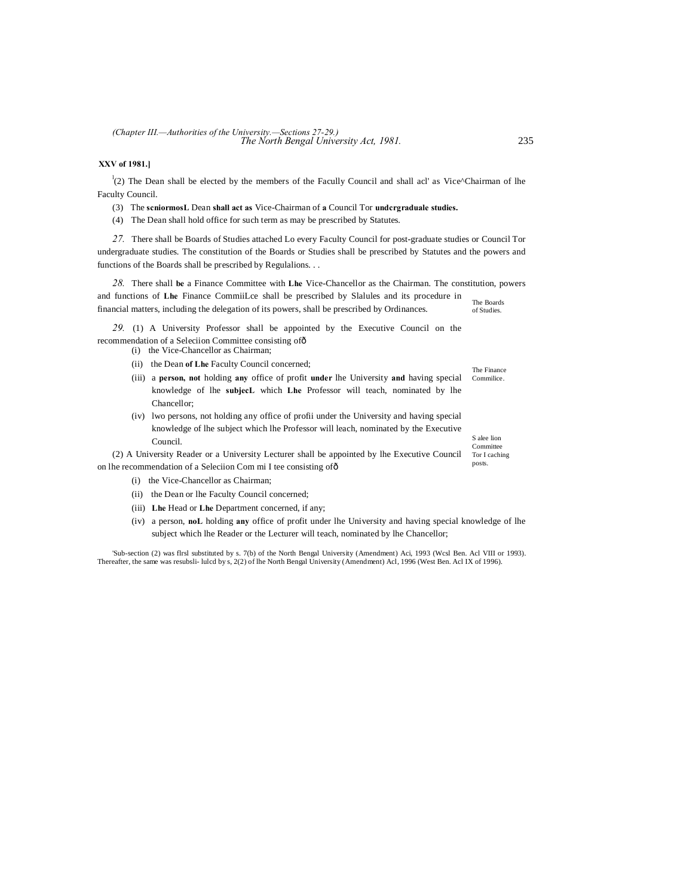**XXV of 1981.]**

[1](2) The Dean shall be elected by the members of the Faculty Council and shall acl' as Vice^Chairman of lhe Faculty Council.

(3) The **scniormosL** Dean **shall act as** Vice-Chairman of **a** Council Tor **undcrgraduale studies.**

(4) The Dean shall hold office for such term as may be prescribed by Statutes.

*27.* There shall be Boards of Studies attached Lo every Faculty Council for post-graduate studies or Council Tor undergraduate studies. The constitution of the Boards or Studies shall be prescribed by Statutes and the powers and functions of the Boards shall be prescribed by Regulalions. . .

The Boards of Studies.

*28.* There shall **be** a Finance Committee with **Lhe** Vice-Chancellor as the Chairman. The constitution, powers and functions of **Lhe** Finance CommiiLce shall be prescribed by Slalules and its procedure in financial matters, including the delegation of its powers, shall be prescribed by Ordinances.

The Finance Commilice.

*29.* (1) A University Professor shall be appointed by the Executive Council on the recommendation of a Seleciion Committee consisting ofð

(i) the Vice-Chancellor as Chairman;

(ii) the Dean **of Lhe** Faculty Council concerned;

(iii) a **person, not** holding **any** office of profit **under** lhe University **and** having special knowledge of lhe **subjecL** which **Lhe** Professor will teach, nominated by lhe Chancellor;

(iv) lwo persons, not holding any office of profii under the University and having special knowledge of lhe subject which lhe Professor will leach, nominated by the Executive Council.

S alee lion Committee Tor I caching posts.

(2) A University Reader or a University Lecturer shall be appointed by lhe Executive Council on lhe recommendation of a Seleciion Com mi I tee consisting ofð

(i) the Vice-Chancellor as Chairman;

(ii) the Dean or lhe Faculty Council concerned;

(iii) **Lhe** Head or **Lhe** Department concerned, if any;

(iv) a person, **noL** holding **any** office of profit under lhe University and having special knowledge of lhe subject which lhe Reader or the Lecturer will teach, nominated by lhe Chancellor;

'Sub-section (2) was flrsl substituted by s. 7(b) of the North Bengal University (Amendment) Aci, 1993 (Wcsl Ben. Acl VIII or 1993). Thereafter, the same was resubsli- lulcd by s, 2(2) of lhe North Bengal University (Amendment) Acl, 1996 (West Ben. Acl IX of 1996).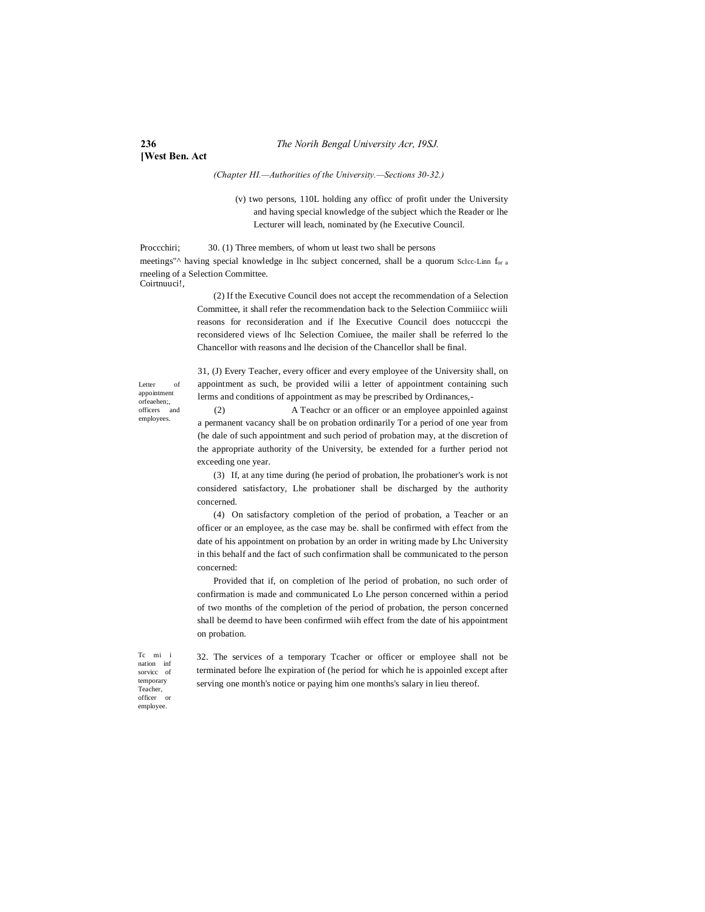*(Chapter HI.—Authorities of the University.—Sections 30-32.)*

(v) two persons, 110L holding any officc of profit under the University and having special knowledge of the subject which the Reader or lhe Lecturer will leach, nominated by (he Executive Council.

Proccchiri; meetings"^ Sclcc-Linn Coirtnuuci!,

30. (1) Three members, of whom ut least two shall be persons having special knowledge in lhc subject concerned, shall be a quorum for a rneeling of a Selection Committee.

(2) If the Executive Council does not accept the recommendation of a Selection Committee, it shall refer the recommendation back to the Selection Commiiicc wiili reasons for reconsideration and if lhe Executive Council does notucccpi the reconsidered views of lhc Selection Comiuee, the mailer shall be referred lo the Chancellor with reasons and lhe decision of the Chancellor shall be final.

Letter of appointment orfeaehen;, officers and employees.

31, (J) Every Teacher, every officer and every employee of the University shall, on appointment as such, be provided wilii a letter of appointment containing such lerms and conditions of appointment as may be prescribed by Ordinances,-

(2) A Teachcr or an officer or an employee appoinled against a permanent vacancy shall be on probation ordinarily Tor a period of one year from (he dale of such appointment and such period of probation may, at the discretion of the appropriate authority of the University, be extended for a further period not exceeding one year.

(3) If, at any time during (he period of probation, lhe probationer's work is not considered satisfactory, Lhe probationer shall be discharged by the authority concerned.

(4) On satisfactory completion of the period of probation, a Teacher or an officer or an employee, as the case may be. shall be confirmed with effect from the date of his appointment on probation by an order in writing made by Lhc University in this behalf and the fact of such confirmation shall be communicated to the person concerned:

Provided that if, on completion of lhe period of probation, no such order of confirmation is made and communicated Lo Lhe person concerned within a period of two months of the completion of the period of probation, the person concerned shall be deemd to have been confirmed wiih effect from the date of his appointment on probation.

Tc mi i nation inf sorvicc of temporary Teacher, officer or employee.

32. The services of a temporary Tcacher or officer or employee shall not be terminated before lhe expiration of (he period for which he is appoinled except after serving one month's notice or paying him one months's salary in lieu thereof.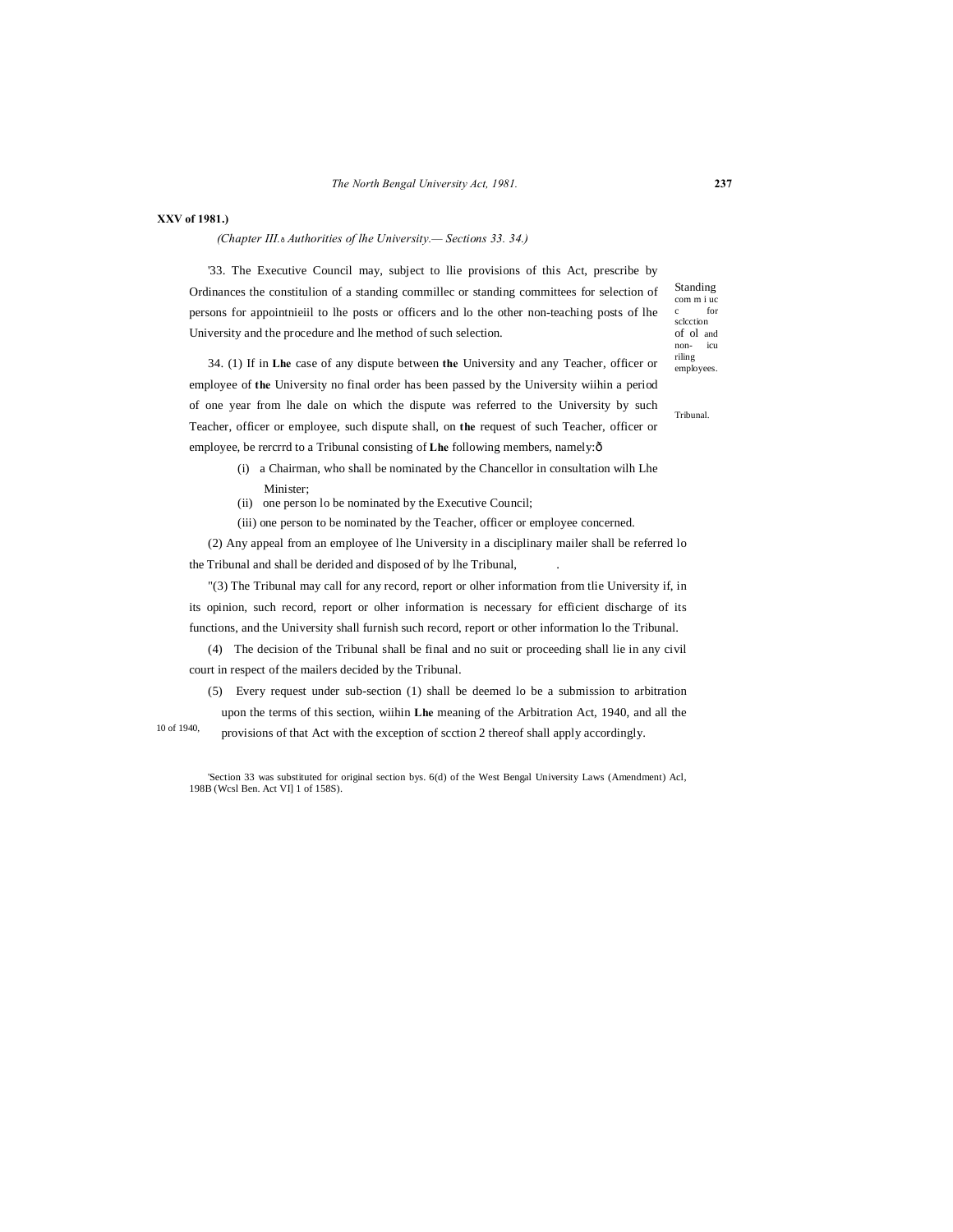**XXV of 1981.)**

*(Chapter III.ȁ Authorities of lhe University.— Sections 33. 34.)*

'33. The Executive Council may, subject to llie provisions of this Act, prescribe by Ordinances the constitulion of a standing commillec or standing committees for selection of persons for appointnieiil to lhe posts or officers and lo the other non-teaching posts of lhe University and the procedure and lhe method of such selection.

Standing com m i uc c for sclcction of ol and non- icu riling employees.

34. (1) If in **Lhe** case of any dispute between **the** University and any Teacher, officer or employee of **the** University no final order has been passed by the University wiihin a period of one year from lhe dale on which the dispute was referred to the University by such Teacher, officer or employee, such dispute shall, on **the** request of such Teacher, officer or employee, be rercrrd to a Tribunal consisting of **Lhe** following members, namely:�icyclic

Tribunal.

(i) a Chairman, who shall be nominated by the Chancellor in consultation wilh Lhe Minister;

(ii) one person lo be nominated by the Executive Council;

(iii) one person to be nominated by the Teacher, officer or employee concerned.

(2) Any appeal from an employee of lhe University in a disciplinary mailer shall be referred lo the Tribunal and shall be derided and disposed of by lhe Tribunal, .

"(3) The Tribunal may call for any record, report or olher information from tlie University if, in its opinion, such record, report or olher information is necessary for efficient discharge of its functions, and the University shall furnish such record, report or other information lo the Tribunal.

(4) The decision of the Tribunal shall be final and no suit or proceeding shall lie in any civil court in respect of the mailers decided by the Tribunal.

(5) Every request under sub-section (1) shall be deemed lo be a submission to arbitration upon the terms of this section, wiihin **Lhe** meaning of the Arbitration Act, 1940, and all the provisions of that Act with the exception of scction 2 thereof shall apply accordingly.

10 of 1940,

'Section 33 was substituted for original section bys. 6(d) of the West Bengal University Laws (Amendment) Acl, 198B (Wcsl Ben. Act VI] 1 of 158S).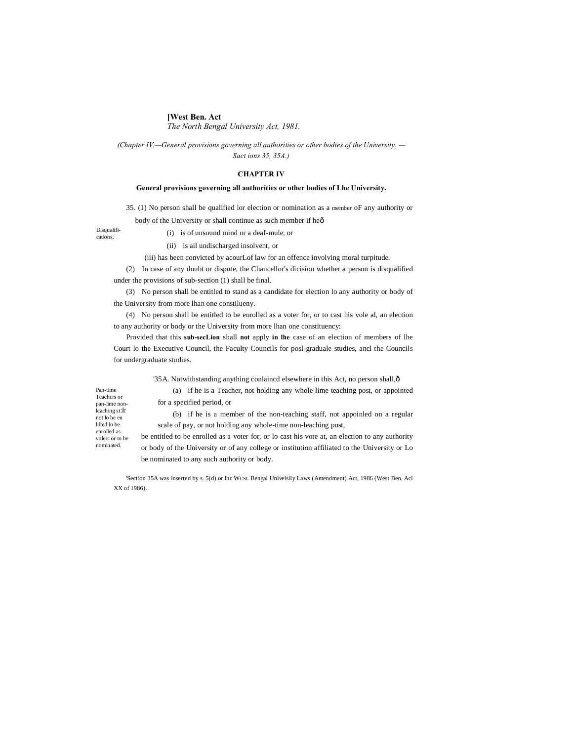**[West Ben. Act**
*The North Bengal University Act, 1981.*

*(Chapter IV.—General provisions governing all authorities or other bodies of the University. —Sact ions 35, 35A.)*

## CHAPTER IV

### General provisions governing all authorities or other bodies of Lhe University.

Disqualifi-cations,

35. (1) No person shall be qualified lor election or nomination as a member oF any authority or body of the University or shall continue as such member if heð

(i) is of unsound mind or a deaf-mule, or

(ii) is ail undischarged insolvent, or

(iii) has been convicted by acourLof law for an offence involving moral turpitude.

(2) In case of any doubt or dispute, the Chancellor's dicision whether a person is disqualified under the provisions of sub-section (1) shall be final.

(3) No person shall be entitled to stand as a candidate for election lo any authority or body of the University from more lhan one constilueny.

(4) No person shall be entitled to be enrolled as a voter for, or to cast his vole al, an election to any authority or body or the University from more lhan one constituency:

Provided that this **sub-secLion** shall **not** apply **in lhe** case of an election of members of lhe Court lo the Executive Council, the Faculty Councils for posl-graduale studies, ancl the Councils for undergraduate studies.

Pan-time Tcachcrs or pan-lime non-lcaching stiff not lo be en lilted lo be enrolled as volers or to be nominated.

'35A. Notwithstanding anything conlaincd elsewhere in this Act, no person shall,ð

(a) if he is a Teacher, not holding any whole-lime teaching post, or appointed for a specified period, or

(b) if he is a member of the non-teaching staff, not appoinled on a regular scale of pay, or not holding any whole-time non-leaching post,

be entitled to be enrolled as a voter for, or lo cast his vote at, an election to any authority or body of the University or of any college or institution affiliated to the University or Lo be nominated to any such authority or body.

'Section 35A was inserted by s. 5(d) or lhc WCSL Bengal Univeisily Laws (Amendment) Act, 1986 (West Ben. Acl XX of 1986).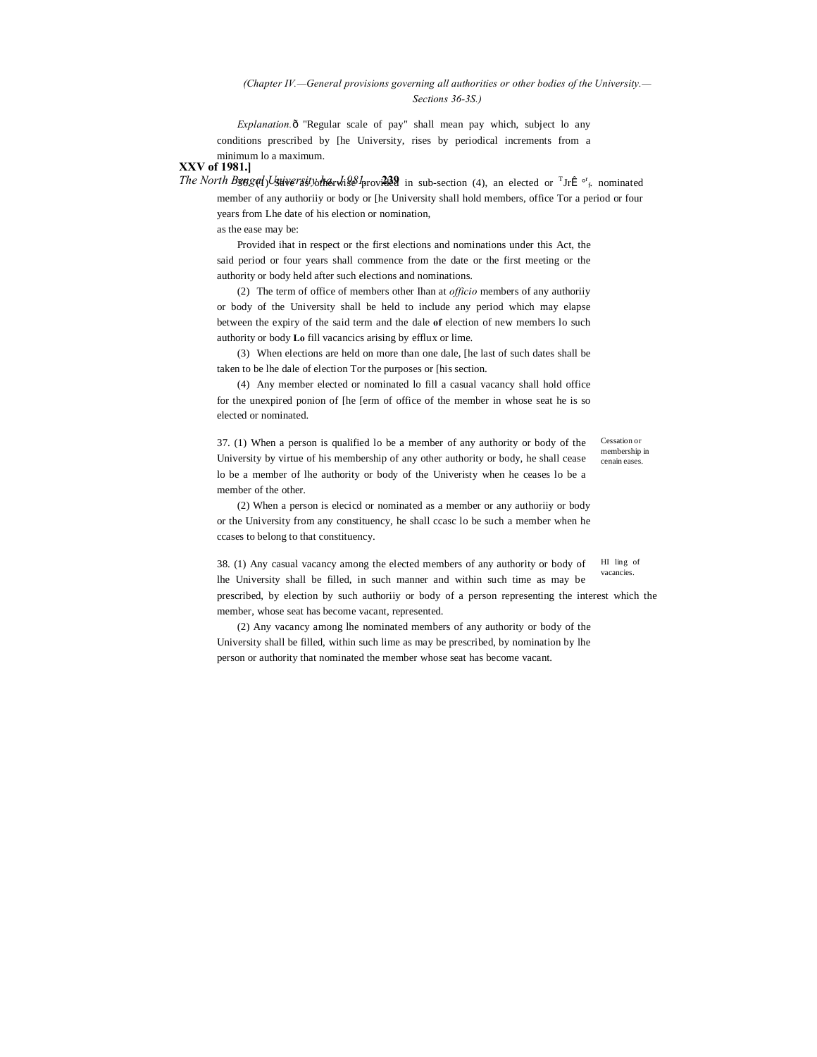(Chapter IV.—General provisions governing all authorities or other bodies of the University.— Sections 36-3S.)

*Explanation.*ð "Regular scale of pay" shall mean pay which, subject lo any conditions prescribed by [he University, rises by periodical increments from a minimum lo a maximum.

36. (1) Save as otherwise provided in sub-section (4), an elected or nominated member of any authoriiy or body or [he University shall hold members, office Tor a period or four years from Lhe date of his election or nomination,

as the ease may be:

Provided ihat in respect or the first elections and nominations under this Act, the said period or four years shall commence from the date or the first meeting or the authority or body held after such elections and nominations.

(2) The term of office of members other Ihan at *officio* members of any authoriiy or body of the University shall be held to include any period which may elapse between the expiry of the said term and the dale **of** election of new members lo such authority or body **Lo** fill vacancics arising by efflux or lime.

(3) When elections are held on more than one dale, [he last of such dates shall be taken to be lhe dale of election Tor the purposes or [his section.

(4) Any member elected or nominated lo fill a casual vacancy shall hold office for the unexpired ponion of [he [erm of office of the member in whose seat he is so elected or nominated.

Cessation or membership in cenain eases.

37. (1) When a person is qualified lo be a member of any authority or body of the University by virtue of his membership of any other authority or body, he shall cease lo be a member of lhe authority or body of the Univeristy when he ceases lo be a member of the other.

(2) When a person is elecicd or nominated as a member or any authoriiy or body or the University from any constituency, he shall ccasc lo be such a member when he ccases to belong to that constituency.

HI ling of vacancies.

38. (1) Any casual vacancy among the elected members of any authority or body of lhe University shall be filled, in such manner and within such time as may be prescribed, by election by such authoriiy or body of a person representing the interest which the member, whose seat has become vacant, represented.

(2) Any vacancy among lhe nominated members of any authority or body of the University shall be filled, within such lime as may be prescribed, by nomination by lhe person or authority that nominated the member whose seat has become vacant.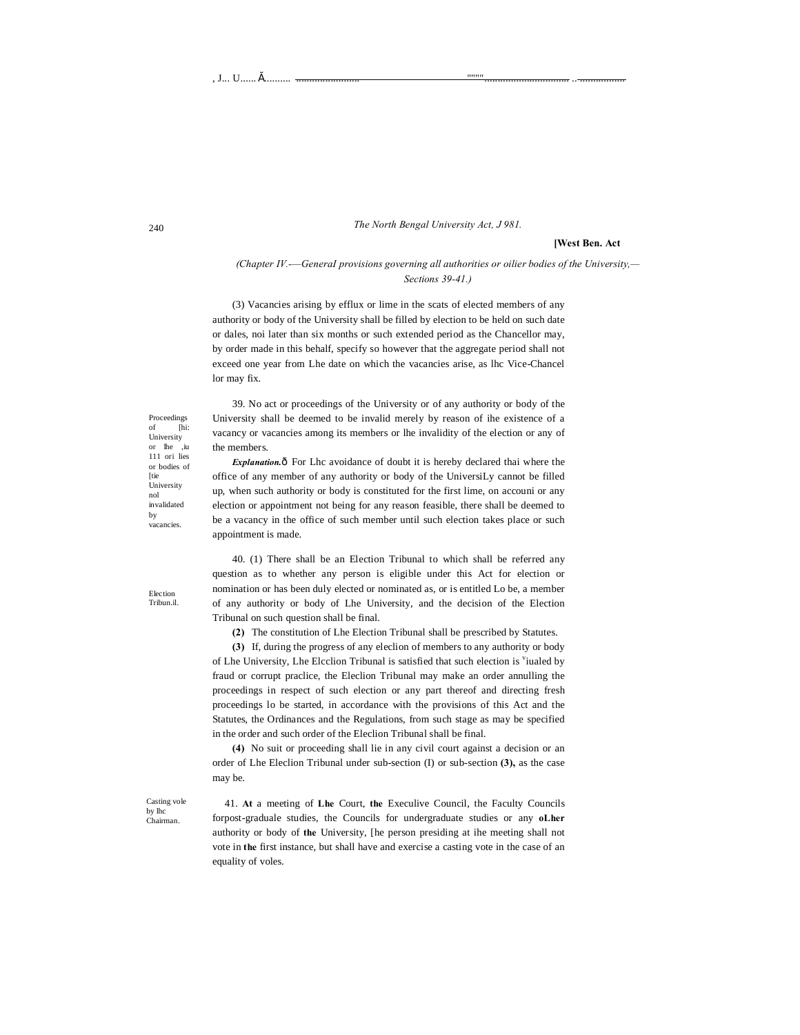(Chapter IV.—General provisions governing all authorities or oilier bodies of the University,—Sections 39-41.)

(3) Vacancies arising by efflux or lime in the scats of elected members of any authority or body of the University shall be filled by election to be held on such date or dales, noi later than six months or such extended period as the Chancellor may, by order made in this behalf, specify so however that the aggregate period shall not exceed one year from Lhe date on which the vacancies arise, as lhc Vice-Chancel lor may fix.

Proceedings of [hi: University or lhe ,iu 111 ori lies or bodies of [tie University nol invalidated by vacancies.

39. No act or proceedings of the University or of any authority or body of the University shall be deemed to be invalid merely by reason of ihe existence of a vacancy or vacancies among its members or lhe invalidity of the election or any of the members.

***Explanation.***ô For Lhc avoidance of doubt it is hereby declared thai where the office of any member of any authority or body of the UniversiLy cannot be filled up, when such authority or body is constituted for the first lime, on accouni or any election or appointment not being for any reason feasible, there shall be deemed to be a vacancy in the office of such member until such election takes place or such appointment is made.

Election Tribun.il.

40. (1) There shall be an Election Tribunal to which shall be referred any question as to whether any person is eligible under this Act for election or nomination or has been duly elected or nominated as, or is entitled Lo be, a member of any authority or body of Lhe University, and the decision of the Election Tribunal on such question shall be final.

**(2)** The constitution of Lhe Election Tribunal shall be prescribed by Statutes.

**(3)** If, during the progress of any eleclion of members to any authority or body of Lhe University, Lhe Elcclion Tribunal is satisfied that such election is viualed by fraud or corrupt praclice, the Eleclion Tribunal may make an order annulling the proceedings in respect of such election or any part thereof and directing fresh proceedings lo be started, in accordance with the provisions of this Act and the Statutes, the Ordinances and the Regulations, from such stage as may be specified in the order and such order of the Eleclion Tribunal shall be final.

**(4)** No suit or proceeding shall lie in any civil court against a decision or an order of Lhe Eleclion Tribunal under sub-section (I) or sub-section **(3),** as the case may be.

Casting vole by lhc Chairman.

41. **At** a meeting of **Lhe** Court, **the** Execulive Council, the Faculty Councils forpost-graduale studies, the Councils for undergraduate studies or any **oLher** authority or body of **the** University, [he person presiding at ihe meeting shall not vote in **the** first instance, but shall have and exercise a casting vote in the case of an equality of voles.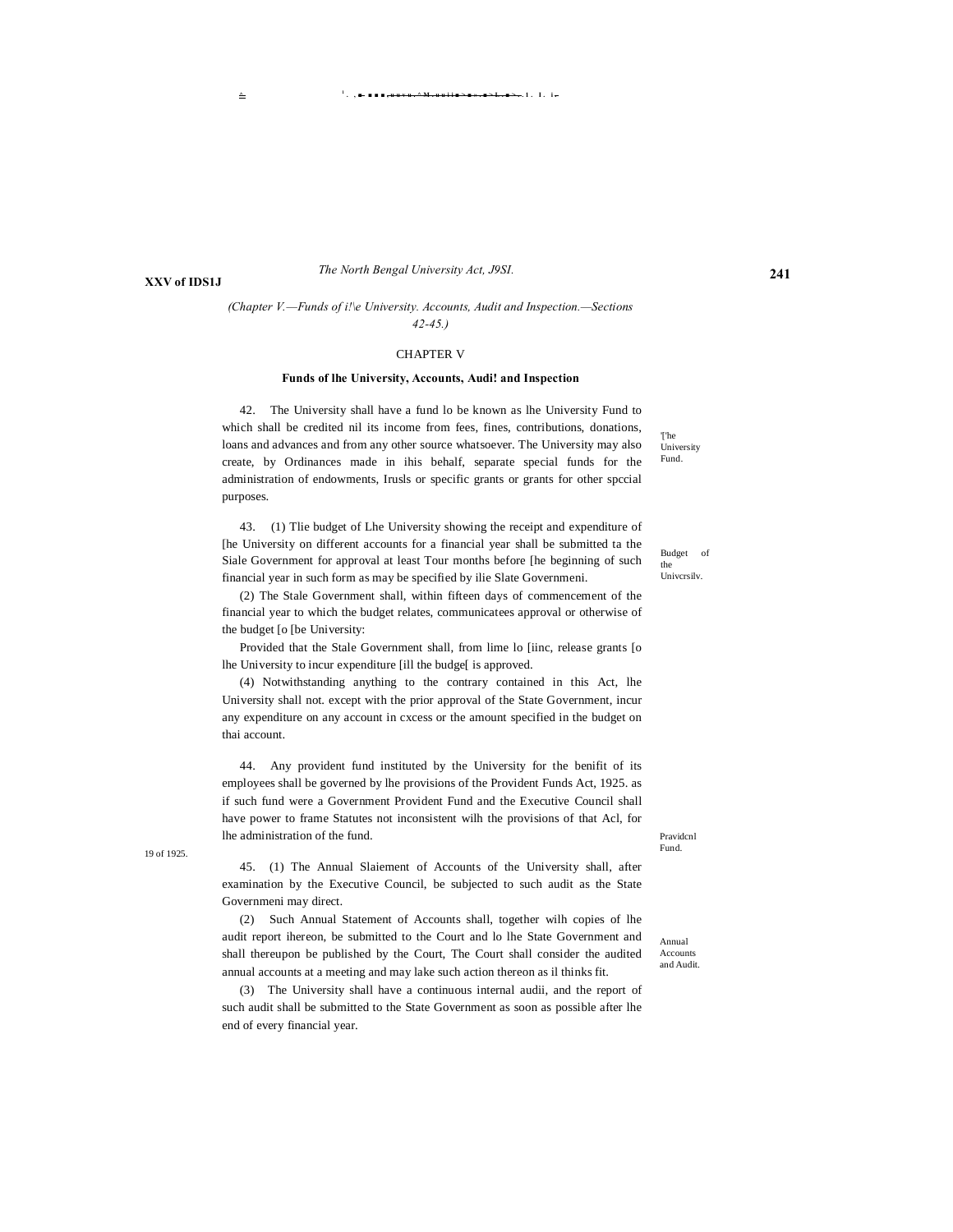*(Chapter V.—Funds of i!\e University. Accounts, Audit and Inspection.—Sections 42-45.)*

## CHAPTER V

### Funds of lhe University, Accounts, Audi! and Inspection

'['he University Fund.

42. The University shall have a fund lo be known as lhe University Fund to which shall be credited nil its income from fees, fines, contributions, donations, loans and advances and from any other source whatsoever. The University may also create, by Ordinances made in ihis behalf, separate special funds for the administration of endowments, Irusls or specific grants or grants for other spccial purposes.

Budget of the Univcrsilv.

43. (1) Tlie budget of Lhe University showing the receipt and expenditure of [he University on different accounts for a financial year shall be submitted ta the Siale Government for approval at least Tour months before [he beginning of such financial year in such form as may be specified by ilie Slate Governmeni.

(2) The Stale Government shall, within fifteen days of commencement of the financial year to which the budget relates, communicatees approval or otherwise of the budget [o [be University:

Provided that the Stale Government shall, from lime lo [iinc, release grants [o lhe University to incur expenditure [ill the budge[ is approved.

(4) Notwithstanding anything to the contrary contained in this Act, lhe University shall not. except with the prior approval of the State Government, incur any expenditure on any account in cxcess or the amount specified in the budget on thai account.

Pravidcnl Fund.

44. Any provident fund instituted by the University for the benifit of its employees shall be governed by lhe provisions of the Provident Funds Act, 1925. as if such fund were a Government Provident Fund and the Executive Council shall have power to frame Statutes not inconsistent wilh the provisions of that Acl, for lhe administration of the fund.

19 of 1925.

Annual Accounts and Audit.

45. (1) The Annual Slaiement of Accounts of the University shall, after examination by the Executive Council, be subjected to such audit as the State Governmeni may direct.

(2) Such Annual Statement of Accounts shall, together wilh copies of lhe audit report ihereon, be submitted to the Court and lo lhe State Government and shall thereupon be published by the Court, The Court shall consider the audited annual accounts at a meeting and may lake such action thereon as il thinks fit.

(3) The University shall have a continuous internal audii, and the report of such audit shall be submitted to the State Government as soon as possible after lhe end of every financial year.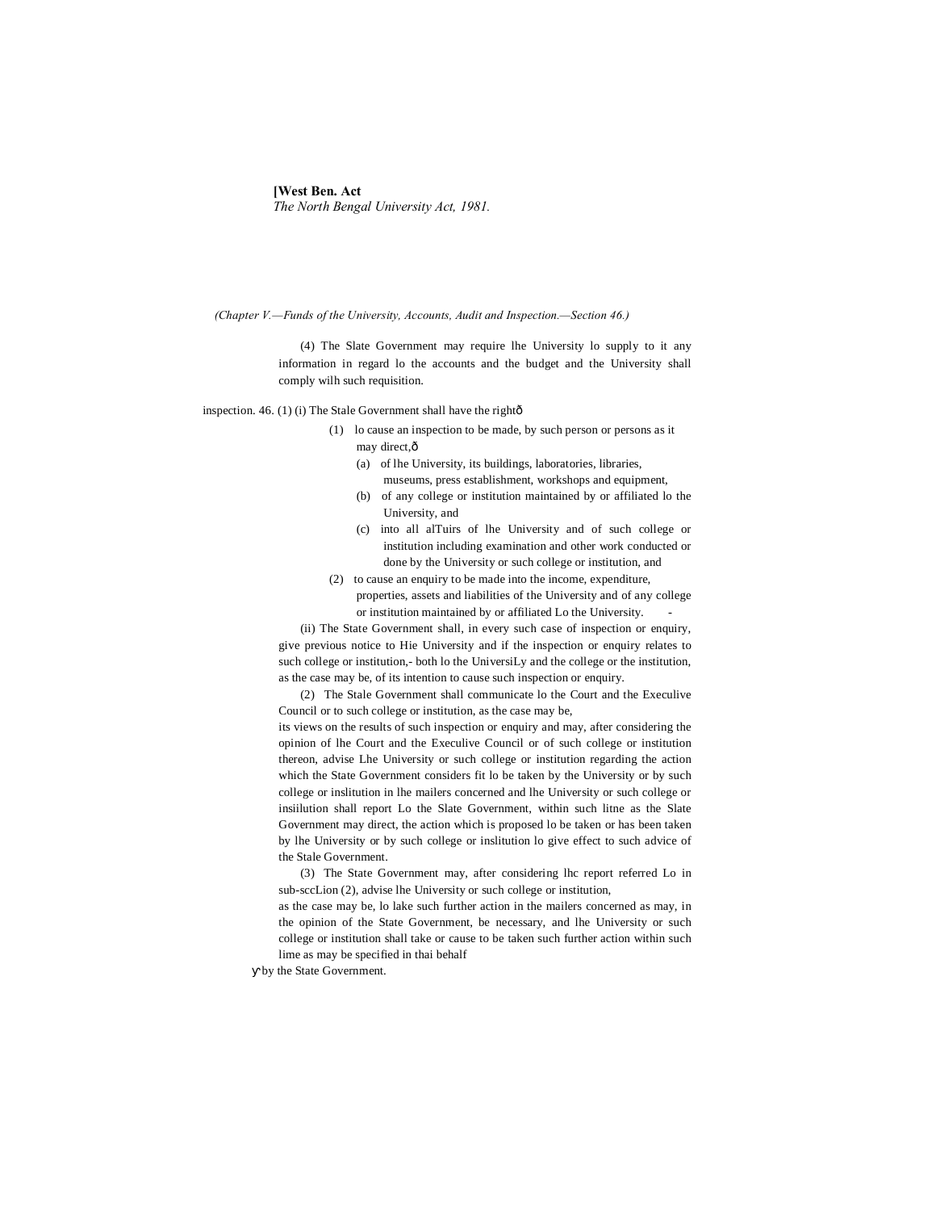(Chapter V.—Funds of the University, Accounts, Audit and Inspection.—Section 46.)

(4) The Slate Government may require lhe University lo supply to it any information in regard lo the accounts and the budget and the University shall comply wilh such requisition.

inspection. 46. (1) (i) The Stale Government shall have the rightð

(1) lo cause an inspection to be made, by such person or persons as it may direct,ð

(a) of lhe University, its buildings, laboratories, libraries, museums, press establishment, workshops and equipment,

(b) of any college or institution maintained by or affiliated lo the University, and

(c) into all alTuirs of lhe University and of such college or institution including examination and other work conducted or done by the University or such college or institution, and

(2) to cause an enquiry to be made into the income, expenditure, properties, assets and liabilities of the University and of any college or institution maintained by or affiliated Lo the University. -

(ii) The State Government shall, in every such case of inspection or enquiry, give previous notice to Hie University and if the inspection or enquiry relates to such college or institution,- both lo the UniversiLy and the college or the institution, as the case may be, of its intention to cause such inspection or enquiry.

(2) The Stale Government shall communicate lo the Court and the Execulive Council or to such college or institution, as the case may be, its views on the results of such inspection or enquiry and may, after considering the opinion of lhe Court and the Executive Council or of such college or institution thereon, advise Lhe University or such college or institution regarding the action which the State Government considers fit lo be taken by the University or by such college or inslitution in lhe mailers concerned and lhe University or such college or insiilution shall report Lo the Slate Government, within such litne as the Slate Government may direct, the action which is proposed lo be taken or has been taken by lhe University or by such college or inslitution lo give effect to such advice of the Stale Government.

(3) The State Government may, after considering lhc report referred Lo in sub-sccLion (2), advise lhe University or such college or institution, as the case may be, lo lake such further action in the mailers concerned as may, in the opinion of the State Government, be necessary, and lhe University or such college or institution shall take or cause to be taken such further action within such lime as may be specified in thai behalf by the State Government.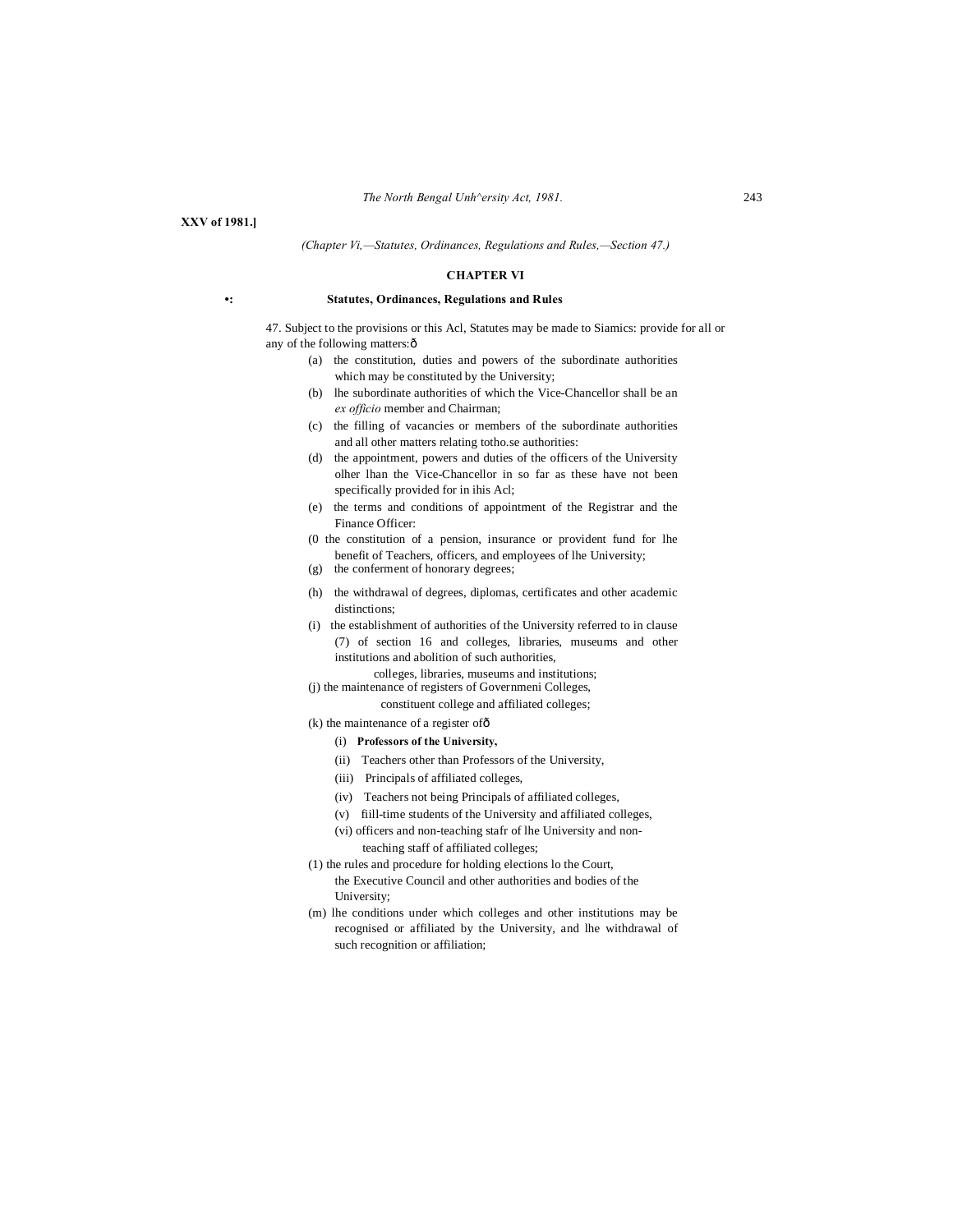XXV of 1981.]

*(Chapter Vi,—Statutes, Ordinances, Regulations and Rules,—Section 47.)*

## CHAPTER VI

### Statutes, Ordinances, Regulations and Rules

47. Subject to the provisions or this Acl, Statutes may be made to Siamics: provide for all or any of the following matters:ð

(a) the constitution, duties and powers of the subordinate authorities which may be constituted by the University;

(b) lhe subordinate authorities of which the Vice-Chancellor shall be an *ex officio* member and Chairman;

(c) the filling of vacancies or members of the subordinate authorities and all other matters relating totho.se authorities:

(d) the appointment, powers and duties of the officers of the University olher lhan the Vice-Chancellor in so far as these have not been specifically provided for in ihis Acl;

(e) the terms and conditions of appointment of the Registrar and the Finance Officer:

(0 the constitution of a pension, insurance or provident fund for lhe benefit of Teachers, officers, and employees of lhe University;

(g) the conferment of honorary degrees;

(h) the withdrawal of degrees, diplomas, certificates and other academic distinctions;

(i) the establishment of authorities of the University referred to in clause (7) of section 16 and colleges, libraries, museums and other institutions and abolition of such authorities, colleges, libraries, museums and institutions;

(j) the maintenance of registers of Governmeni Colleges, constituent college and affiliated colleges;

(k) the maintenance of a register ofð

(i) **Professors of the University,**

(ii) Teachers other than Professors of the University,

(iii) Principals of affiliated colleges,

(iv) Teachers not being Principals of affiliated colleges,

(v) fiill-time students of the University and affiliated colleges,

(vi) officers and non-teaching stafr of lhe University and non-teaching staff of affiliated colleges;

(1) the rules and procedure for holding elections lo the Court, the Executive Council and other authorities and bodies of the University;

(m) lhe conditions under which colleges and other institutions may be recognised or affiliated by the University, and lhe withdrawal of such recognition or affiliation;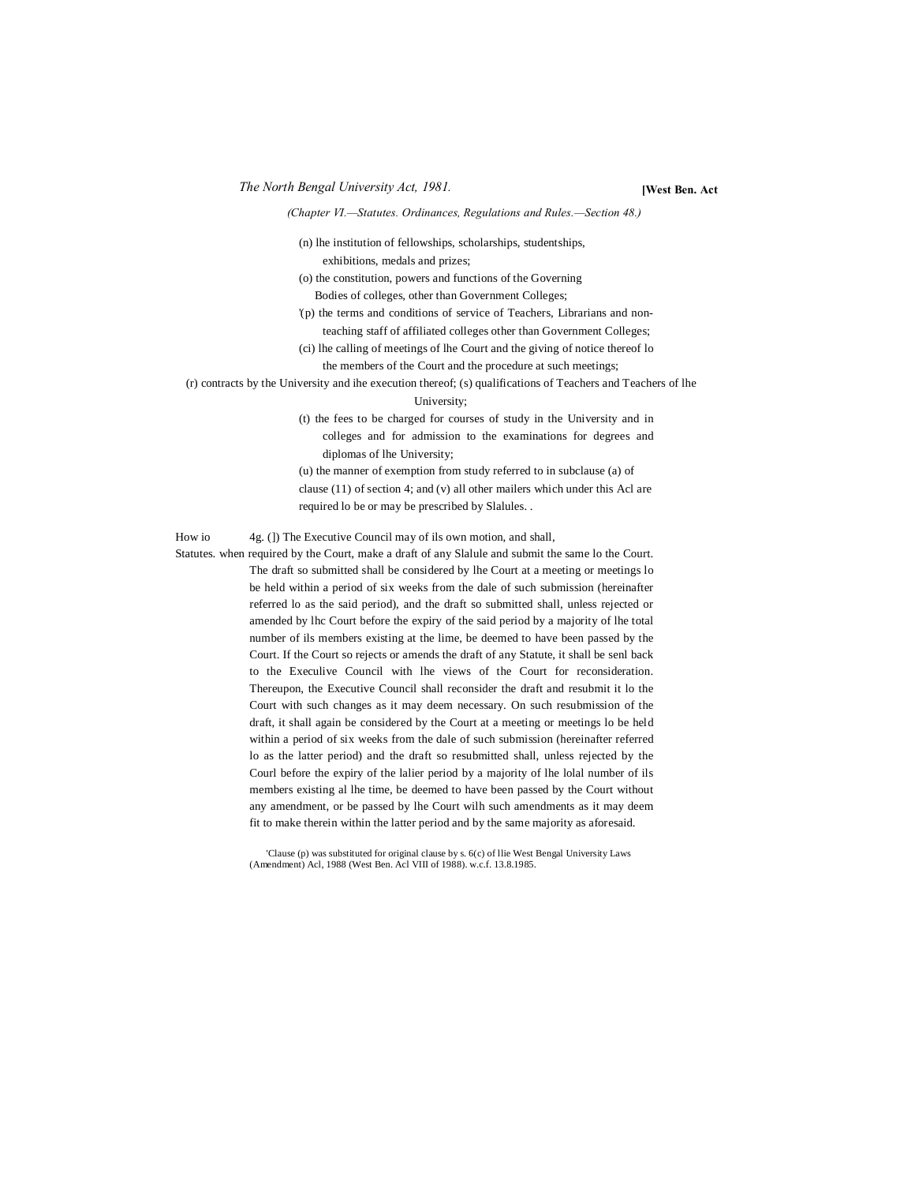(n) lhe institution of fellowships, scholarships, studentships, exhibitions, medals and prizes;

(o) the constitution, powers and functions of the Governing Bodies of colleges, other than Government Colleges;

'(p) the terms and conditions of service of Teachers, Librarians and non-teaching staff of affiliated colleges other than Government Colleges;

(ci) lhe calling of meetings of lhe Court and the giving of notice thereof lo the members of the Court and the procedure at such meetings;

(r) contracts by the University and ihe execution thereof; (s) qualifications of Teachers and Teachers of lhe University;

(t) the fees to be charged for courses of study in the University and in colleges and for admission to the examinations for degrees and diplomas of lhe University;

(u) the manner of exemption from study referred to in subclause (a) of clause (11) of section 4; and (v) all other mailers which under this Acl are required lo be or may be prescribed by Slalules. .

How io Statutes. when

4g. (]) The Executive Council may of ils own motion, and shall, when required by the Court, make a draft of any Slalule and submit the same lo the Court. The draft so submitted shall be considered by lhe Court at a meeting or meetings lo be held within a period of six weeks from the dale of such submission (hereinafter referred lo as the said period), and the draft so submitted shall, unless rejected or amended by lhc Court before the expiry of the said period by a majority of lhe total number of ils members existing at the lime, be deemed to have been passed by the Court. If the Court so rejects or amends the draft of any Statute, it shall be senl back to the Execulive Council with lhe views of the Court for reconsideration. Thereupon, the Executive Council shall reconsider the draft and resubmit it lo the Court with such changes as it may deem necessary. On such resubmission of the draft, it shall again be considered by the Court at a meeting or meetings lo be held within a period of six weeks from the dale of such submission (hereinafter referred lo as the latter period) and the draft so resubmitted shall, unless rejected by the Courl before the expiry of the lalier period by a majority of lhe lolal number of ils members existing al lhe time, be deemed to have been passed by the Court without any amendment, or be passed by lhe Court wilh such amendments as it may deem fit to make therein within the latter period and by the same majority as aforesaid.

'Clause (p) was substituted for original clause by s. 6(c) of llie West Bengal University Laws (Amendment) Acl, 1988 (West Ben. Acl VIII of 1988). w.c.f. 13.8.1985.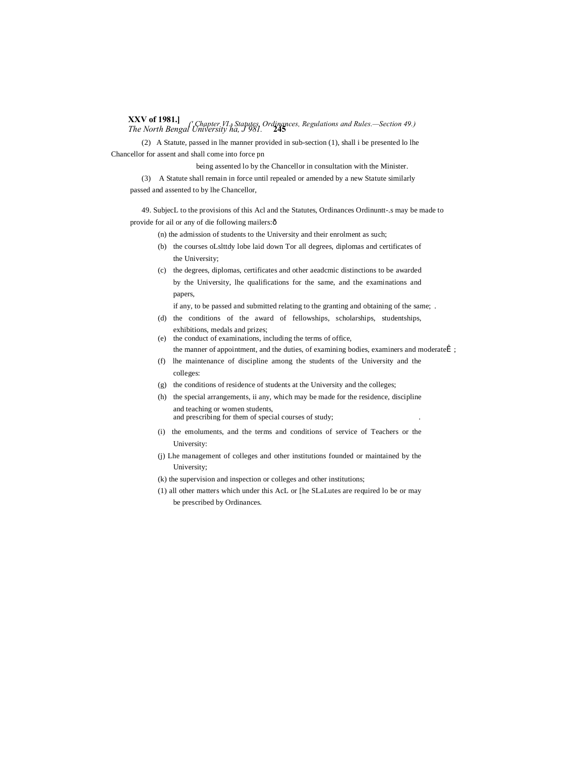(2) A Statute, passed in lhe manner provided in sub-section (1), shall i be presented lo lhe Chancellor for assent and shall come into force pn being assented lo by the Chancellor in consultation with the Minister.

(3) A Statute shall remain in force until repealed or amended by a new Statute similarly passed and assented to by lhe Chancellor,

49. SubjecL to the provisions of this Acl and the Statutes, Ordinances Ordinuntt-.s may be made to provide for ail or any of die following mailers:ð

(n) the admission of students to the University and their enrolment as such;

(b) the courses oLslttdy lobe laid down Tor all degrees, diplomas and certificates of the University;

(c) the degrees, diplomas, certificates and other aeadcmic distinctions to be awarded by the University, lhe qualifications for the same, and the examinations and papers, if any, to be passed and submitted relating to the granting and obtaining of the same; .

(d) the conditions of the award of fellowships, scholarships, studentships, exhibitions, medals and prizes;

(e) the conduct of examinations, including the terms of office, the manner of appointment, and the duties, of examining bodies, examiners and moderateÊ ;

(f) lhe maintenance of discipline among the students of the University and the colleges:

(g) the conditions of residence of students at the University and the colleges;

(h) the special arrangements, ii any, which may be made for the residence, discipline and teaching or women students, and prescribing for them of special courses of study; .

(i) the emoluments, and the terms and conditions of service of Teachers or the University:

(j) Lhe management of colleges and other institutions founded or maintained by the University;

(k) the supervision and inspection or colleges and other institutions;

(1) all other matters which under this AcL or [he SLaLutes are required lo be or may be prescribed by Ordinances.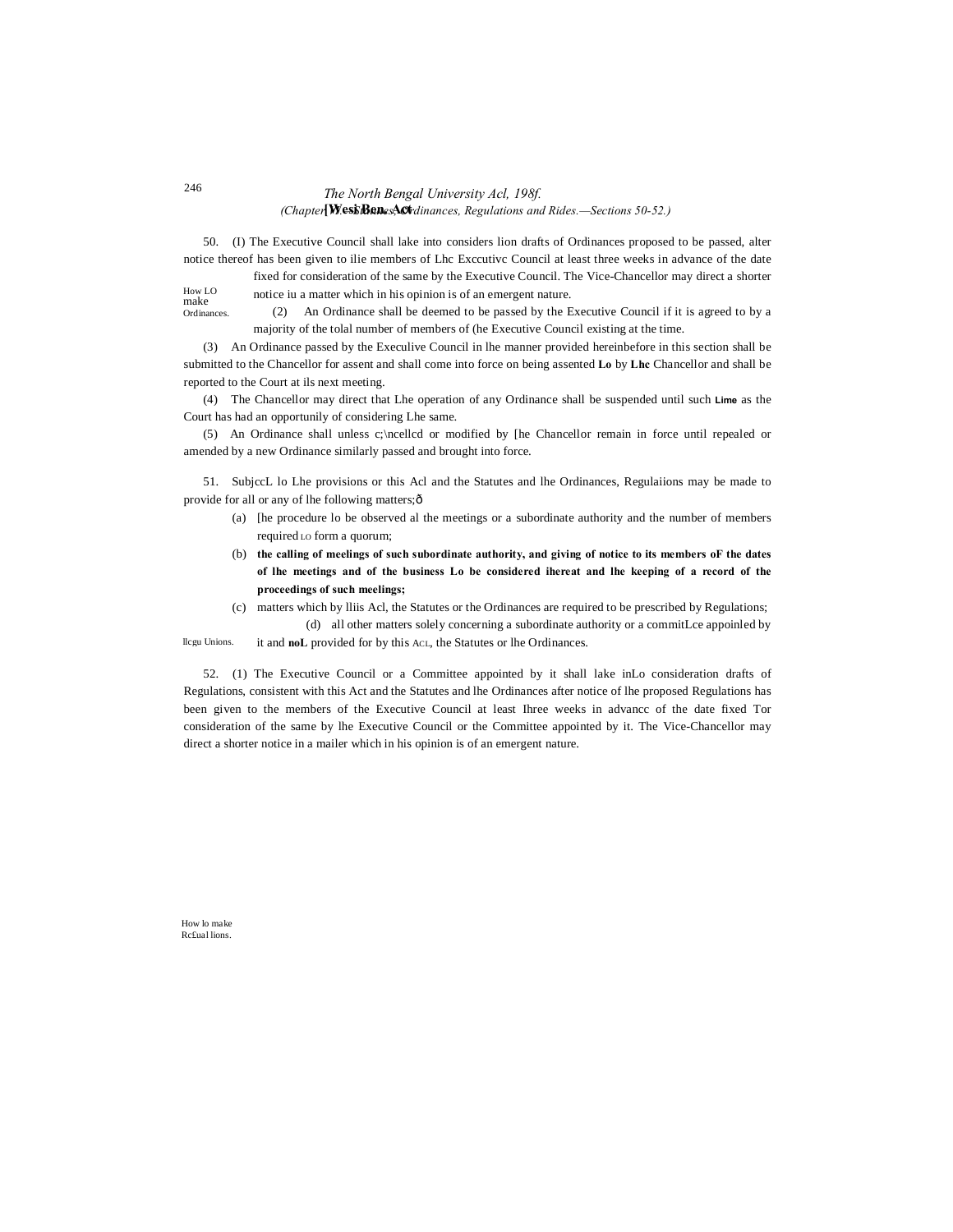50. (I) The Executive Council shall lake into considers lion drafts of Ordinances proposed to be passed, alter notice thereof has been given to ilie members of Lhc Exccutivc Council at least three weeks in advance of the date fixed for consideration of the same by the Executive Council. The Vice-Chancellor may direct a shorter notice iu a matter which in his opinion is of an emergent nature.

How LO make Ordinances.

(2) An Ordinance shall be deemed to be passed by the Executive Council if it is agreed to by a majority of the tolal number of members of (he Executive Council existing at the time.

(3) An Ordinance passed by the Execulive Council in lhe manner provided hereinbefore in this section shall be submitted to the Chancellor for assent and shall come into force on being assented **Lo** by **Lhc** Chancellor and shall be reported to the Court at ils next meeting.

(4) The Chancellor may direct that Lhe operation of any Ordinance shall be suspended until such **Lime** as the Court has had an opportunily of considering Lhe same.

(5) An Ordinance shall unless c;\ncellcd or modified by [he Chancellor remain in force until repealed or amended by a new Ordinance similarly passed and brought into force.

51. SubjccL lo Lhe provisions or this Acl and the Statutes and lhe Ordinances, Regulaiions may be made to provide for all or any of lhe following matters;ð

(a) [he procedure lo be observed al the meetings or a subordinate authority and the number of members required LO form a quorum;

(b) **the calling of meelings of such subordinate authority, and giving of notice to its members oF the dates of lhe meetings and of the business Lo be considered ihereat and lhe keeping of a record of the proceedings of such meelings;**

(c) matters which by lliis Acl, the Statutes or the Ordinances are required to be prescribed by Regulations;

(d) all other matters solely concerning a subordinate authority or a commitLce appoinled by it and **noL** provided for by this ACL, the Statutes or lhe Ordinances.

llcgu Unions.

52. (1) The Executive Council or a Committee appointed by it shall lake inLo consideration drafts of Regulations, consistent with this Act and the Statutes and lhe Ordinances after notice of lhe proposed Regulations has been given to the members of the Executive Council at least Ihree weeks in advancc of the date fixed Tor consideration of the same by lhe Executive Council or the Committee appointed by it. The Vice-Chancellor may direct a shorter notice in a mailer which in his opinion is of an emergent nature.

How lo make Rc£ual lions.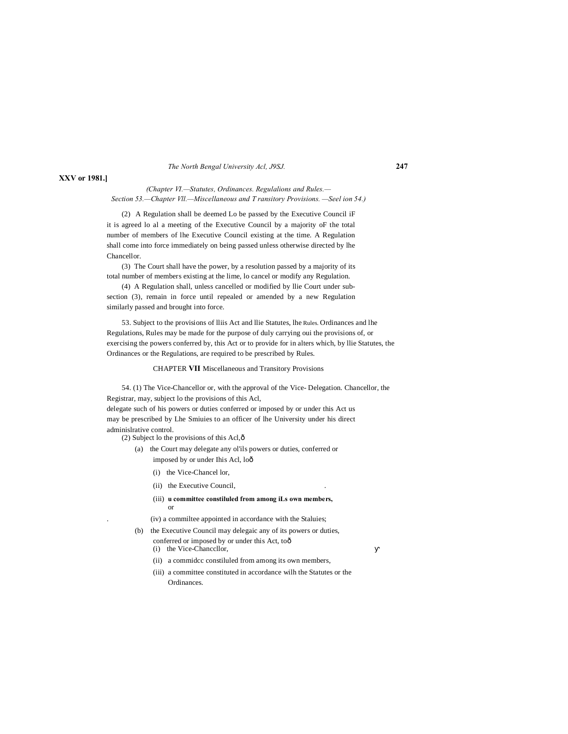(Chapter VI.—Statutes, Ordinances. Regulalions and Rules.— Section 53.—Chapter Vll.—Miscellaneous and T ransitory Provisions. —Seel ion 54.)

(2) A Regulation shall be deemed Lo be passed by the Executive Council iF it is agreed lo al a meeting of the Executive Council by a majority oF the total number of members of lhe Executive Council existing at the time. A Regulation shall come into force immediately on being passed unless otherwise directed by lhe Chancellor.

(3) The Court shall have the power, by a resolution passed by a majority of its total number of members existing at the lime, lo cancel or modify any Regulation.

(4) A Regulation shall, unless cancelled or modified by llie Court under sub-section (3), remain in force until repealed or amended by a new Regulation similarly passed and brought into force.

Rules.

53. Subject to the provisions of lliis Act and llie Statutes, lhe Ordinances and lhe Regulations, Rules may be made for the purpose of duly carrying oui the provisions of, or exercising the powers conferred by, this Act or to provide for in alters which, by llie Statutes, the Ordinances or the Regulations, are required to be prescribed by Rules.

## CHAPTER VII Miscellaneous and Transitory Provisions

Delegation.

54. (1) The Vice-Chancellor or, with the approval of the Vice-Chancellor, the Registrar, may, subject lo the provisions of this Acl, delegate such of his powers or duties conferred or imposed by or under this Act us may be prescribed by Lhe Smiuies to an officer of lhe University under his direct adminislrative control.

(2) Subject lo the provisions of this Acl,—

(a) the Court may delegate any ol'ils powers or duties, conferred or imposed by or under Ihis Acl, lo—

(i) the Vice-Chancel lor,

(ii) the Executive Council,

(iii) **u committee constiluled from among iLs own members,** or

(iv) a commiltee appointed in accordance with the Staluies;

(b) the Executive Council may delegaic any of its powers or duties, conferred or imposed by or under this Act, to—

(i) the Vice-Chancellor,

(ii) a commidcc constiluled from among its own members,

(iii) a committee constituted in accordance wilh the Statutes or the Ordinances.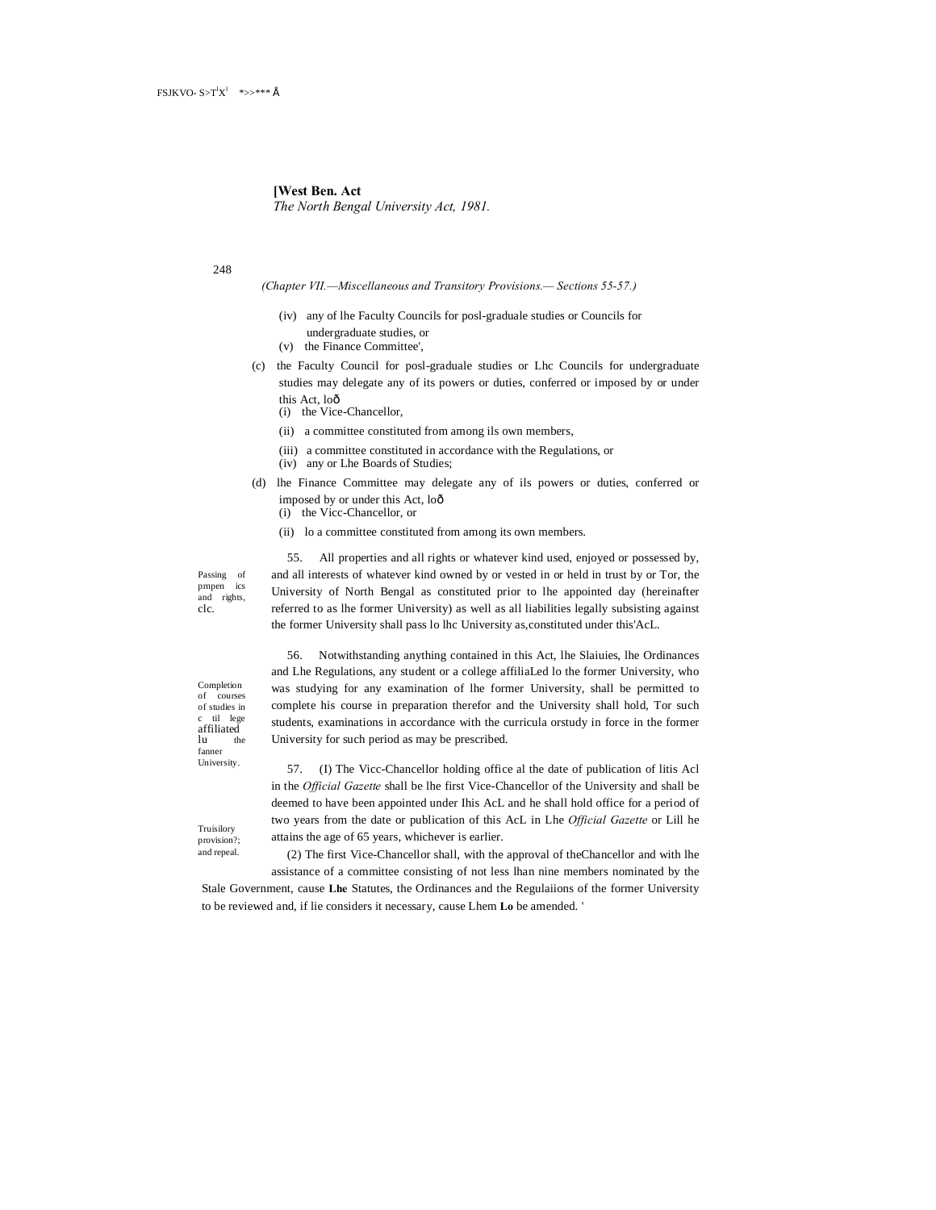(Chapter VII.—Miscellaneous and Transitory Provisions.— Sections 55-57.)

(iv) any of lhe Faculty Councils for posl-graduale studies or Councils for undergraduate studies, or

(v) the Finance Committee',

(c) the Faculty Council for posl-graduale studies or Lhc Councils for undergraduate studies may delegate any of its powers or duties, conferred or imposed by or under this Act, loð

(i) the Vice-Chancellor,

(ii) a committee constituted from among ils own members,

(iii) a committee constituted in accordance with the Regulations, or

(iv) any or Lhe Boards of Studies;

(d) lhe Finance Committee may delegate any of ils powers or duties, conferred or imposed by or under this Act, loð

(i) the Vicc-Chancellor, or

(ii) lo a committee constituted from among its own members.

Passing of pmpen ics and rights, clc.

55. All properties and all rights or whatever kind used, enjoyed or possessed by, and all interests of whatever kind owned by or vested in or held in trust by or Tor, the University of North Bengal as constituted prior to lhe appointed day (hereinafter referred to as lhe former University) as well as all liabilities legally subsisting against the former University shall pass lo lhc University as,constituted under this'AcL.

Completion of courses of studies in c til lege affiliated lu the fanner University.

56. Notwithstanding anything contained in this Act, lhe Slaiuies, lhe Ordinances and Lhe Regulations, any student or a college affiliaLed lo the former University, who was studying for any examination of lhe former University, shall be permitted to complete his course in preparation therefor and the University shall hold, Tor such students, examinations in accordance with the curricula orstudy in force in the former University for such period as may be prescribed.

Truisilory provision?; and repeal.

57. (I) The Vicc-Chancellor holding office al the date of publication of litis Acl in the *Official Gazette* shall be lhe first Vice-Chancellor of the University and shall be deemed to have been appointed under Ihis AcL and he shall hold office for a period of two years from the date or publication of this AcL in Lhe *Official Gazette* or Lill he attains the age of 65 years, whichever is earlier.

(2) The first Vice-Chancellor shall, with the approval of theChancellor and with lhe assistance of a committee consisting of not less lhan nine members nominated by the Stale Government, cause **Lhe** Statutes, the Ordinances and the Regulaiions of the former University to be reviewed and, if lie considers it necessary, cause Lhem **Lo** be amended. '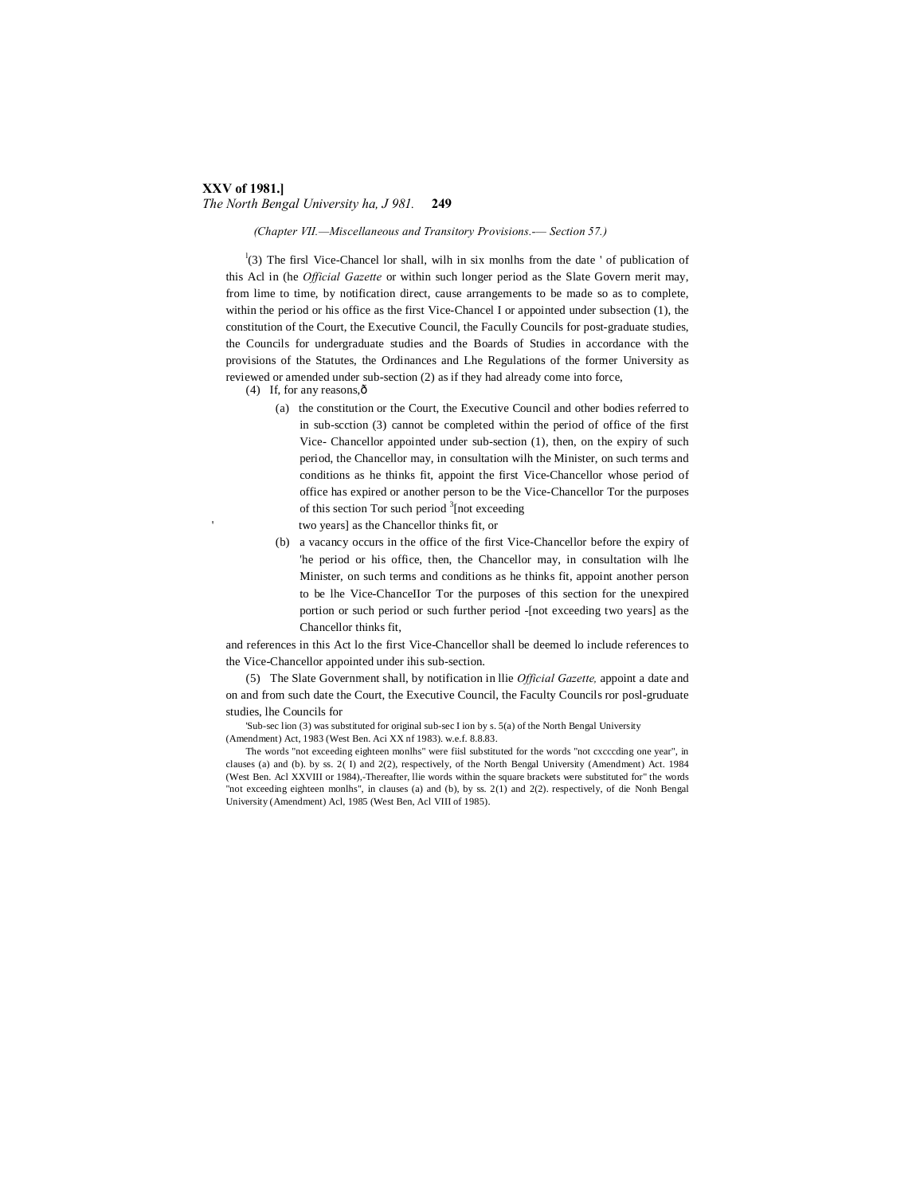*(Chapter VII.—Miscellaneous and Transitory Provisions.—Section 57.)*

[1](3) The firsl Vice-Chancel lor shall, wilh in six monlhs from the date ' of publication of this Acl in (he *Official Gazette* or within such longer period as the Slate Govern merit may, from lime to time, by notification direct, cause arrangements to be made so as to complete, within the period or his office as the first Vice-Chancel I or appointed under subsection (1), the constitution of the Court, the Executive Council, the Faculty Councils for post-graduate studies, the Councils for undergraduate studies and the Boards of Studies in accordance with the provisions of the Statutes, the Ordinances and Lhe Regulations of the former University as reviewed or amended under sub-section (2) as if they had already come into force,

(4) If, for any reasons,—

(a) the constitution or the Court, the Executive Council and other bodies referred to in sub-scction (3) cannot be completed within the period of office of the first Vice- Chancellor appointed under sub-section (1), then, on the expiry of such period, the Chancellor may, in consultation wilh the Minister, on such terms and conditions as he thinks fit, appoint the first Vice-Chancellor whose period of office has expired or another person to be the Vice-Chancellor Tor the purposes of this section Tor such period [3][not exceeding two years] as the Chancellor thinks fit, or

(b) a vacancy occurs in the office of the first Vice-Chancellor before the expiry of 'he period or his office, then, the Chancellor may, in consultation wilh lhe Minister, on such terms and conditions as he thinks fit, appoint another person to be lhe Vice-ChancelIor Tor the purposes of this section for the unexpired portion or such period or such further period -[not exceeding two years] as the Chancellor thinks fit,

and references in this Act lo the first Vice-Chancellor shall be deemed lo include references to the Vice-Chancellor appointed under ihis sub-section.

(5) The Slate Government shall, by notification in llie *Official Gazette,* appoint a date and on and from such date the Court, the Executive Council, the Faculty Councils ror posl-gruduate studies, lhe Councils for

'Sub-sec lion (3) was substituted for original sub-sec I ion by s. 5(a) of the North Bengal University (Amendment) Act, 1983 (West Ben. Aci XX nf 1983). w.e.f. 8.8.83.

The words "not exceeding eighteen monlhs" were fiisl substituted for the words "not cxcccding one year", in clauses (a) and (b). by ss. 2( I) and 2(2), respectively, of the North Bengal University (Amendment) Act. 1984 (West Ben. Acl XXVIII or 1984),-Thereafter, llie words within the square brackets were substituted for" the words "not exceeding eighteen monlhs", in clauses (a) and (b), by ss. 2(1) and 2(2). respectively, of die Nonh Bengal University (Amendment) Acl, 1985 (West Ben, Acl VIII of 1985).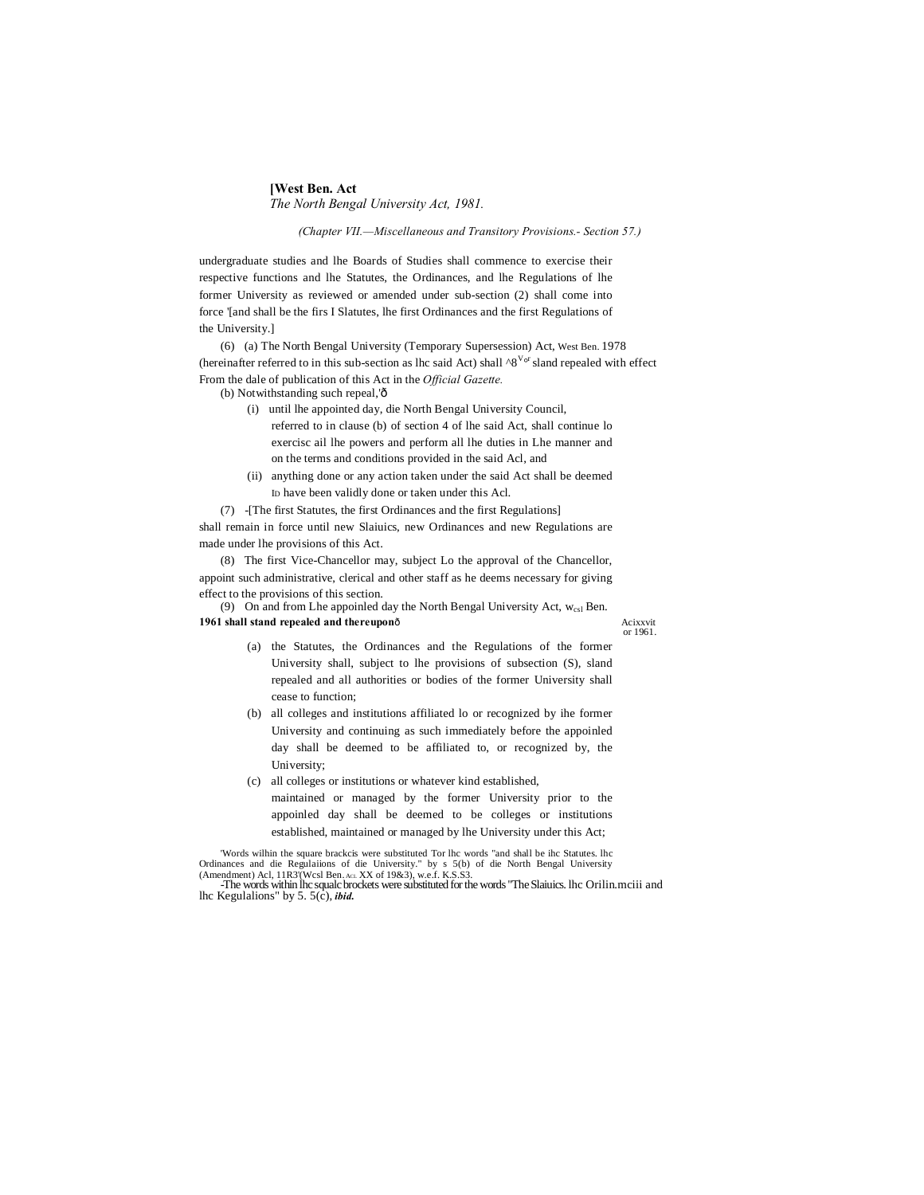undergraduate studies and lhe Boards of Studies shall commence to exercise their respective functions and lhe Statutes, the Ordinances, and lhe Regulations of lhe former University as reviewed or amended under sub-section (2) shall come into force '[and shall be the firs I Slatutes, lhe first Ordinances and the first Regulations of the University.]

(6) (a) The North Bengal University (Temporary Supersession) Act, West Ben. 1978 (hereinafter referred to in this sub-section as lhc said Act) shall ^8$^{V \circ f}$ sland repealed with effect From the dale of publication of this Act in the *Official Gazette.*

(b) Notwithstanding such repeal,'ð

(i) until lhe appointed day, die North Bengal University Council, referred to in clause (b) of section 4 of lhe said Act, shall continue lo exercisc ail lhe powers and perform all lhe duties in Lhe manner and on the terms and conditions provided in the said Acl, and

(ii) anything done or any action taken under the said Act shall be deemed ID have been validly done or taken under this Acl.

(7) -[The first Statutes, the first Ordinances and the first Regulations] shall remain in force until new Slaiuics, new Ordinances and new Regulations are made under lhe provisions of this Act.

(8) The first Vice-Chancellor may, subject Lo the approval of the Chancellor, appoint such administrative, clerical and other staff as he deems necessary for giving effect to the provisions of this section.

(9) On and from Lhe appoinled day the North Bengal University Act, $w_{csl}$ Ben. **1961 shall stand repealed and thereuponð**

Acixxvit or 1961.

(a) the Statutes, the Ordinances and the Regulations of the former University shall, subject to lhe provisions of subsection (S), sland repealed and all authorities or bodies of the former University shall cease to function;

(b) all colleges and institutions affiliated lo or recognized by ihe former University and continuing as such immediately before the appoinled day shall be deemed to be affiliated to, or recognized by, the University;

(c) all colleges or institutions or whatever kind established, maintained or managed by the former University prior to the appoinled day shall be deemed to be colleges or institutions established, maintained or managed by lhe University under this Act;

'Words wilhin the square brackcis were substituted Tor lhc words "and shall be ihc Statutes. lhc Ordinances and die Regulaiions of die University." by s 5(b) of die North Bengal University (Amendment) Acl, 11R3'(Wcsl Ben. Acl. XX of 19&3), w.e.f. K.S.S3.

-The words within lhc squalc brockets were substituted for the words "The Slaiuics. lhc Orilin.mciii and lhc Kegulalions" by 5. 5(c), ***ibid.***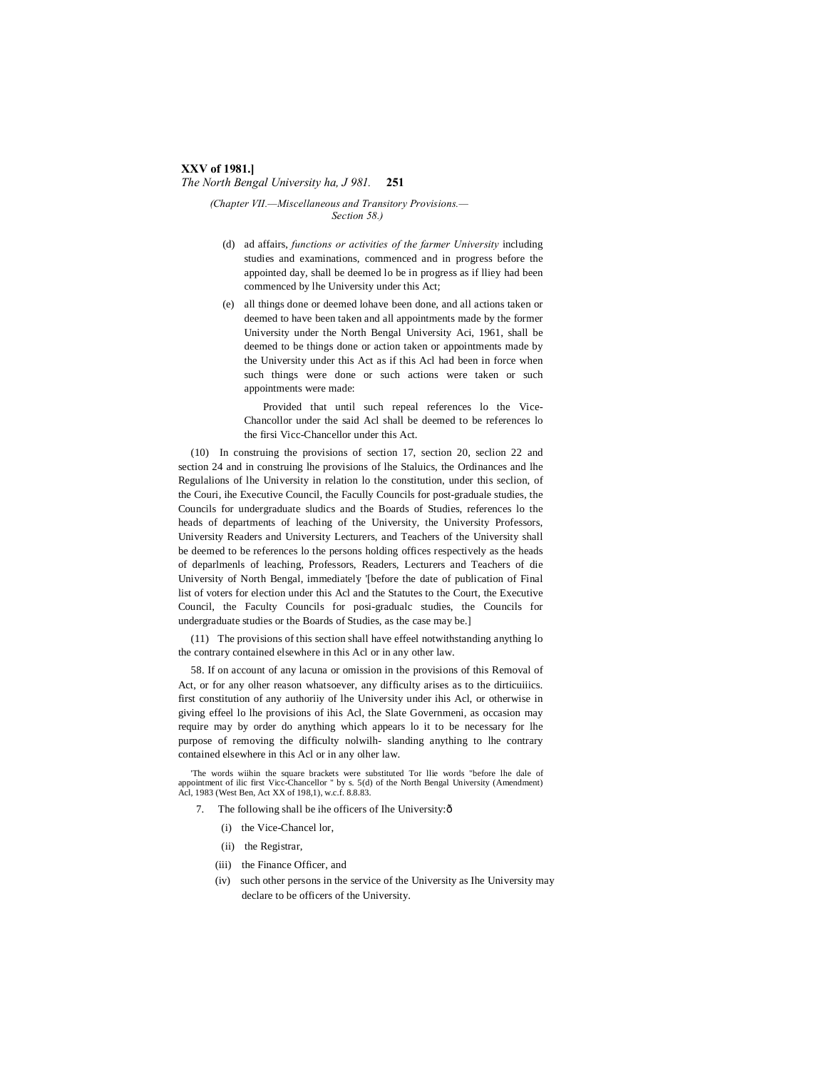(d) ad affairs, *functions or activities of the farmer University* including studies and examinations, commenced and in progress before the appointed day, shall be deemed lo be in progress as if lliey had been commenced by lhe University under this Act;

(e) all things done or deemed lohave been done, and all actions taken or deemed to have been taken and all appointments made by the former University under the North Bengal University Aci, 1961, shall be deemed to be things done or action taken or appointments made by the University under this Act as if this Acl had been in force when such things were done or such actions were taken or such appointments were made:

Provided that until such repeal references lo the Vice-Chancollor under the said Acl shall be deemed to be references lo the firsi Vicc-Chancellor under this Act.

(10) In construing the provisions of section 17, section 20, seclion 22 and section 24 and in construing lhe provisions of lhe Staluics, the Ordinances and lhe Regulalions of lhe University in relation lo the constitution, under this seclion, of the Couri, ihe Executive Council, the Facully Councils for post-graduale studies, the Councils for undergraduate sludics and the Boards of Studies, references lo the heads of departments of leaching of the University, the University Professors, University Readers and University Lecturers, and Teachers of the University shall be deemed to be references lo the persons holding offices respectively as the heads of deparlmenls of leaching, Professors, Readers, Lecturers and Teachers of die University of North Bengal, immediately '[before the date of publication of Final list of voters for election under this Acl and the Statutes to the Court, the Executive Council, the Faculty Councils for posi-gradualc studies, the Councils for undergraduate studies or the Boards of Studies, as the case may be.]

(11) The provisions of this section shall have effeel notwithstanding anything lo the contrary contained elsewhere in this Acl or in any other law.

58. If on account of any lacuna or omission in the provisions of this Act, or for any olher reason whatsoever, any difficulty arises as to the first constitution of any authoriiy of lhe University under ihis Acl, or otherwise in giving effeel lo lhe provisions of ihis Acl, the Slate Governmeni, as occasion may require may by order do anything which appears lo it to be necessary for lhe purpose of removing the difficulty nolwilh- slanding anything to lhe contrary contained elsewhere in this Acl or in any olher law.

Removal of dirticuiiics.

'The words wiihin the square brackets were substituted Tor llie words "before lhe dale of appointment of ilic first Vicc-Chancellor " by s. 5(d) of the North Bengal University (Amendment) Acl, 1983 (West Ben, Act XX of 198,1), w.c.f. 8.8.83.

7. The following shall be ihe officers of Ihe University:—

(i) the Vice-Chancel lor,

(ii) the Registrar,

(iii) the Finance Officer, and

(iv) such other persons in the service of the University as Ihe University may declare to be officers of the University.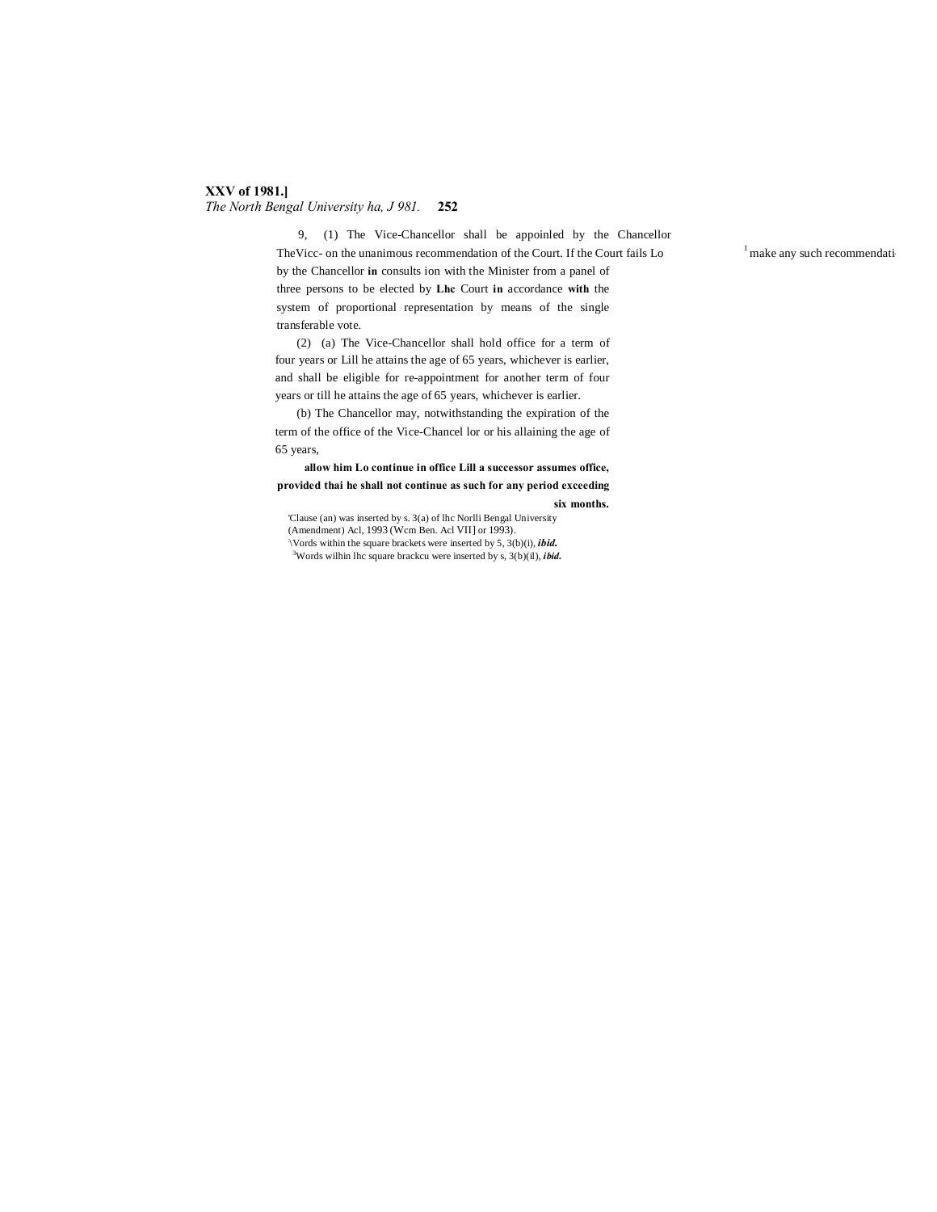9, (1) The Vice-Chancellor shall be appoinled by the Chancellor TheVicc- on the unanimous recommendation of the Court. If the Court fails Lo [1] make any such recommendati by the Chancellor **in** consults ion with the Minister from a panel of three persons to be elected by **Lhc** Court **in** accordance **with** the system of proportional representation by means of the single transferable vote.

(2) (a) The Vice-Chancellor shall hold office for a term of four years or Lill he attains the age of 65 years, whichever is earlier, and shall be eligible for re-appointment for another term of four years or till he attains the age of 65 years, whichever is earlier.

(b) The Chancellor may, notwithstanding the expiration of the term of the office of the Vice-Chancel lor or his allaining the age of 65 years,

**allow him Lo continue in office Lill a successor assumes office, provided thai he shall not continue as such for any period exceeding six months.**

'Clause (an) was inserted by s. 3(a) of lhc Norlli Bengal University (Amendment) Acl, 1993 (Wcm Ben. Acl VII] or 1993).

[2]Vords within the square brackets were inserted by 5, 3(b)(i), ***ibid.***

[3]Words wilhin lhc square brackcu were inserted by s, 3(b)(il), ***ibid.***